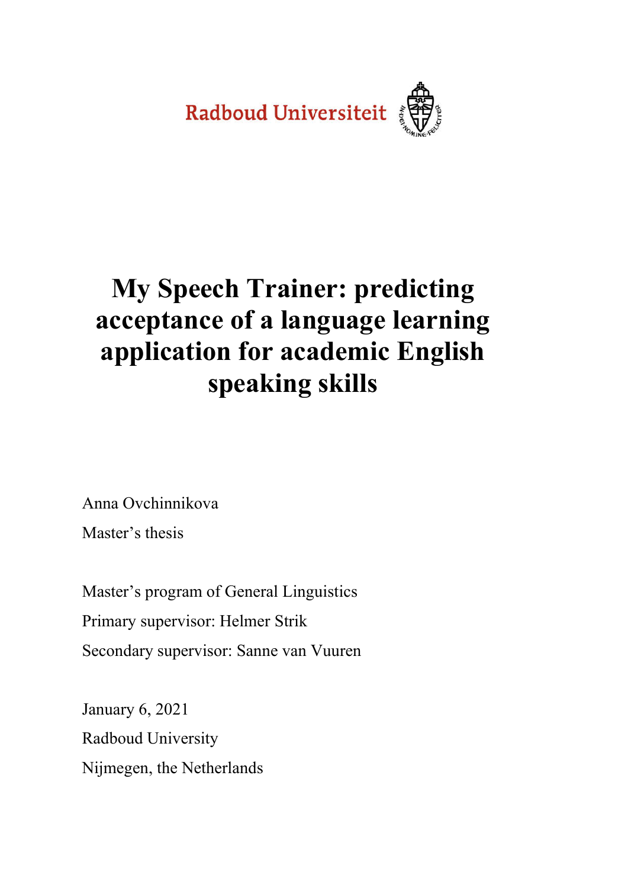Radboud Universiteit

# My Speech Trainer: predicting acceptance of a language learning application for academic English speaking skills

Anna Ovchinnikova

Master's thesis

Master's program of General Linguistics

Primary supervisor: Helmer Strik

Secondary supervisor: Sanne van Vuuren

January 6, 2021

Radboud University

Nijmegen, the Netherlands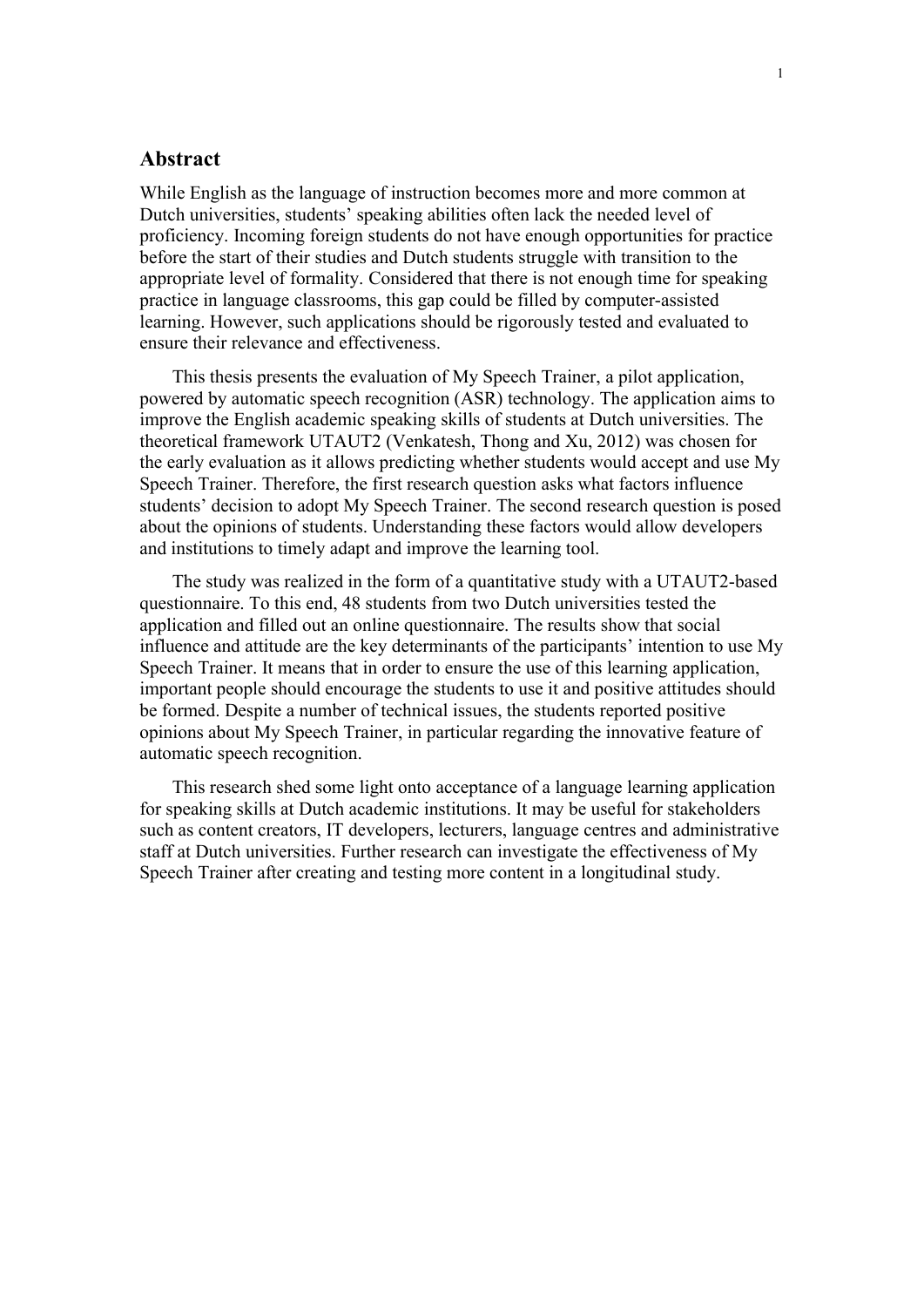## Abstract

While English as the language of instruction becomes more and more common at Dutch universities, students' speaking abilities often lack the needed level of proficiency. Incoming foreign students do not have enough opportunities for practice before the start of their studies and Dutch students struggle with transition to the appropriate level of formality. Considered that there is not enough time for speaking practice in language classrooms, this gap could be filled by computer-assisted learning. However, such applications should be rigorously tested and evaluated to ensure their relevance and effectiveness.

This thesis presents the evaluation of My Speech Trainer, a pilot application, powered by automatic speech recognition (ASR) technology. The application aims to improve the English academic speaking skills of students at Dutch universities. The theoretical framework UTAUT2 (Venkatesh, Thong and Xu, 2012) was chosen for the early evaluation as it allows predicting whether students would accept and use My Speech Trainer. Therefore, the first research question asks what factors influence students' decision to adopt My Speech Trainer. The second research question is posed about the opinions of students. Understanding these factors would allow developers and institutions to timely adapt and improve the learning tool.

The study was realized in the form of a quantitative study with a UTAUT2-based questionnaire. To this end, 48 students from two Dutch universities tested the application and filled out an online questionnaire. The results show that social influence and attitude are the key determinants of the participants' intention to use My Speech Trainer. It means that in order to ensure the use of this learning application, important people should encourage the students to use it and positive attitudes should be formed. Despite a number of technical issues, the students reported positive opinions about My Speech Trainer, in particular regarding the innovative feature of automatic speech recognition.

This research shed some light onto acceptance of a language learning application for speaking skills at Dutch academic institutions. It may be useful for stakeholders such as content creators, IT developers, lecturers, language centres and administrative staff at Dutch universities. Further research can investigate the effectiveness of My Speech Trainer after creating and testing more content in a longitudinal study.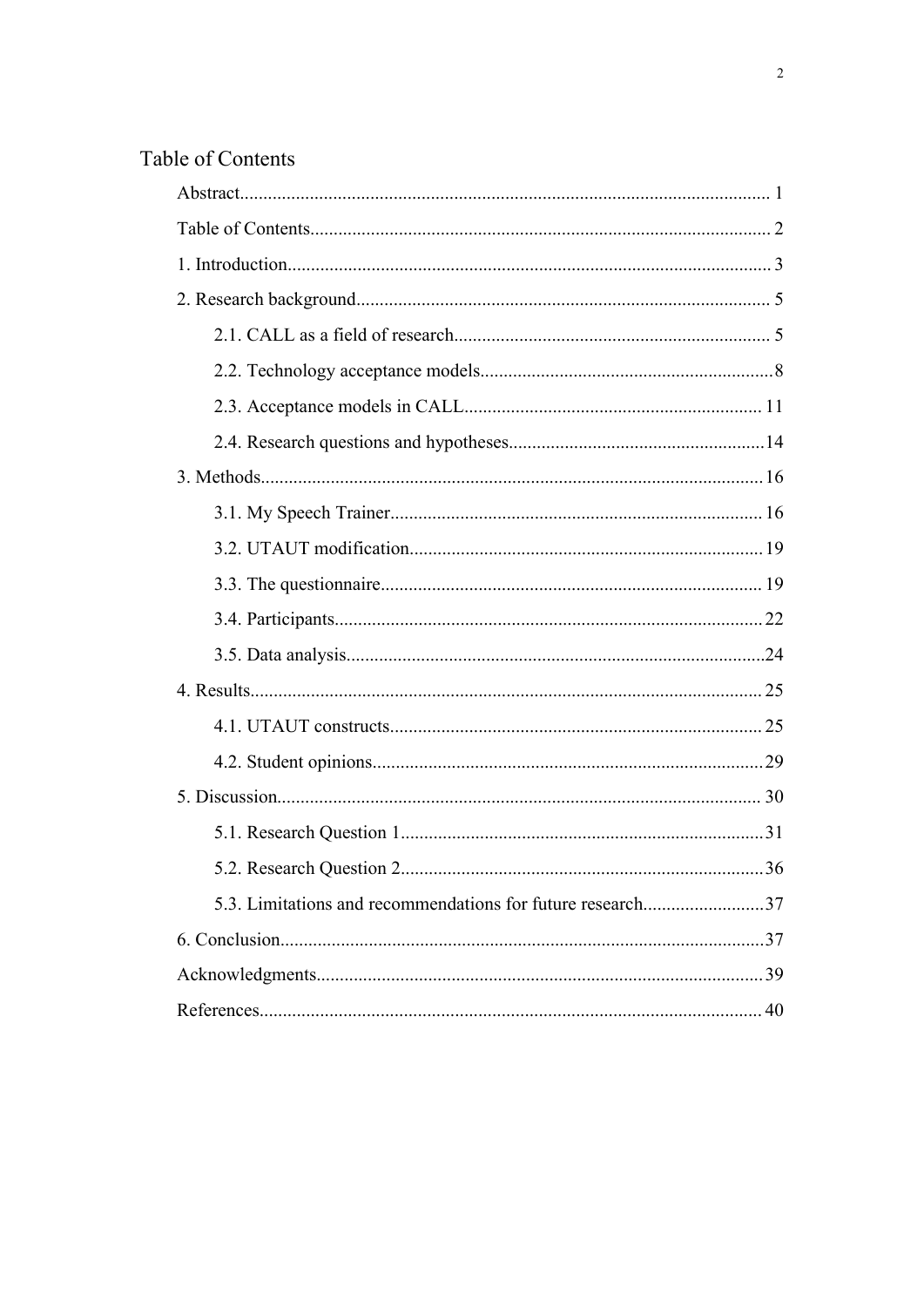# Table of Contents

Abstract.................................................................................................................. 1

Table of Contents.................................................................................................. 2

1. Introduction....................................................................................................... 3

2. Research background........................................................................................ 5

    2.1. CALL as a field of research.................................................................... 5

    2.2. Technology acceptance models...............................................................8

    2.3. Acceptance models in CALL................................................................ 11

    2.4. Research questions and hypotheses.......................................................14

3. Methods...........................................................................................................16

    3.1. My Speech Trainer................................................................................ 16

    3.2. UTAUT modification............................................................................19

    3.3. The questionnaire.................................................................................. 19

    3.4. Participants............................................................................................22

    3.5. Data analysis..........................................................................................24

4. Results............................................................................................................. 25

    4.1. UTAUT constructs................................................................................ 25

    4.2. Student opinions....................................................................................29

5. Discussion....................................................................................................... 30

    5.1. Research Question 1..............................................................................31

    5.2. Research Question 2..............................................................................36

    5.3. Limitations and recommendations for future research..........................37

6. Conclusion.......................................................................................................37

Acknowledgments...............................................................................................39

References........................................................................................................... 40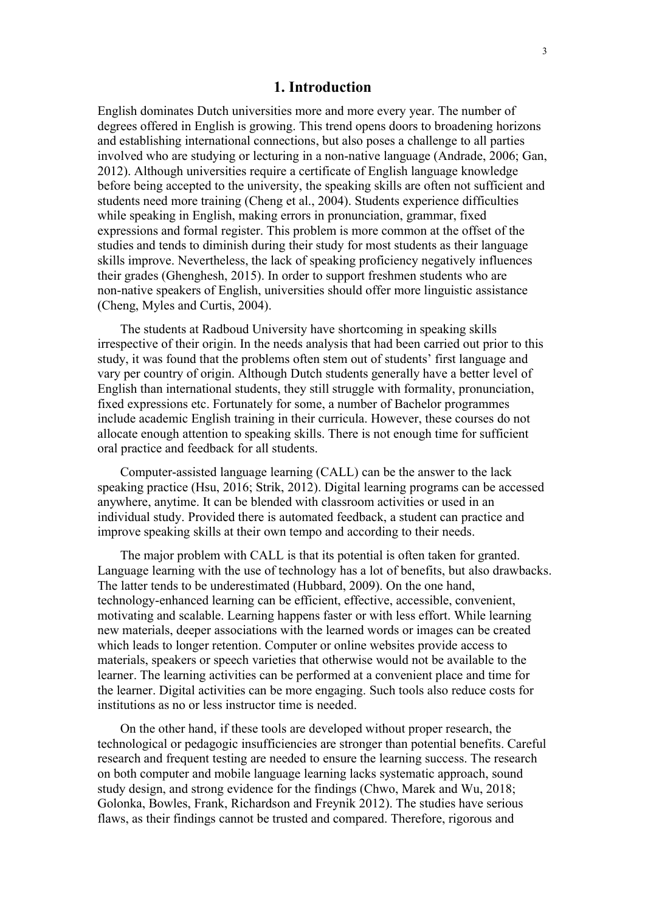## 1. Introduction

English dominates Dutch universities more and more every year. The number of degrees offered in English is growing. This trend opens doors to broadening horizons and establishing international connections, but also poses a challenge to all parties involved who are studying or lecturing in a non-native language (Andrade, 2006; Gan, 2012). Although universities require a certificate of English language knowledge before being accepted to the university, the speaking skills are often not sufficient and students need more training (Cheng et al., 2004). Students experience difficulties while speaking in English, making errors in pronunciation, grammar, fixed expressions and formal register. This problem is more common at the offset of the studies and tends to diminish during their study for most students as their language skills improve. Nevertheless, the lack of speaking proficiency negatively influences their grades (Ghenghesh, 2015). In order to support freshmen students who are non-native speakers of English, universities should offer more linguistic assistance (Cheng, Myles and Curtis, 2004).

The students at Radboud University have shortcoming in speaking skills irrespective of their origin. In the needs analysis that had been carried out prior to this study, it was found that the problems often stem out of students' first language and vary per country of origin. Although Dutch students generally have a better level of English than international students, they still struggle with formality, pronunciation, fixed expressions etc. Fortunately for some, a number of Bachelor programmes include academic English training in their curricula. However, these courses do not allocate enough attention to speaking skills. There is not enough time for sufficient oral practice and feedback for all students.

Computer-assisted language learning (CALL) can be the answer to the lack speaking practice (Hsu, 2016; Strik, 2012). Digital learning programs can be accessed anywhere, anytime. It can be blended with classroom activities or used in an individual study. Provided there is automated feedback, a student can practice and improve speaking skills at their own tempo and according to their needs.

The major problem with CALL is that its potential is often taken for granted. Language learning with the use of technology has a lot of benefits, but also drawbacks. The latter tends to be underestimated (Hubbard, 2009). On the one hand, technology-enhanced learning can be efficient, effective, accessible, convenient, motivating and scalable. Learning happens faster or with less effort. While learning new materials, deeper associations with the learned words or images can be created which leads to longer retention. Computer or online websites provide access to materials, speakers or speech varieties that otherwise would not be available to the learner. The learning activities can be performed at a convenient place and time for the learner. Digital activities can be more engaging. Such tools also reduce costs for institutions as no or less instructor time is needed.

On the other hand, if these tools are developed without proper research, the technological or pedagogic insufficiencies are stronger than potential benefits. Careful research and frequent testing are needed to ensure the learning success. The research on both computer and mobile language learning lacks systematic approach, sound study design, and strong evidence for the findings (Chwo, Marek and Wu, 2018; Golonka, Bowles, Frank, Richardson and Freynik 2012). The studies have serious flaws, as their findings cannot be trusted and compared. Therefore, rigorous and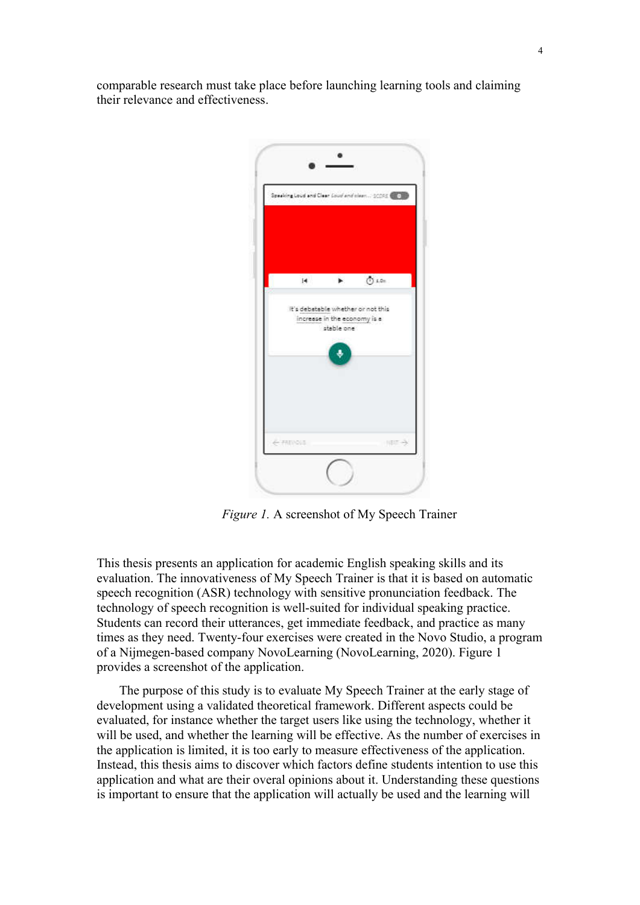comparable research must take place before launching learning tools and claiming their relevance and effectiveness.

*Figure 1.* A screenshot of My Speech Trainer

This thesis presents an application for academic English speaking skills and its evaluation. The innovativeness of My Speech Trainer is that it is based on automatic speech recognition (ASR) technology with sensitive pronunciation feedback. The technology of speech recognition is well-suited for individual speaking practice. Students can record their utterances, get immediate feedback, and practice as many times as they need. Twenty-four exercises were created in the Novo Studio, a program of a Nijmegen-based company NovoLearning (NovoLearning, 2020). Figure 1 provides a screenshot of the application.

The purpose of this study is to evaluate My Speech Trainer at the early stage of development using a validated theoretical framework. Different aspects could be evaluated, for instance whether the target users like using the technology, whether it will be used, and whether the learning will be effective. As the number of exercises in the application is limited, it is too early to measure effectiveness of the application. Instead, this thesis aims to discover which factors define students intention to use this application and what are their overal opinions about it. Understanding these questions is important to ensure that the application will actually be used and the learning will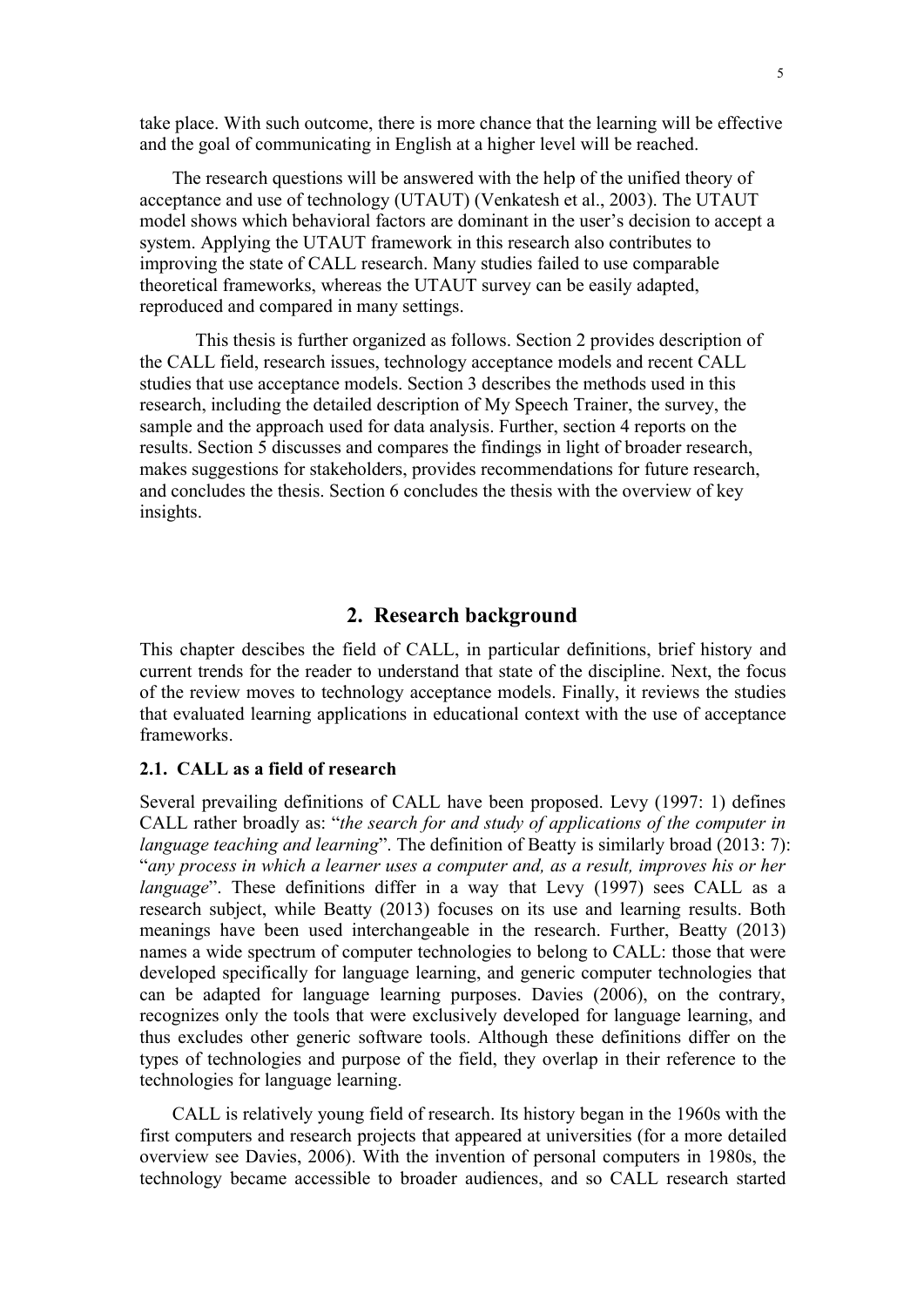take place. With such outcome, there is more chance that the learning will be effective and the goal of communicating in English at a higher level will be reached.

The research questions will be answered with the help of the unified theory of acceptance and use of technology (UTAUT) (Venkatesh et al., 2003). The UTAUT model shows which behavioral factors are dominant in the user's decision to accept a system. Applying the UTAUT framework in this research also contributes to improving the state of CALL research. Many studies failed to use comparable theoretical frameworks, whereas the UTAUT survey can be easily adapted, reproduced and compared in many settings.

This thesis is further organized as follows. Section 2 provides description of the CALL field, research issues, technology acceptance models and recent CALL studies that use acceptance models. Section 3 describes the methods used in this research, including the detailed description of My Speech Trainer, the survey, the sample and the approach used for data analysis. Further, section 4 reports on the results. Section 5 discusses and compares the findings in light of broader research, makes suggestions for stakeholders, provides recommendations for future research, and concludes the thesis. Section 6 concludes the thesis with the overview of key insights.

## 2. Research background

This chapter descibes the field of CALL, in particular definitions, brief history and current trends for the reader to understand that state of the discipline. Next, the focus of the review moves to technology acceptance models. Finally, it reviews the studies that evaluated learning applications in educational context with the use of acceptance frameworks.

### 2.1. CALL as a field of research

Several prevailing definitions of CALL have been proposed. Levy (1997: 1) defines CALL rather broadly as: "*the search for and study of applications of the computer in language teaching and learning*". The definition of Beatty is similarly broad (2013: 7): "*any process in which a learner uses a computer and, as a result, improves his or her language*". These definitions differ in a way that Levy (1997) sees CALL as a research subject, while Beatty (2013) focuses on its use and learning results. Both meanings have been used interchangeable in the research. Further, Beatty (2013) names a wide spectrum of computer technologies to belong to CALL: those that were developed specifically for language learning, and generic computer technologies that can be adapted for language learning purposes. Davies (2006), on the contrary, recognizes only the tools that were exclusively developed for language learning, and thus excludes other generic software tools. Although these definitions differ on the types of technologies and purpose of the field, they overlap in their reference to the technologies for language learning.

CALL is relatively young field of research. Its history began in the 1960s with the first computers and research projects that appeared at universities (for a more detailed overview see Davies, 2006). With the invention of personal computers in 1980s, the technology became accessible to broader audiences, and so CALL research started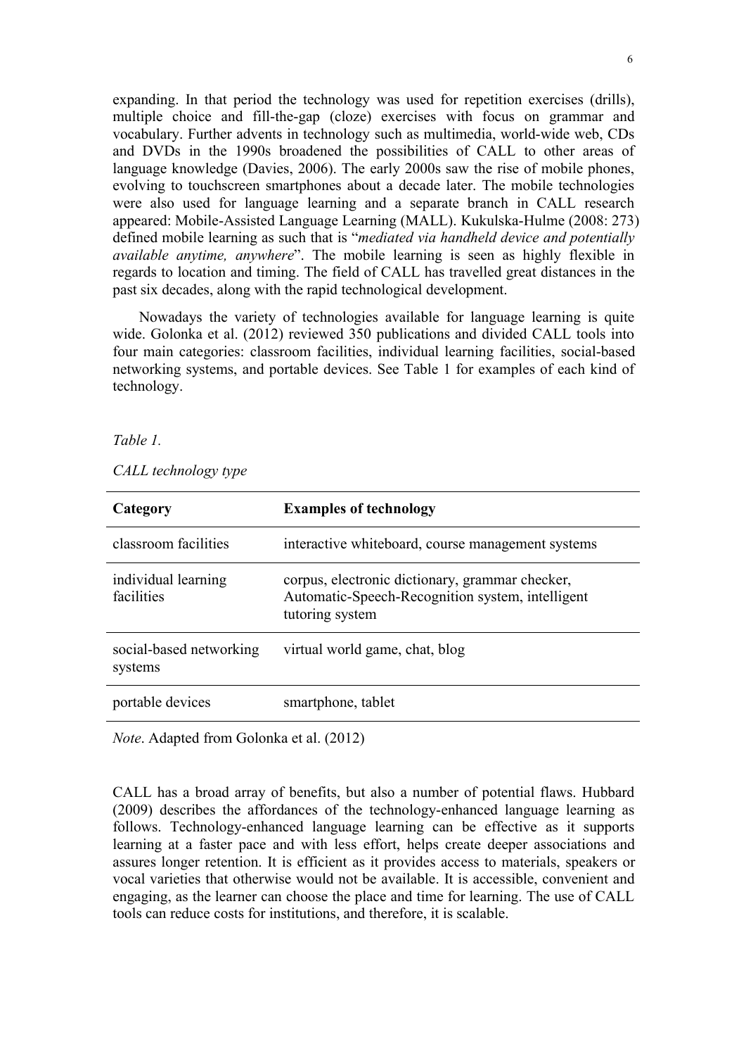expanding. In that period the technology was used for repetition exercises (drills), multiple choice and fill-the-gap (cloze) exercises with focus on grammar and vocabulary. Further advents in technology such as multimedia, world-wide web, CDs and DVDs in the 1990s broadened the possibilities of CALL to other areas of language knowledge (Davies, 2006). The early 2000s saw the rise of mobile phones, evolving to touchscreen smartphones about a decade later. The mobile technologies were also used for language learning and a separate branch in CALL research appeared: Mobile-Assisted Language Learning (MALL). Kukulska-Hulme (2008: 273) defined mobile learning as such that is "*mediated via handheld device and potentially available anytime, anywhere*". The mobile learning is seen as highly flexible in regards to location and timing. The field of CALL has travelled great distances in the past six decades, along with the rapid technological development.

Nowadays the variety of technologies available for language learning is quite wide. Golonka et al. (2012) reviewed 350 publications and divided CALL tools into four main categories: classroom facilities, individual learning facilities, social-based networking systems, and portable devices. See Table 1 for examples of each kind of technology.

*Table 1.*

*CALL technology type*

| **Category** | **Examples of technology** |
|---|---|
| classroom facilities | interactive whiteboard, course management systems |
| individual learning facilities | corpus, electronic dictionary, grammar checker, Automatic-Speech-Recognition system, intelligent tutoring system |
| social-based networking systems | virtual world game, chat, blog |
| portable devices | smartphone, tablet |

*Note*. Adapted from Golonka et al. (2012)

CALL has a broad array of benefits, but also a number of potential flaws. Hubbard (2009) describes the affordances of the technology-enhanced language learning as follows. Technology-enhanced language learning can be effective as it supports learning at a faster pace and with less effort, helps create deeper associations and assures longer retention. It is efficient as it provides access to materials, speakers or vocal varieties that otherwise would not be available. It is accessible, convenient and engaging, as the learner can choose the place and time for learning. The use of CALL tools can reduce costs for institutions, and therefore, it is scalable.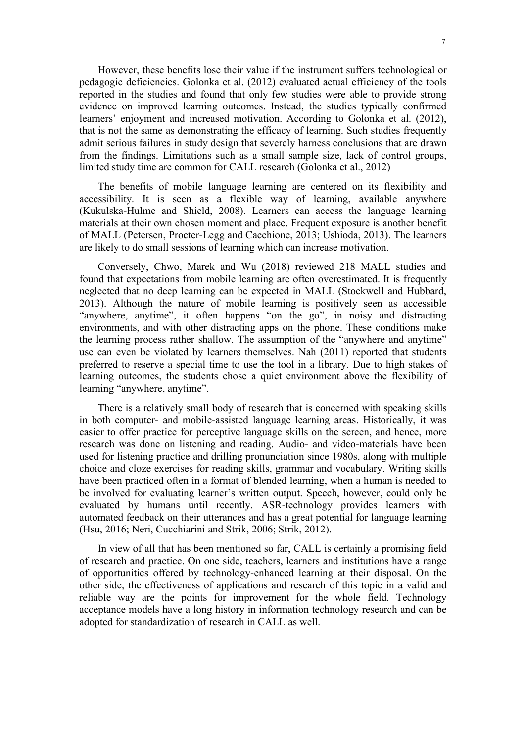However, these benefits lose their value if the instrument suffers technological or pedagogic deficiencies. Golonka et al. (2012) evaluated actual efficiency of the tools reported in the studies and found that only few studies were able to provide strong evidence on improved learning outcomes. Instead, the studies typically confirmed learners' enjoyment and increased motivation. According to Golonka et al. (2012), that is not the same as demonstrating the efficacy of learning. Such studies frequently admit serious failures in study design that severely harness conclusions that are drawn from the findings. Limitations such as a small sample size, lack of control groups, limited study time are common for CALL research (Golonka et al., 2012)

The benefits of mobile language learning are centered on its flexibility and accessibility. It is seen as a flexible way of learning, available anywhere (Kukulska-Hulme and Shield, 2008). Learners can access the language learning materials at their own chosen moment and place. Frequent exposure is another benefit of MALL (Petersen, Procter-Legg and Cacchione, 2013; Ushioda, 2013). The learners are likely to do small sessions of learning which can increase motivation.

Conversely, Chwo, Marek and Wu (2018) reviewed 218 MALL studies and found that expectations from mobile learning are often overestimated. It is frequently neglected that no deep learning can be expected in MALL (Stockwell and Hubbard, 2013). Although the nature of mobile learning is positively seen as accessible "anywhere, anytime", it often happens "on the go", in noisy and distracting environments, and with other distracting apps on the phone. These conditions make the learning process rather shallow. The assumption of the "anywhere and anytime" use can even be violated by learners themselves. Nah (2011) reported that students preferred to reserve a special time to use the tool in a library. Due to high stakes of learning outcomes, the students chose a quiet environment above the flexibility of learning "anywhere, anytime".

There is a relatively small body of research that is concerned with speaking skills in both computer- and mobile-assisted language learning areas. Historically, it was easier to offer practice for perceptive language skills on the screen, and hence, more research was done on listening and reading. Audio- and video-materials have been used for listening practice and drilling pronunciation since 1980s, along with multiple choice and cloze exercises for reading skills, grammar and vocabulary. Writing skills have been practiced often in a format of blended learning, when a human is needed to be involved for evaluating learner's written output. Speech, however, could only be evaluated by humans until recently. ASR-technology provides learners with automated feedback on their utterances and has a great potential for language learning (Hsu, 2016; Neri, Cucchiarini and Strik, 2006; Strik, 2012).

In view of all that has been mentioned so far, CALL is certainly a promising field of research and practice. On one side, teachers, learners and institutions have a range of opportunities offered by technology-enhanced learning at their disposal. On the other side, the effectiveness of applications and research of this topic in a valid and reliable way are the points for improvement for the whole field. Technology acceptance models have a long history in information technology research and can be adopted for standardization of research in CALL as well.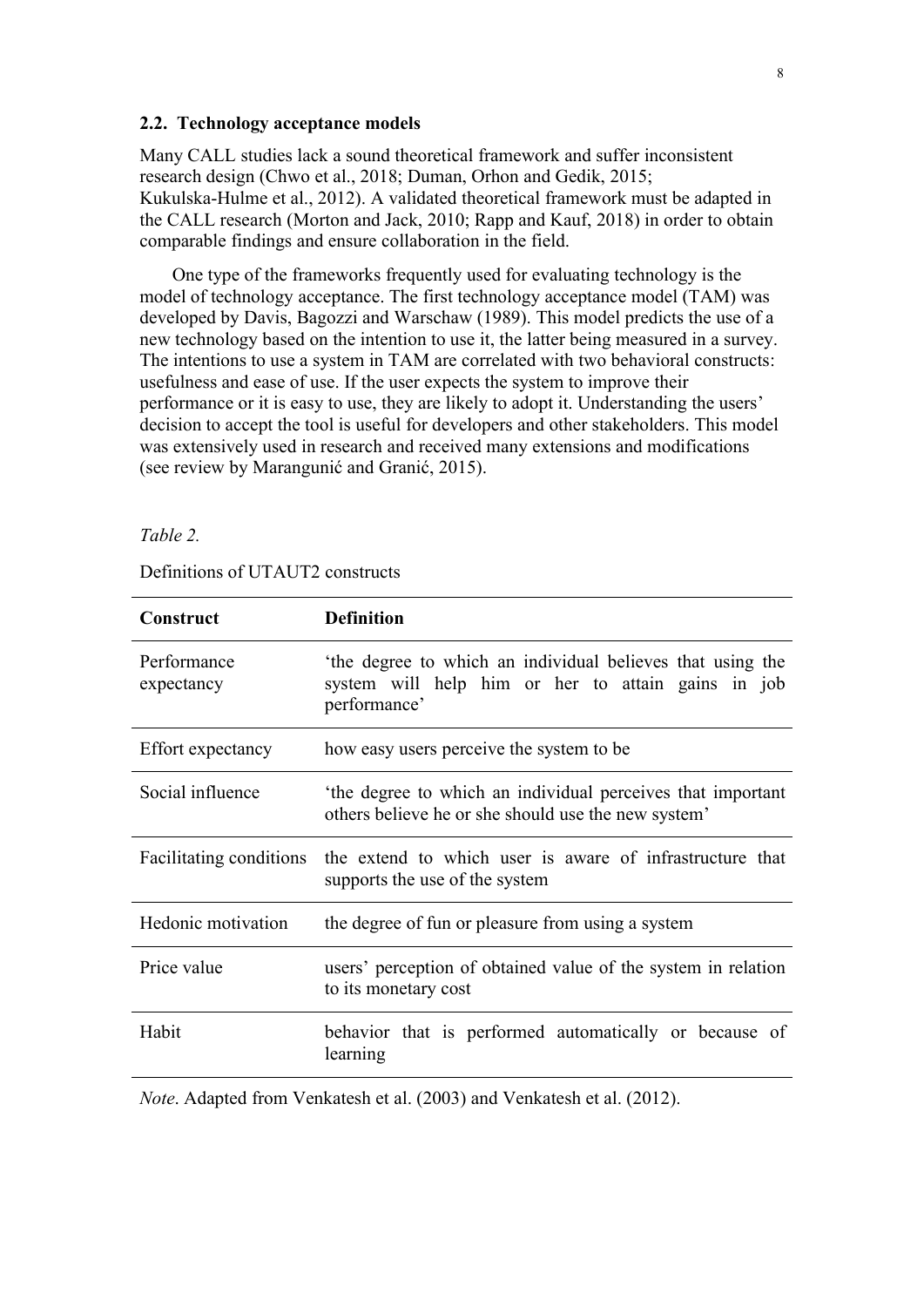### 2.2. Technology acceptance models

Many CALL studies lack a sound theoretical framework and suffer inconsistent research design (Chwo et al., 2018; Duman, Orhon and Gedik, 2015; Kukulska-Hulme et al., 2012). A validated theoretical framework must be adapted in the CALL research (Morton and Jack, 2010; Rapp and Kauf, 2018) in order to obtain comparable findings and ensure collaboration in the field.

One type of the frameworks frequently used for evaluating technology is the model of technology acceptance. The first technology acceptance model (TAM) was developed by Davis, Bagozzi and Warschaw (1989). This model predicts the use of a new technology based on the intention to use it, the latter being measured in a survey. The intentions to use a system in TAM are correlated with two behavioral constructs: usefulness and ease of use. If the user expects the system to improve their performance or it is easy to use, they are likely to adopt it. Understanding the users' decision to accept the tool is useful for developers and other stakeholders. This model was extensively used in research and received many extensions and modifications (see review by Marangunić and Granić, 2015).

*Table 2.*

Definitions of UTAUT2 constructs

| Construct | Definition |
| --- | --- |
| Performance expectancy | 'the degree to which an individual believes that using the system will help him or her to attain gains in job performance' |
| Effort expectancy | how easy users perceive the system to be |
| Social influence | 'the degree to which an individual perceives that important others believe he or she should use the new system' |
| Facilitating conditions | the extend to which user is aware of infrastructure that supports the use of the system |
| Hedonic motivation | the degree of fun or pleasure from using a system |
| Price value | users' perception of obtained value of the system in relation to its monetary cost |
| Habit | behavior that is performed automatically or because of learning |

*Note*. Adapted from Venkatesh et al. (2003) and Venkatesh et al. (2012).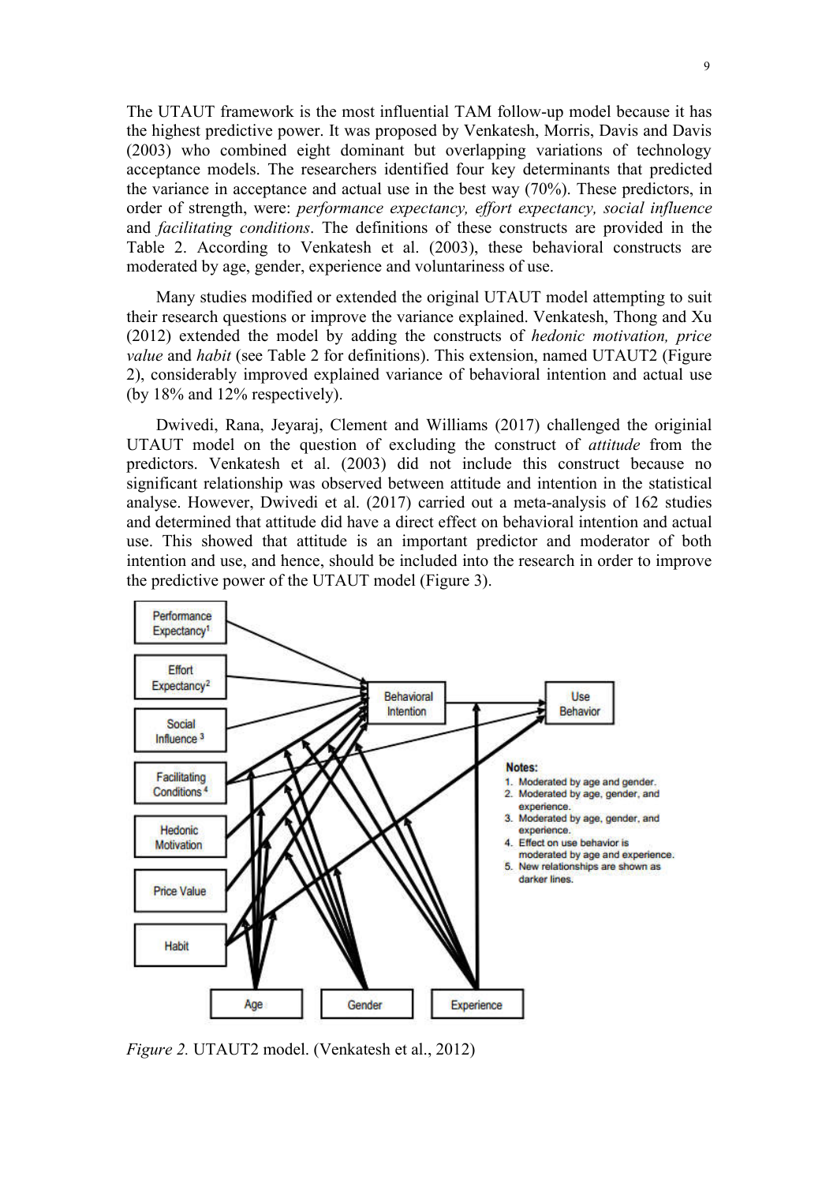The UTAUT framework is the most influential TAM follow-up model because it has the highest predictive power. It was proposed by Venkatesh, Morris, Davis and Davis (2003) who combined eight dominant but overlapping variations of technology acceptance models. The researchers identified four key determinants that predicted the variance in acceptance and actual use in the best way (70%). These predictors, in order of strength, were: *performance expectancy, effort expectancy, social influence* and *facilitating conditions*. The definitions of these constructs are provided in the Table 2. According to Venkatesh et al. (2003), these behavioral constructs are moderated by age, gender, experience and voluntariness of use.

Many studies modified or extended the original UTAUT model attempting to suit their research questions or improve the variance explained. Venkatesh, Thong and Xu (2012) extended the model by adding the constructs of *hedonic motivation, price value* and *habit* (see Table 2 for definitions). This extension, named UTAUT2 (Figure 2), considerably improved explained variance of behavioral intention and actual use (by 18% and 12% respectively).

Dwivedi, Rana, Jeyaraj, Clement and Williams (2017) challenged the originial UTAUT model on the question of excluding the construct of *attitude* from the predictors. Venkatesh et al. (2003) did not include this construct because no significant relationship was observed between attitude and intention in the statistical analyse. However, Dwivedi et al. (2017) carried out a meta-analysis of 162 studies and determined that attitude did have a direct effect on behavioral intention and actual use. This showed that attitude is an important predictor and moderator of both intention and use, and hence, should be included into the research in order to improve the predictive power of the UTAUT model (Figure 3).

*Figure 2.* UTAUT2 model. (Venkatesh et al., 2012)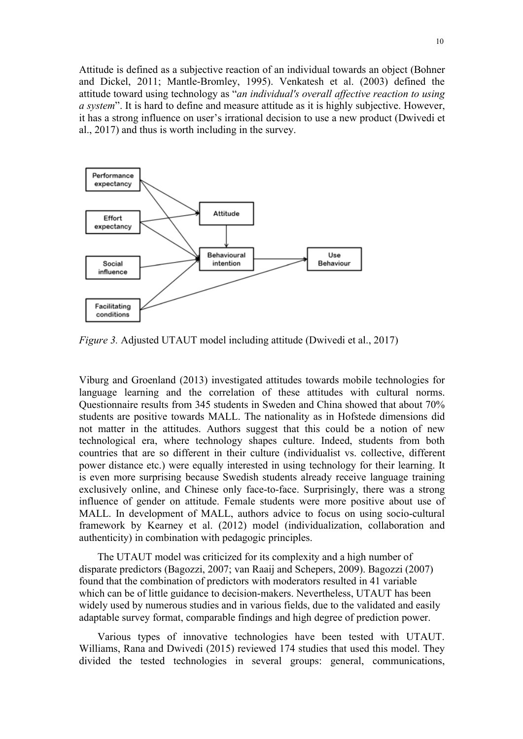Attitude is defined as a subjective reaction of an individual towards an object (Bohner and Dickel, 2011; Mantle-Bromley, 1995). Venkatesh et al. (2003) defined the attitude toward using technology as "*an individual's overall affective reaction to using a system*". It is hard to define and measure attitude as it is highly subjective. However, it has a strong influence on user's irrational decision to use a new product (Dwivedi et al., 2017) and thus is worth including in the survey.

*Figure 3.* Adjusted UTAUT model including attitude (Dwivedi et al., 2017)

Viburg and Groenland (2013) investigated attitudes towards mobile technologies for language learning and the correlation of these attitudes with cultural norms. Questionnaire results from 345 students in Sweden and China showed that about 70% students are positive towards MALL. The nationality as in Hofstede dimensions did not matter in the attitudes. Authors suggest that this could be a notion of new technological era, where technology shapes culture. Indeed, students from both countries that are so different in their culture (individualist vs. collective, different power distance etc.) were equally interested in using technology for their learning. It is even more surprising because Swedish students already receive language training exclusively online, and Chinese only face-to-face. Surprisingly, there was a strong influence of gender on attitude. Female students were more positive about use of MALL. In development of MALL, authors advice to focus on using socio-cultural framework by Kearney et al. (2012) model (individualization, collaboration and authenticity) in combination with pedagogic principles.

The UTAUT model was criticized for its complexity and a high number of disparate predictors (Bagozzi, 2007; van Raaij and Schepers, 2009). Bagozzi (2007) found that the combination of predictors with moderators resulted in 41 variable which can be of little guidance to decision-makers. Nevertheless, UTAUT has been widely used by numerous studies and in various fields, due to the validated and easily adaptable survey format, comparable findings and high degree of prediction power.

Various types of innovative technologies have been tested with UTAUT. Williams, Rana and Dwivedi (2015) reviewed 174 studies that used this model. They divided the tested technologies in several groups: general, communications,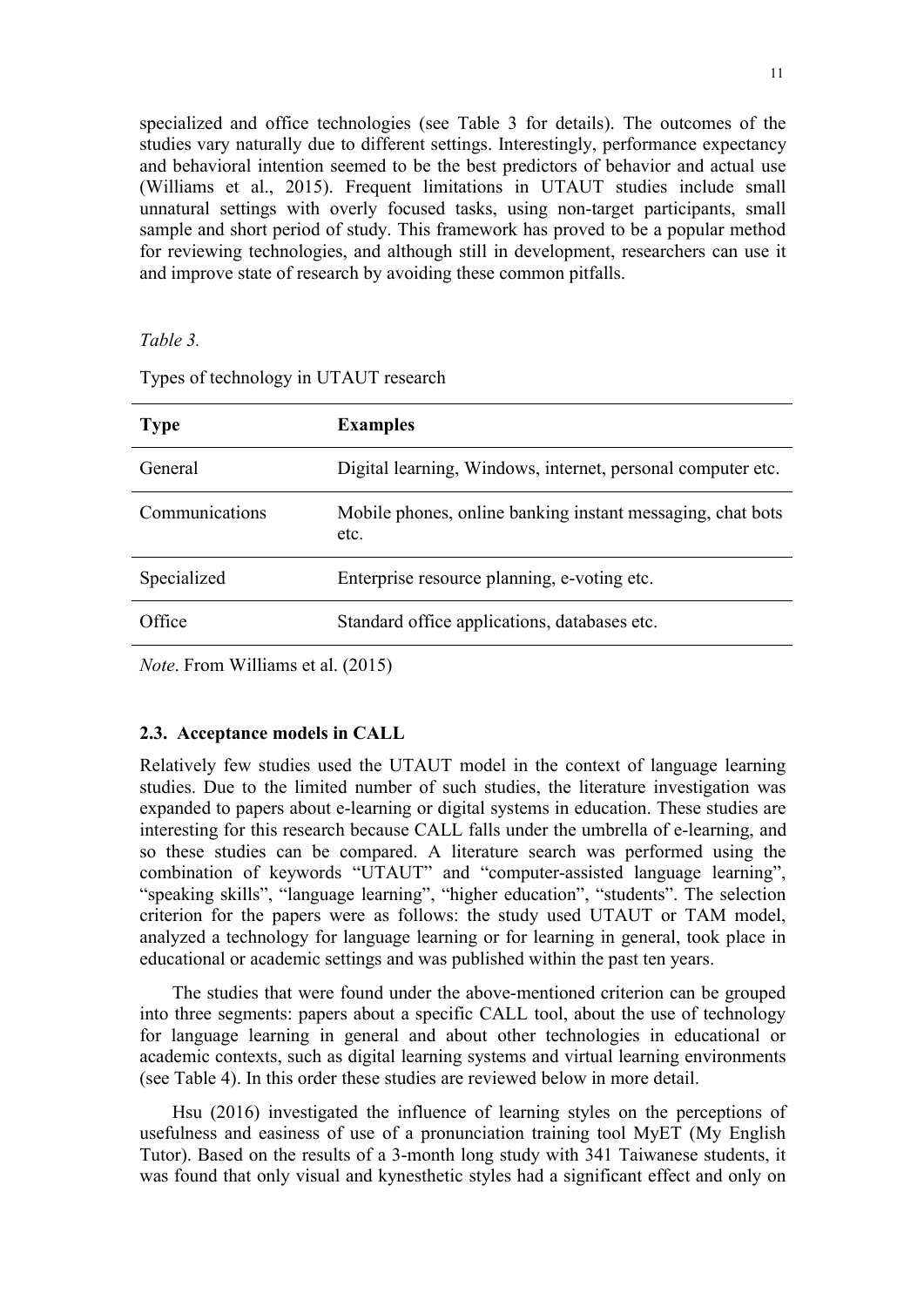specialized and office technologies (see Table 3 for details). The outcomes of the studies vary naturally due to different settings. Interestingly, performance expectancy and behavioral intention seemed to be the best predictors of behavior and actual use (Williams et al., 2015). Frequent limitations in UTAUT studies include small unnatural settings with overly focused tasks, using non-target participants, small sample and short period of study. This framework has proved to be a popular method for reviewing technologies, and although still in development, researchers can use it and improve state of research by avoiding these common pitfalls.

*Table 3.*

Types of technology in UTAUT research

| **Type** | **Examples** |
|---|---|
| General | Digital learning, Windows, internet, personal computer etc. |
| Communications | Mobile phones, online banking instant messaging, chat bots etc. |
| Specialized | Enterprise resource planning, e-voting etc. |
| Office | Standard office applications, databases etc. |

*Note*. From Williams et al. (2015)

### 2.3. Acceptance models in CALL

Relatively few studies used the UTAUT model in the context of language learning studies. Due to the limited number of such studies, the literature investigation was expanded to papers about e-learning or digital systems in education. These studies are interesting for this research because CALL falls under the umbrella of e-learning, and so these studies can be compared. A literature search was performed using the combination of keywords "UTAUT" and "computer-assisted language learning", "speaking skills", "language learning", "higher education", "students". The selection criterion for the papers were as follows: the study used UTAUT or TAM model, analyzed a technology for language learning or for learning in general, took place in educational or academic settings and was published within the past ten years.

The studies that were found under the above-mentioned criterion can be grouped into three segments: papers about a specific CALL tool, about the use of technology for language learning in general and about other technologies in educational or academic contexts, such as digital learning systems and virtual learning environments (see Table 4). In this order these studies are reviewed below in more detail.

Hsu (2016) investigated the influence of learning styles on the perceptions of usefulness and easiness of use of a pronunciation training tool MyET (My English Tutor). Based on the results of a 3-month long study with 341 Taiwanese students, it was found that only visual and kynesthetic styles had a significant effect and only on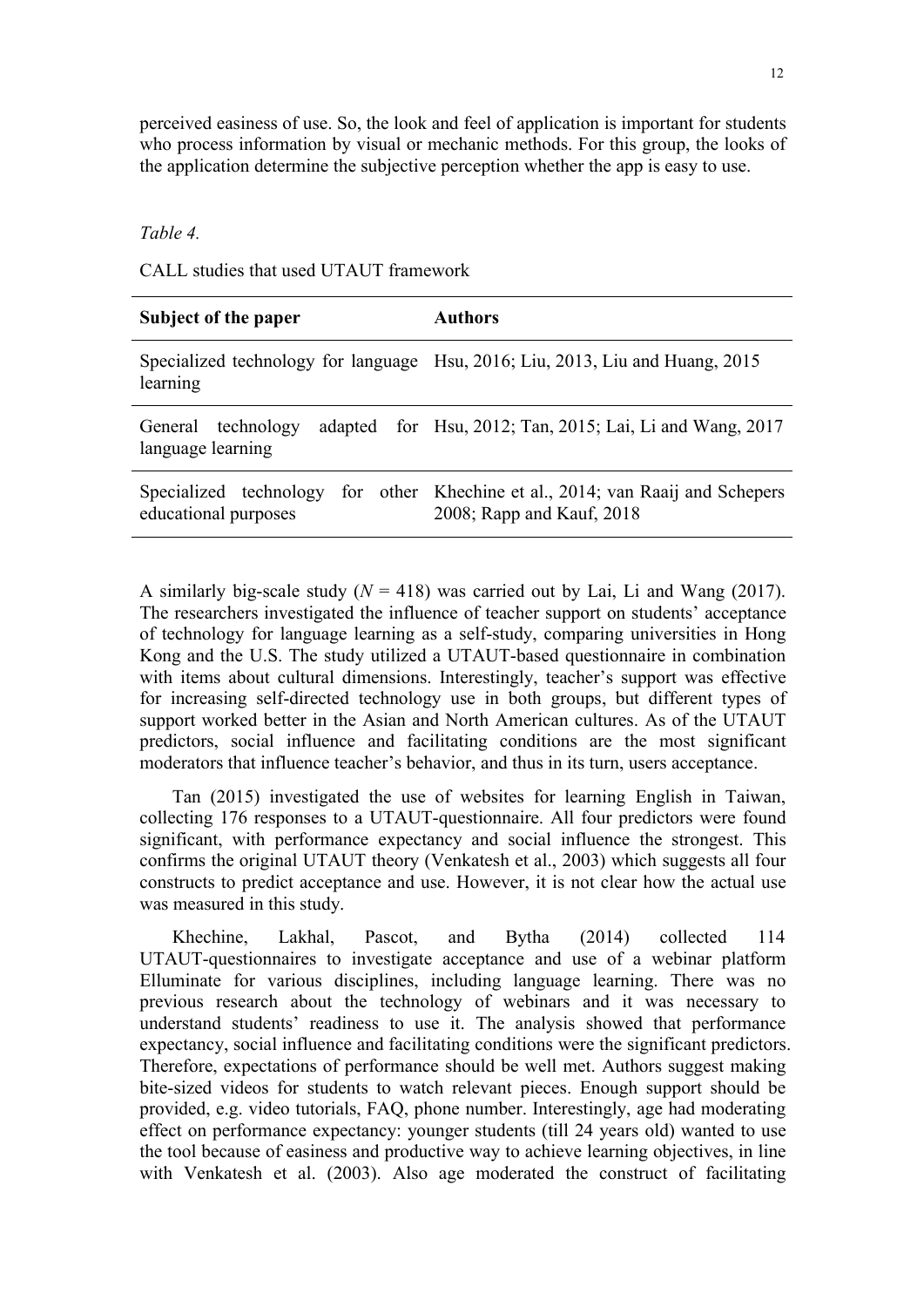perceived easiness of use. So, the look and feel of application is important for students who process information by visual or mechanic methods. For this group, the looks of the application determine the subjective perception whether the app is easy to use.

*Table 4.*

CALL studies that used UTAUT framework

| **Subject of the paper** | **Authors** |
| --- | --- |
| Specialized technology for language learning | Hsu, 2016; Liu, 2013, Liu and Huang, 2015 |
| General technology adapted for language learning | Hsu, 2012; Tan, 2015; Lai, Li and Wang, 2017 |
| Specialized technology for other educational purposes | Khechine et al., 2014; van Raaij and Schepers 2008; Rapp and Kauf, 2018 |

A similarly big-scale study ($N = 418$) was carried out by Lai, Li and Wang (2017). The researchers investigated the influence of teacher support on students' acceptance of technology for language learning as a self-study, comparing universities in Hong Kong and the U.S. The study utilized a UTAUT-based questionnaire in combination with items about cultural dimensions. Interestingly, teacher's support was effective for increasing self-directed technology use in both groups, but different types of support worked better in the Asian and North American cultures. As of the UTAUT predictors, social influence and facilitating conditions are the most significant moderators that influence teacher's behavior, and thus in its turn, users acceptance.

Tan (2015) investigated the use of websites for learning English in Taiwan, collecting 176 responses to a UTAUT-questionnaire. All four predictors were found significant, with performance expectancy and social influence the strongest. This confirms the original UTAUT theory (Venkatesh et al., 2003) which suggests all four constructs to predict acceptance and use. However, it is not clear how the actual use was measured in this study.

Khechine, Lakhal, Pascot, and Bytha (2014) collected 114 UTAUT-questionnaires to investigate acceptance and use of a webinar platform Elluminate for various disciplines, including language learning. There was no previous research about the technology of webinars and it was necessary to understand students' readiness to use it. The analysis showed that performance expectancy, social influence and facilitating conditions were the significant predictors. Therefore, expectations of performance should be well met. Authors suggest making bite-sized videos for students to watch relevant pieces. Enough support should be provided, e.g. video tutorials, FAQ, phone number. Interestingly, age had moderating effect on performance expectancy: younger students (till 24 years old) wanted to use the tool because of easiness and productive way to achieve learning objectives, in line with Venkatesh et al. (2003). Also age moderated the construct of facilitating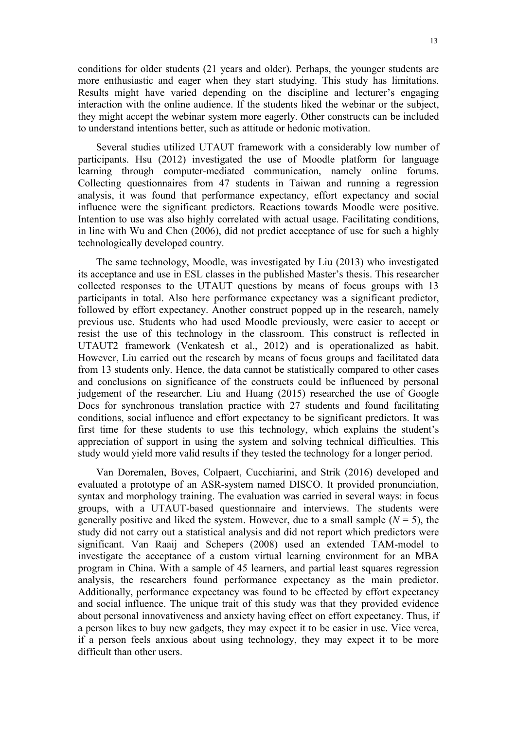conditions for older students (21 years and older). Perhaps, the younger students are more enthusiastic and eager when they start studying. This study has limitations. Results might have varied depending on the discipline and lecturer's engaging interaction with the online audience. If the students liked the webinar or the subject, they might accept the webinar system more eagerly. Other constructs can be included to understand intentions better, such as attitude or hedonic motivation.

Several studies utilized UTAUT framework with a considerably low number of participants. Hsu (2012) investigated the use of Moodle platform for language learning through computer-mediated communication, namely online forums. Collecting questionnaires from 47 students in Taiwan and running a regression analysis, it was found that performance expectancy, effort expectancy and social influence were the significant predictors. Reactions towards Moodle were positive. Intention to use was also highly correlated with actual usage. Facilitating conditions, in line with Wu and Chen (2006), did not predict acceptance of use for such a highly technologically developed country.

The same technology, Moodle, was investigated by Liu (2013) who investigated its acceptance and use in ESL classes in the published Master's thesis. This researcher collected responses to the UTAUT questions by means of focus groups with 13 participants in total. Also here performance expectancy was a significant predictor, followed by effort expectancy. Another construct popped up in the research, namely previous use. Students who had used Moodle previously, were easier to accept or resist the use of this technology in the classroom. This construct is reflected in UTAUT2 framework (Venkatesh et al., 2012) and is operationalized as habit. However, Liu carried out the research by means of focus groups and facilitated data from 13 students only. Hence, the data cannot be statistically compared to other cases and conclusions on significance of the constructs could be influenced by personal judgement of the researcher. Liu and Huang (2015) researched the use of Google Docs for synchronous translation practice with 27 students and found facilitating conditions, social influence and effort expectancy to be significant predictors. It was first time for these students to use this technology, which explains the student's appreciation of support in using the system and solving technical difficulties. This study would yield more valid results if they tested the technology for a longer period.

Van Doremalen, Boves, Colpaert, Cucchiarini, and Strik (2016) developed and evaluated a prototype of an ASR-system named DISCO. It provided pronunciation, syntax and morphology training. The evaluation was carried in several ways: in focus groups, with a UTAUT-based questionnaire and interviews. The students were generally positive and liked the system. However, due to a small sample ($N = 5$), the study did not carry out a statistical analysis and did not report which predictors were significant. Van Raaij and Schepers (2008) used an extended TAM-model to investigate the acceptance of a custom virtual learning environment for an MBA program in China. With a sample of 45 learners, and partial least squares regression analysis, the researchers found performance expectancy as the main predictor. Additionally, performance expectancy was found to be effected by effort expectancy and social influence. The unique trait of this study was that they provided evidence about personal innovativeness and anxiety having effect on effort expectancy. Thus, if a person likes to buy new gadgets, they may expect it to be easier in use. Vice verca, if a person feels anxious about using technology, they may expect it to be more difficult than other users.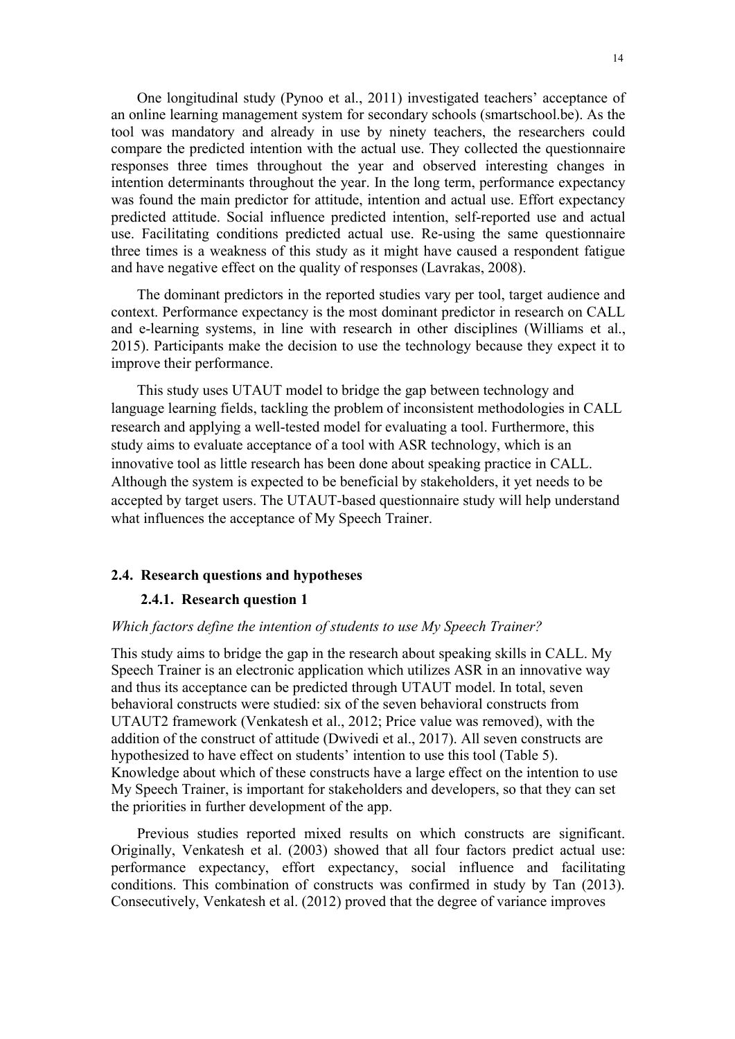One longitudinal study (Pynoo et al., 2011) investigated teachers' acceptance of an online learning management system for secondary schools (smartschool.be). As the tool was mandatory and already in use by ninety teachers, the researchers could compare the predicted intention with the actual use. They collected the questionnaire responses three times throughout the year and observed interesting changes in intention determinants throughout the year. In the long term, performance expectancy was found the main predictor for attitude, intention and actual use. Effort expectancy predicted attitude. Social influence predicted intention, self-reported use and actual use. Facilitating conditions predicted actual use. Re-using the same questionnaire three times is a weakness of this study as it might have caused a respondent fatigue and have negative effect on the quality of responses (Lavrakas, 2008).

The dominant predictors in the reported studies vary per tool, target audience and context. Performance expectancy is the most dominant predictor in research on CALL and e-learning systems, in line with research in other disciplines (Williams et al., 2015). Participants make the decision to use the technology because they expect it to improve their performance.

This study uses UTAUT model to bridge the gap between technology and language learning fields, tackling the problem of inconsistent methodologies in CALL research and applying a well-tested model for evaluating a tool. Furthermore, this study aims to evaluate acceptance of a tool with ASR technology, which is an innovative tool as little research has been done about speaking practice in CALL. Although the system is expected to be beneficial by stakeholders, it yet needs to be accepted by target users. The UTAUT-based questionnaire study will help understand what influences the acceptance of My Speech Trainer.

## 2.4. Research questions and hypotheses

### 2.4.1. Research question 1

*Which factors define the intention of students to use My Speech Trainer?*

This study aims to bridge the gap in the research about speaking skills in CALL. My Speech Trainer is an electronic application which utilizes ASR in an innovative way and thus its acceptance can be predicted through UTAUT model. In total, seven behavioral constructs were studied: six of the seven behavioral constructs from UTAUT2 framework (Venkatesh et al., 2012; Price value was removed), with the addition of the construct of attitude (Dwivedi et al., 2017). All seven constructs are hypothesized to have effect on students' intention to use this tool (Table 5). Knowledge about which of these constructs have a large effect on the intention to use My Speech Trainer, is important for stakeholders and developers, so that they can set the priorities in further development of the app.

Previous studies reported mixed results on which constructs are significant. Originally, Venkatesh et al. (2003) showed that all four factors predict actual use: performance expectancy, effort expectancy, social influence and facilitating conditions. This combination of constructs was confirmed in study by Tan (2013). Consecutively, Venkatesh et al. (2012) proved that the degree of variance improves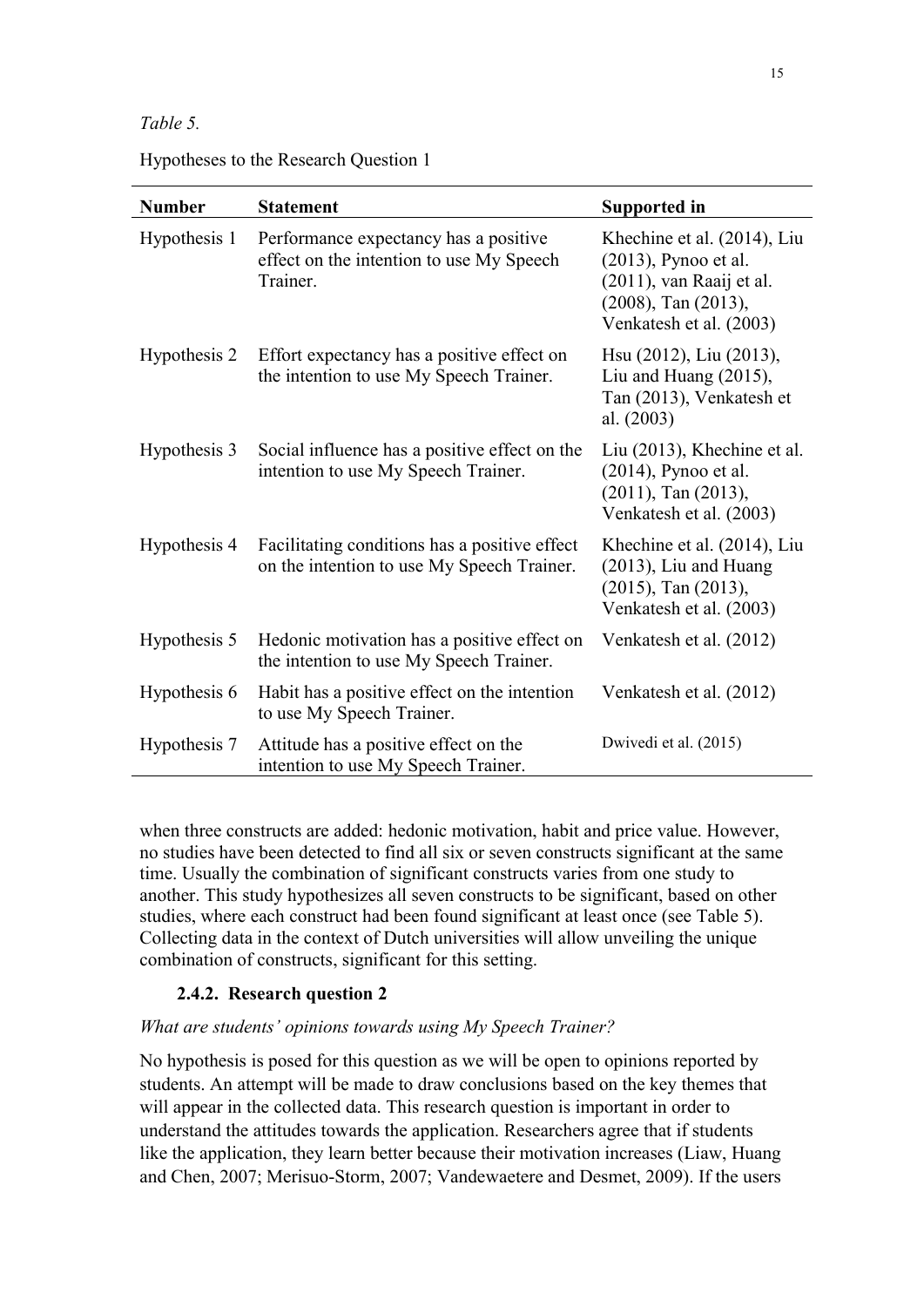*Table 5.*

Hypotheses to the Research Question 1

| Number | Statement | Supported in |
|---|---|---|
| Hypothesis 1 | Performance expectancy has a positive effect on the intention to use My Speech Trainer. | Khechine et al. (2014), Liu (2013), Pynoo et al. (2011), van Raaij et al. (2008), Tan (2013), Venkatesh et al. (2003) |
| Hypothesis 2 | Effort expectancy has a positive effect on the intention to use My Speech Trainer. | Hsu (2012), Liu (2013), Liu and Huang (2015), Tan (2013), Venkatesh et al. (2003) |
| Hypothesis 3 | Social influence has a positive effect on the intention to use My Speech Trainer. | Liu (2013), Khechine et al. (2014), Pynoo et al. (2011), Tan (2013), Venkatesh et al. (2003) |
| Hypothesis 4 | Facilitating conditions has a positive effect on the intention to use My Speech Trainer. | Khechine et al. (2014), Liu (2013), Liu and Huang (2015), Tan (2013), Venkatesh et al. (2003) |
| Hypothesis 5 | Hedonic motivation has a positive effect on the intention to use My Speech Trainer. | Venkatesh et al. (2012) |
| Hypothesis 6 | Habit has a positive effect on the intention to use My Speech Trainer. | Venkatesh et al. (2012) |
| Hypothesis 7 | Attitude has a positive effect on the intention to use My Speech Trainer. | Dwivedi et al. (2015) |

when three constructs are added: hedonic motivation, habit and price value. However, no studies have been detected to find all six or seven constructs significant at the same time. Usually the combination of significant constructs varies from one study to another. This study hypothesizes all seven constructs to be significant, based on other studies, where each construct had been found significant at least once (see Table 5). Collecting data in the context of Dutch universities will allow unveiling the unique combination of constructs, significant for this setting.

### 2.4.2. Research question 2

*What are students' opinions towards using My Speech Trainer?*

No hypothesis is posed for this question as we will be open to opinions reported by students. An attempt will be made to draw conclusions based on the key themes that will appear in the collected data. This research question is important in order to understand the attitudes towards the application. Researchers agree that if students like the application, they learn better because their motivation increases (Liaw, Huang and Chen, 2007; Merisuo-Storm, 2007; Vandewaetere and Desmet, 2009). If the users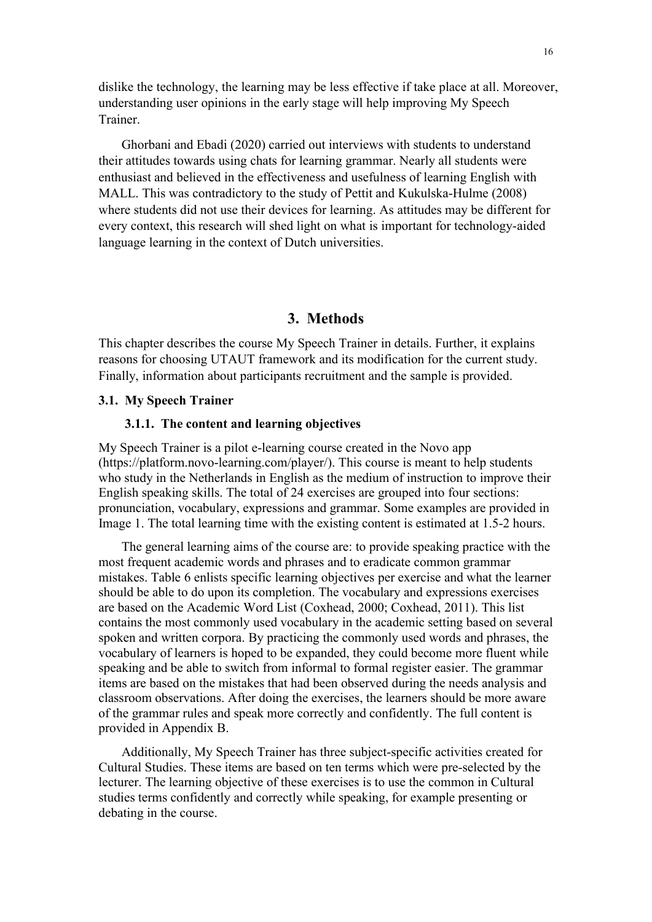dislike the technology, the learning may be less effective if take place at all. Moreover, understanding user opinions in the early stage will help improving My Speech Trainer.

Ghorbani and Ebadi (2020) carried out interviews with students to understand their attitudes towards using chats for learning grammar. Nearly all students were enthusiast and believed in the effectiveness and usefulness of learning English with MALL. This was contradictory to the study of Pettit and Kukulska-Hulme (2008) where students did not use their devices for learning. As attitudes may be different for every context, this research will shed light on what is important for technology-aided language learning in the context of Dutch universities.

# 3. Methods

This chapter describes the course My Speech Trainer in details. Further, it explains reasons for choosing UTAUT framework and its modification for the current study. Finally, information about participants recruitment and the sample is provided.

## 3.1. My Speech Trainer

### 3.1.1. The content and learning objectives

My Speech Trainer is a pilot e-learning course created in the Novo app (https://platform.novo-learning.com/player/). This course is meant to help students who study in the Netherlands in English as the medium of instruction to improve their English speaking skills. The total of 24 exercises are grouped into four sections: pronunciation, vocabulary, expressions and grammar. Some examples are provided in Image 1. The total learning time with the existing content is estimated at 1.5-2 hours.

The general learning aims of the course are: to provide speaking practice with the most frequent academic words and phrases and to eradicate common grammar mistakes. Table 6 enlists specific learning objectives per exercise and what the learner should be able to do upon its completion. The vocabulary and expressions exercises are based on the Academic Word List (Coxhead, 2000; Coxhead, 2011). This list contains the most commonly used vocabulary in the academic setting based on several spoken and written corpora. By practicing the commonly used words and phrases, the vocabulary of learners is hoped to be expanded, they could become more fluent while speaking and be able to switch from informal to formal register easier. The grammar items are based on the mistakes that had been observed during the needs analysis and classroom observations. After doing the exercises, the learners should be more aware of the grammar rules and speak more correctly and confidently. The full content is provided in Appendix B.

Additionally, My Speech Trainer has three subject-specific activities created for Cultural Studies. These items are based on ten terms which were pre-selected by the lecturer. The learning objective of these exercises is to use the common in Cultural studies terms confidently and correctly while speaking, for example presenting or debating in the course.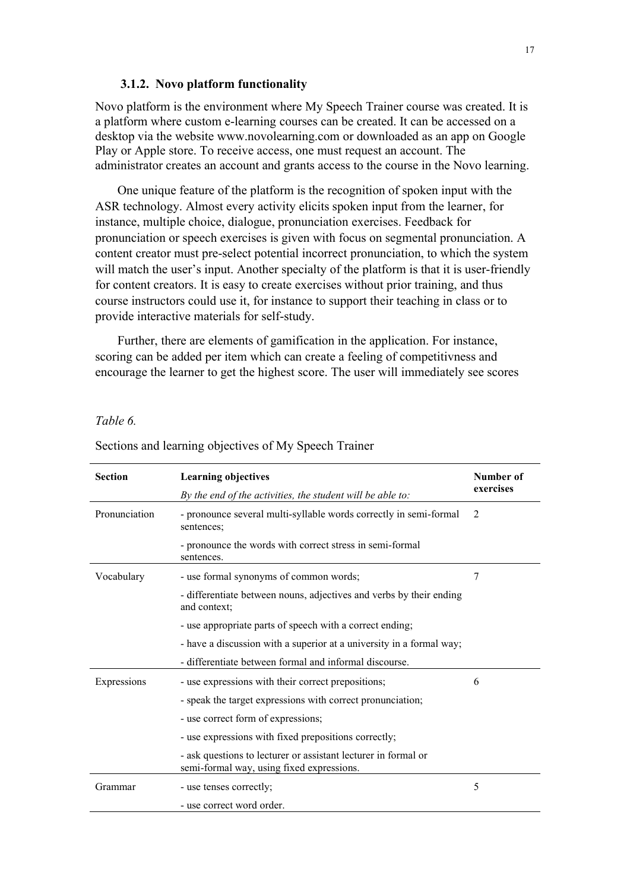### 3.1.2. Novo platform functionality

Novo platform is the environment where My Speech Trainer course was created. It is a platform where custom e-learning courses can be created. It can be accessed on a desktop via the website www.novolearning.com or downloaded as an app on Google Play or Apple store. To receive access, one must request an account. The administrator creates an account and grants access to the course in the Novo learning.

One unique feature of the platform is the recognition of spoken input with the ASR technology. Almost every activity elicits spoken input from the learner, for instance, multiple choice, dialogue, pronunciation exercises. Feedback for pronunciation or speech exercises is given with focus on segmental pronunciation. A content creator must pre-select potential incorrect pronunciation, to which the system will match the user's input. Another specialty of the platform is that it is user-friendly for content creators. It is easy to create exercises without prior training, and thus course instructors could use it, for instance to support their teaching in class or to provide interactive materials for self-study.

Further, there are elements of gamification in the application. For instance, scoring can be added per item which can create a feeling of competitivness and encourage the learner to get the highest score. The user will immediately see scores

*Table 6.*

Sections and learning objectives of My Speech Trainer

| **Section** | **Learning objectives**<br>*By the end of the activities, the student will be able to:* | **Number of exercises** |
|---|---|---|
| Pronunciation | - pronounce several multi-syllable words correctly in semi-formal sentences; | 2 |
| | - pronounce the words with correct stress in semi-formal sentences. | |
| Vocabulary | - use formal synonyms of common words; | 7 |
| | - differentiate between nouns, adjectives and verbs by their ending and context; | |
| | - use appropriate parts of speech with a correct ending; | |
| | - have a discussion with a superior at a university in a formal way; | |
| | - differentiate between formal and informal discourse. | |
| Expressions | - use expressions with their correct prepositions; | 6 |
| | - speak the target expressions with correct pronunciation; | |
| | - use correct form of expressions; | |
| | - use expressions with fixed prepositions correctly; | |
| | - ask questions to lecturer or assistant lecturer in formal or semi-formal way, using fixed expressions. | |
| Grammar | - use tenses correctly; | 5 |
| | - use correct word order. | |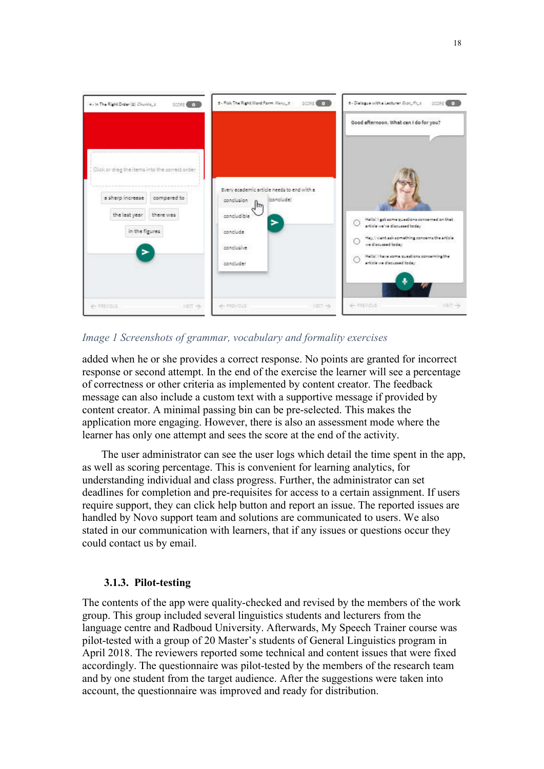*Image 1 Screenshots of grammar, vocabulary and formality exercises*

added when he or she provides a correct response. No points are granted for incorrect response or second attempt. In the end of the exercise the learner will see a percentage of correctness or other criteria as implemented by content creator. The feedback message can also include a custom text with a supportive message if provided by content creator. A minimal passing bin can be pre-selected. This makes the application more engaging. However, there is also an assessment mode where the learner has only one attempt and sees the score at the end of the activity.

The user administrator can see the user logs which detail the time spent in the app, as well as scoring percentage. This is convenient for learning analytics, for understanding individual and class progress. Further, the administrator can set deadlines for completion and pre-requisites for access to a certain assignment. If users require support, they can click help button and report an issue. The reported issues are handled by Novo support team and solutions are communicated to users. We also stated in our communication with learners, that if any issues or questions occur they could contact us by email.

### 3.1.3. Pilot-testing

The contents of the app were quality-checked and revised by the members of the work group. This group included several linguistics students and lecturers from the language centre and Radboud University. Afterwards, My Speech Trainer course was pilot-tested with a group of 20 Master's students of General Linguistics program in April 2018. The reviewers reported some technical and content issues that were fixed accordingly. The questionnaire was pilot-tested by the members of the research team and by one student from the target audience. After the suggestions were taken into account, the questionnaire was improved and ready for distribution.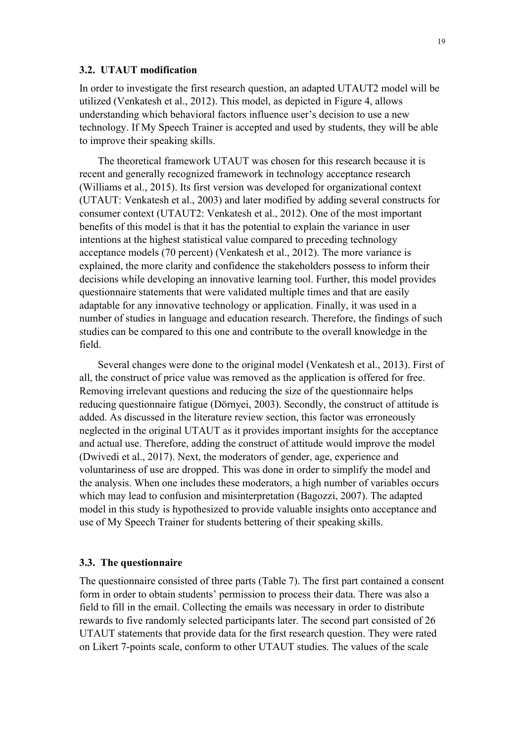### 3.2. UTAUT modification

In order to investigate the first research question, an adapted UTAUT2 model will be utilized (Venkatesh et al., 2012). This model, as depicted in Figure 4, allows understanding which behavioral factors influence user's decision to use a new technology. If My Speech Trainer is accepted and used by students, they will be able to improve their speaking skills.

The theoretical framework UTAUT was chosen for this research because it is recent and generally recognized framework in technology acceptance research (Williams et al., 2015). Its first version was developed for organizational context (UTAUT: Venkatesh et al., 2003) and later modified by adding several constructs for consumer context (UTAUT2: Venkatesh et al., 2012). One of the most important benefits of this model is that it has the potential to explain the variance in user intentions at the highest statistical value compared to preceding technology acceptance models (70 percent) (Venkatesh et al., 2012). The more variance is explained, the more clarity and confidence the stakeholders possess to inform their decisions while developing an innovative learning tool. Further, this model provides questionnaire statements that were validated multiple times and that are easily adaptable for any innovative technology or application. Finally, it was used in a number of studies in language and education research. Therefore, the findings of such studies can be compared to this one and contribute to the overall knowledge in the field.

Several changes were done to the original model (Venkatesh et al., 2013). First of all, the construct of price value was removed as the application is offered for free. Removing irrelevant questions and reducing the size of the questionnaire helps reducing questionnaire fatigue (Dörnyei, 2003). Secondly, the construct of attitude is added. As discussed in the literature review section, this factor was erroneously neglected in the original UTAUT as it provides important insights for the acceptance and actual use. Therefore, adding the construct of attitude would improve the model (Dwivedi et al., 2017). Next, the moderators of gender, age, experience and voluntariness of use are dropped. This was done in order to simplify the model and the analysis. When one includes these moderators, a high number of variables occurs which may lead to confusion and misinterpretation (Bagozzi, 2007). The adapted model in this study is hypothesized to provide valuable insights onto acceptance and use of My Speech Trainer for students bettering of their speaking skills.

### 3.3. The questionnaire

The questionnaire consisted of three parts (Table 7). The first part contained a consent form in order to obtain students' permission to process their data. There was also a field to fill in the email. Collecting the emails was necessary in order to distribute rewards to five randomly selected participants later. The second part consisted of 26 UTAUT statements that provide data for the first research question. They were rated on Likert 7-points scale, conform to other UTAUT studies. The values of the scale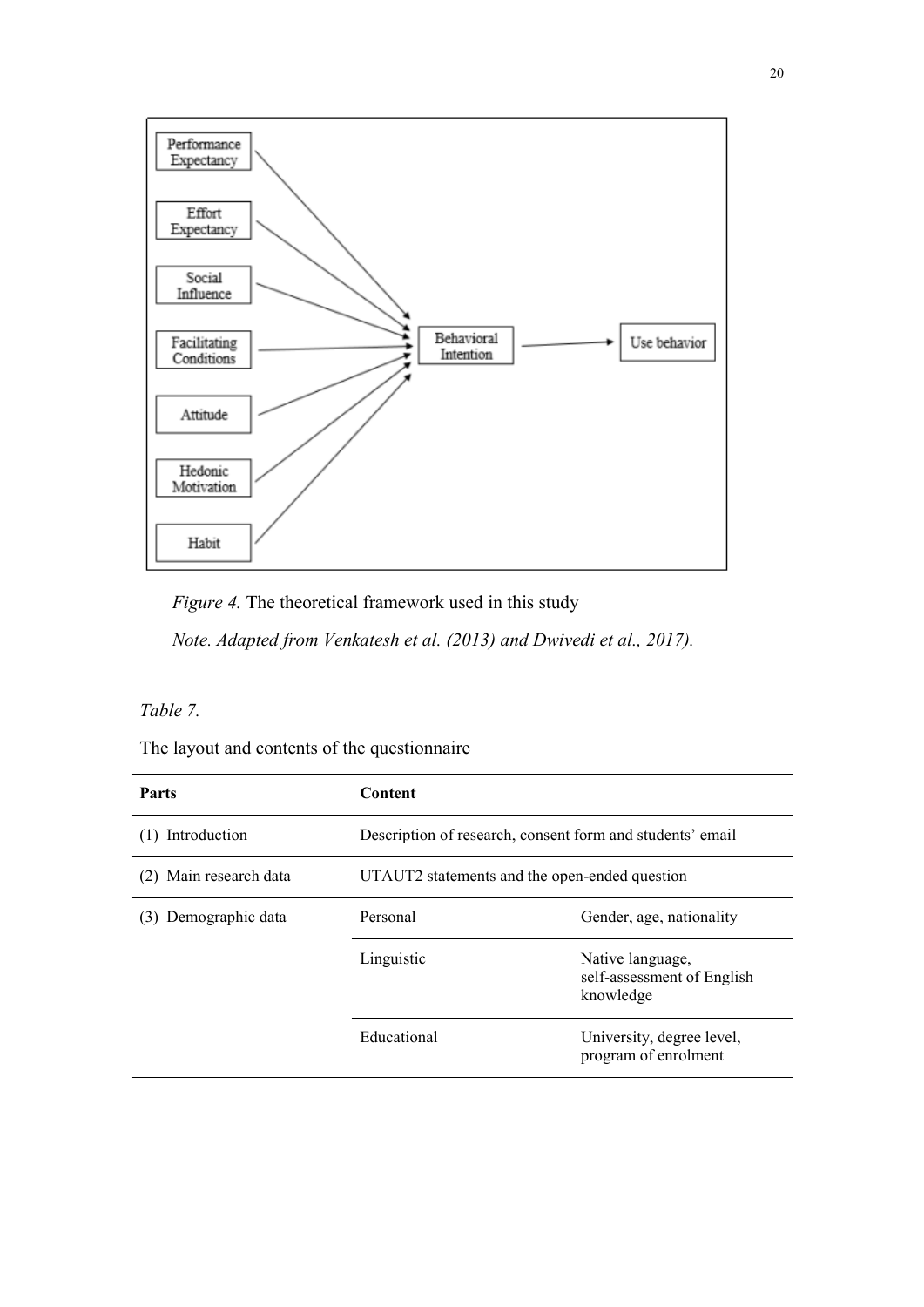*Figure 4.* The theoretical framework used in this study

*Note. Adapted from Venkatesh et al. (2013) and Dwivedi et al., 2017).*

*Table 7.*

The layout and contents of the questionnaire

| Parts | Content | |
|---|---|---|
| (1) Introduction | Description of research, consent form and students' email | |
| (2) Main research data | UTAUT2 statements and the open-ended question | |
| (3) Demographic data | Personal | Gender, age, nationality |
| | Linguistic | Native language, self-assessment of English knowledge |
| | Educational | University, degree level, program of enrolment |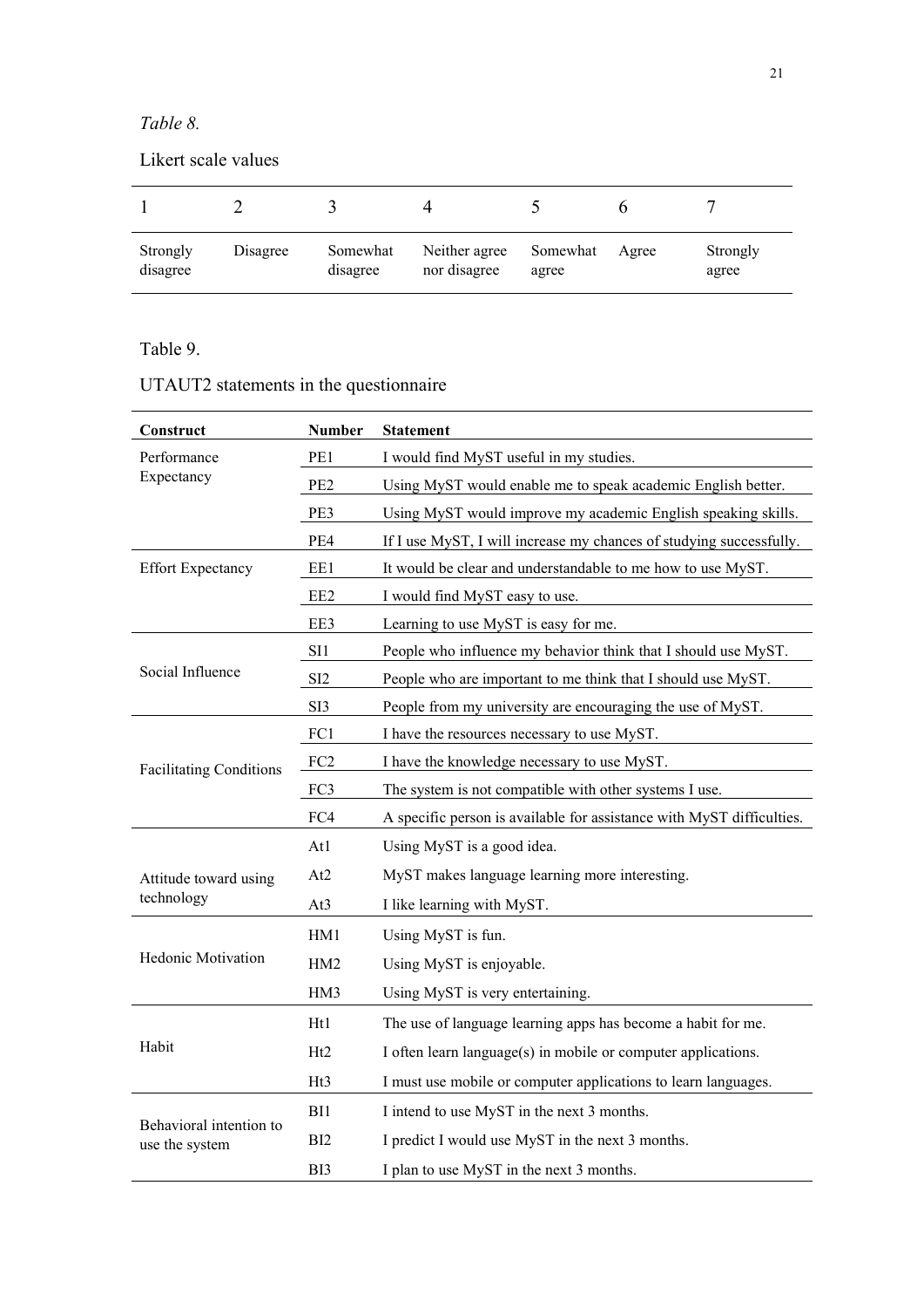*Table 8.*

Likert scale values

| 1 | 2 | 3 | 4 | 5 | 6 | 7 |
|---|---|---|---|---|---|---|
| Strongly disagree | Disagree | Somewhat disagree | Neither agree nor disagree | Somewhat agree | Agree | Strongly agree |

Table 9.

UTAUT2 statements in the questionnaire

| Construct | Number | Statement |
|---|---|---|
| Performance Expectancy | PE1 | I would find MyST useful in my studies. |
| | PE2 | Using MyST would enable me to speak academic English better. |
| | PE3 | Using MyST would improve my academic English speaking skills. |
| | PE4 | If I use MyST, I will increase my chances of studying successfully. |
| Effort Expectancy | EE1 | It would be clear and understandable to me how to use MyST. |
| | EE2 | I would find MyST easy to use. |
| | EE3 | Learning to use MyST is easy for me. |
| Social Influence | SI1 | People who influence my behavior think that I should use MyST. |
| | SI2 | People who are important to me think that I should use MyST. |
| | SI3 | People from my university are encouraging the use of MyST. |
| Facilitating Conditions | FC1 | I have the resources necessary to use MyST. |
| | FC2 | I have the knowledge necessary to use MyST. |
| | FC3 | The system is not compatible with other systems I use. |
| | FC4 | A specific person is available for assistance with MyST difficulties. |
| Attitude toward using technology | At1 | Using MyST is a good idea. |
| | At2 | MyST makes language learning more interesting. |
| | At3 | I like learning with MyST. |
| Hedonic Motivation | HM1 | Using MyST is fun. |
| | HM2 | Using MyST is enjoyable. |
| | HM3 | Using MyST is very entertaining. |
| Habit | Ht1 | The use of language learning apps has become a habit for me. |
| | Ht2 | I often learn language(s) in mobile or computer applications. |
| | Ht3 | I must use mobile or computer applications to learn languages. |
| Behavioral intention to use the system | BI1 | I intend to use MyST in the next 3 months. |
| | BI2 | I predict I would use MyST in the next 3 months. |
| | BI3 | I plan to use MyST in the next 3 months. |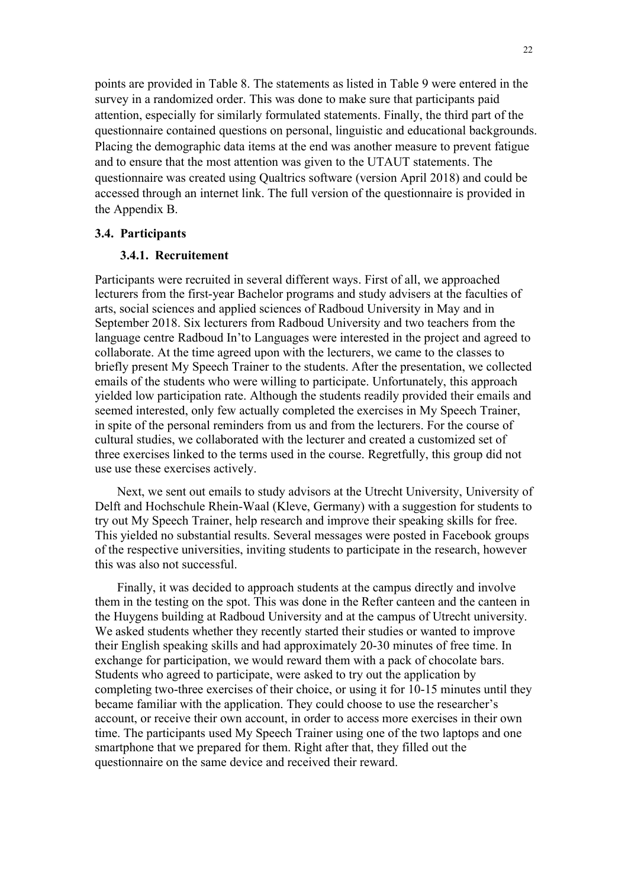points are provided in Table 8. The statements as listed in Table 9 were entered in the survey in a randomized order. This was done to make sure that participants paid attention, especially for similarly formulated statements. Finally, the third part of the questionnaire contained questions on personal, linguistic and educational backgrounds. Placing the demographic data items at the end was another measure to prevent fatigue and to ensure that the most attention was given to the UTAUT statements. The questionnaire was created using Qualtrics software (version April 2018) and could be accessed through an internet link. The full version of the questionnaire is provided in the Appendix B.

### 3.4. Participants

#### 3.4.1. Recruitement

Participants were recruited in several different ways. First of all, we approached lecturers from the first-year Bachelor programs and study advisers at the faculties of arts, social sciences and applied sciences of Radboud University in May and in September 2018. Six lecturers from Radboud University and two teachers from the language centre Radboud In'to Languages were interested in the project and agreed to collaborate. At the time agreed upon with the lecturers, we came to the classes to briefly present My Speech Trainer to the students. After the presentation, we collected emails of the students who were willing to participate. Unfortunately, this approach yielded low participation rate. Although the students readily provided their emails and seemed interested, only few actually completed the exercises in My Speech Trainer, in spite of the personal reminders from us and from the lecturers. For the course of cultural studies, we collaborated with the lecturer and created a customized set of three exercises linked to the terms used in the course. Regretfully, this group did not use use these exercises actively.

Next, we sent out emails to study advisors at the Utrecht University, University of Delft and Hochschule Rhein-Waal (Kleve, Germany) with a suggestion for students to try out My Speech Trainer, help research and improve their speaking skills for free. This yielded no substantial results. Several messages were posted in Facebook groups of the respective universities, inviting students to participate in the research, however this was also not successful.

Finally, it was decided to approach students at the campus directly and involve them in the testing on the spot. This was done in the Refter canteen and the canteen in the Huygens building at Radboud University and at the campus of Utrecht university. We asked students whether they recently started their studies or wanted to improve their English speaking skills and had approximately 20-30 minutes of free time. In exchange for participation, we would reward them with a pack of chocolate bars. Students who agreed to participate, were asked to try out the application by completing two-three exercises of their choice, or using it for 10-15 minutes until they became familiar with the application. They could choose to use the researcher's account, or receive their own account, in order to access more exercises in their own time. The participants used My Speech Trainer using one of the two laptops and one smartphone that we prepared for them. Right after that, they filled out the questionnaire on the same device and received their reward.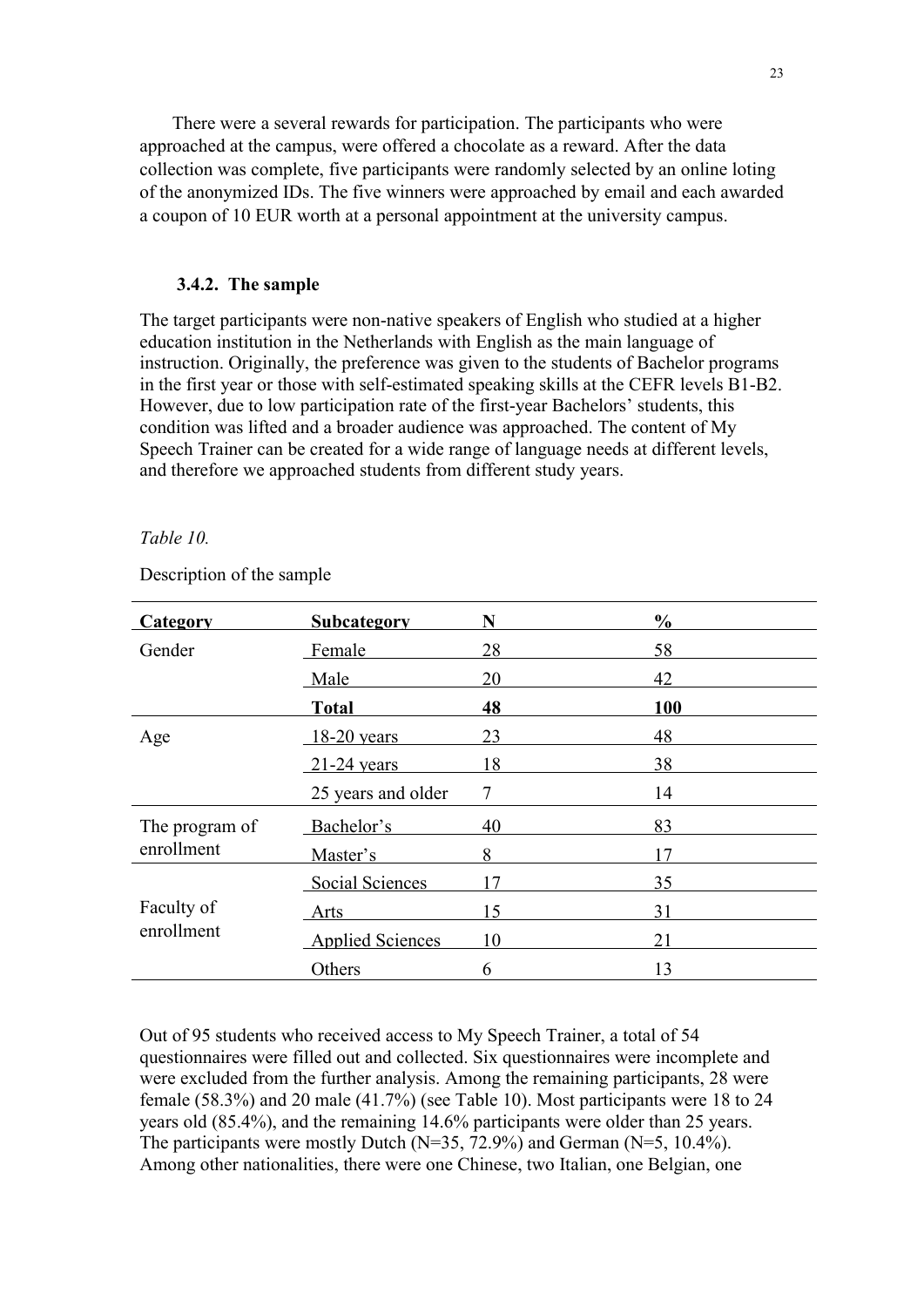There were a several rewards for participation. The participants who were approached at the campus, were offered a chocolate as a reward. After the data collection was complete, five participants were randomly selected by an online loting of the anonymized IDs. The five winners were approached by email and each awarded a coupon of 10 EUR worth at a personal appointment at the university campus.

### 3.4.2. The sample

The target participants were non-native speakers of English who studied at a higher education institution in the Netherlands with English as the main language of instruction. Originally, the preference was given to the students of Bachelor programs in the first year or those with self-estimated speaking skills at the CEFR levels B1-B2. However, due to low participation rate of the first-year Bachelors' students, this condition was lifted and a broader audience was approached. The content of My Speech Trainer can be created for a wide range of language needs at different levels, and therefore we approached students from different study years.

*Table 10.*

Description of the sample

| Category | Subcategory | N | % |
|---|---|---|---|
| Gender | Female | 28 | 58 |
| | Male | 20 | 42 |
| | **Total** | **48** | **100** |
| Age | 18-20 years | 23 | 48 |
| | 21-24 years | 18 | 38 |
| | 25 years and older | 7 | 14 |
| The program of enrollment | Bachelor's | 40 | 83 |
| | Master's | 8 | 17 |
| Faculty of enrollment | Social Sciences | 17 | 35 |
| | Arts | 15 | 31 |
| | Applied Sciences | 10 | 21 |
| | Others | 6 | 13 |

Out of 95 students who received access to My Speech Trainer, a total of 54 questionnaires were filled out and collected. Six questionnaires were incomplete and were excluded from the further analysis. Among the remaining participants, 28 were female (58.3%) and 20 male (41.7%) (see Table 10). Most participants were 18 to 24 years old (85.4%), and the remaining 14.6% participants were older than 25 years. The participants were mostly Dutch (N=35, 72.9%) and German (N=5, 10.4%). Among other nationalities, there were one Chinese, two Italian, one Belgian, one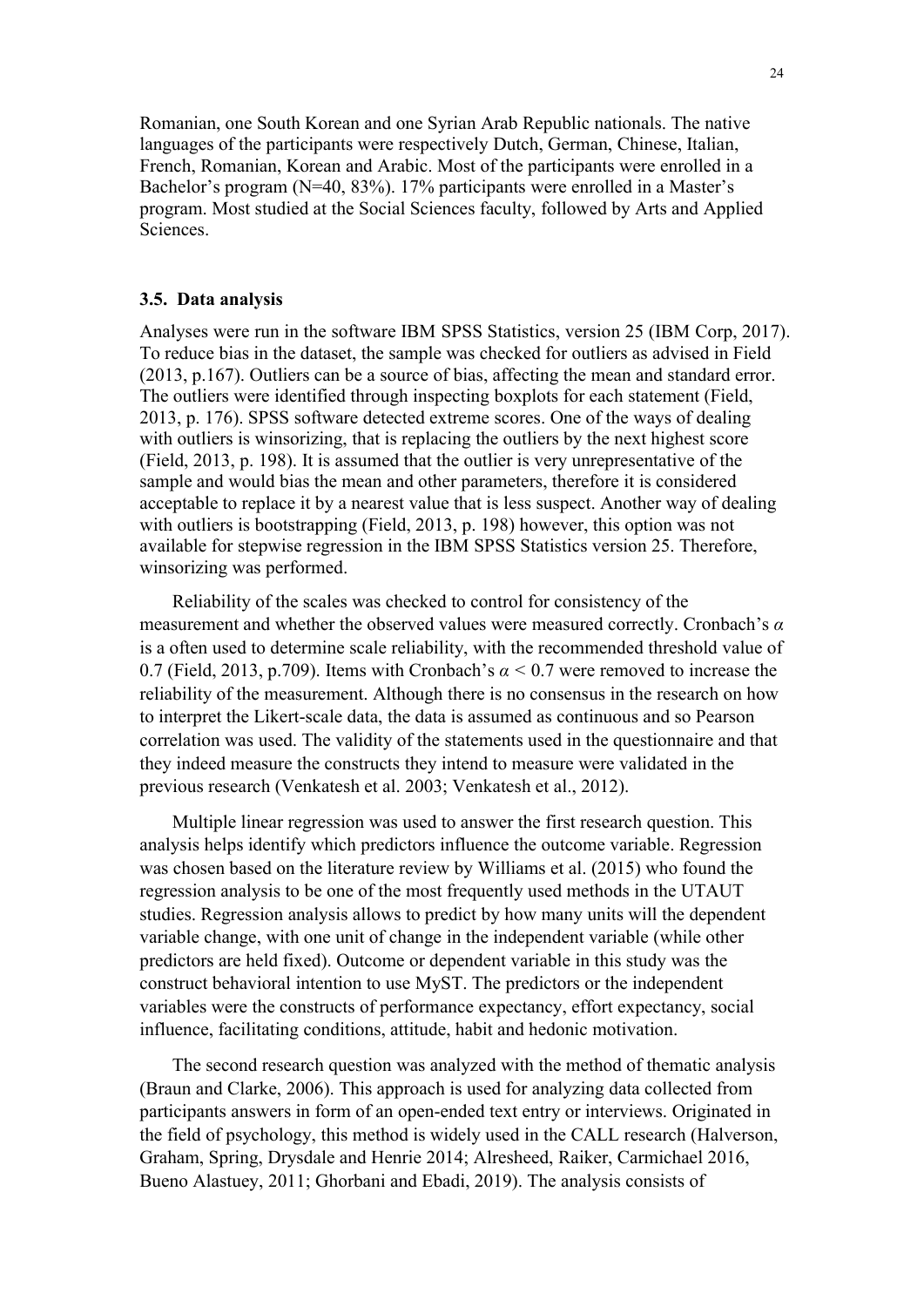Romanian, one South Korean and one Syrian Arab Republic nationals. The native languages of the participants were respectively Dutch, German, Chinese, Italian, French, Romanian, Korean and Arabic. Most of the participants were enrolled in a Bachelor's program (N=40, 83%). 17% participants were enrolled in a Master's program. Most studied at the Social Sciences faculty, followed by Arts and Applied Sciences.

### 3.5. Data analysis

Analyses were run in the software IBM SPSS Statistics, version 25 (IBM Corp, 2017). To reduce bias in the dataset, the sample was checked for outliers as advised in Field (2013, p.167). Outliers can be a source of bias, affecting the mean and standard error. The outliers were identified through inspecting boxplots for each statement (Field, 2013, p. 176). SPSS software detected extreme scores. One of the ways of dealing with outliers is winsorizing, that is replacing the outliers by the next highest score (Field, 2013, p. 198). It is assumed that the outlier is very unrepresentative of the sample and would bias the mean and other parameters, therefore it is considered acceptable to replace it by a nearest value that is less suspect. Another way of dealing with outliers is bootstrapping (Field, 2013, p. 198) however, this option was not available for stepwise regression in the IBM SPSS Statistics version 25. Therefore, winsorizing was performed.

Reliability of the scales was checked to control for consistency of the measurement and whether the observed values were measured correctly. Cronbach's $\alpha$ is a often used to determine scale reliability, with the recommended threshold value of 0.7 (Field, 2013, p.709). Items with Cronbach's $\alpha < 0.7$ were removed to increase the reliability of the measurement. Although there is no consensus in the research on how to interpret the Likert-scale data, the data is assumed as continuous and so Pearson correlation was used. The validity of the statements used in the questionnaire and that they indeed measure the constructs they intend to measure were validated in the previous research (Venkatesh et al. 2003; Venkatesh et al., 2012).

Multiple linear regression was used to answer the first research question. This analysis helps identify which predictors influence the outcome variable. Regression was chosen based on the literature review by Williams et al. (2015) who found the regression analysis to be one of the most frequently used methods in the UTAUT studies. Regression analysis allows to predict by how many units will the dependent variable change, with one unit of change in the independent variable (while other predictors are held fixed). Outcome or dependent variable in this study was the construct behavioral intention to use MyST. The predictors or the independent variables were the constructs of performance expectancy, effort expectancy, social influence, facilitating conditions, attitude, habit and hedonic motivation.

The second research question was analyzed with the method of thematic analysis (Braun and Clarke, 2006). This approach is used for analyzing data collected from participants answers in form of an open-ended text entry or interviews. Originated in the field of psychology, this method is widely used in the CALL research (Halverson, Graham, Spring, Drysdale and Henrie 2014; Alresheed, Raiker, Carmichael 2016, Bueno Alastuey, 2011; Ghorbani and Ebadi, 2019). The analysis consists of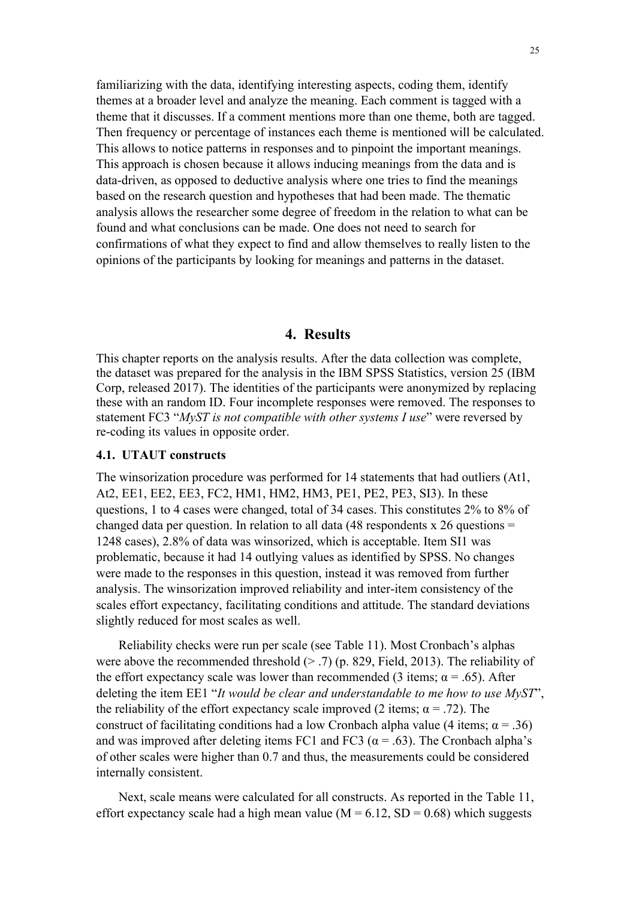familiarizing with the data, identifying interesting aspects, coding them, identify themes at a broader level and analyze the meaning. Each comment is tagged with a theme that it discusses. If a comment mentions more than one theme, both are tagged. Then frequency or percentage of instances each theme is mentioned will be calculated. This allows to notice patterns in responses and to pinpoint the important meanings. This approach is chosen because it allows inducing meanings from the data and is data-driven, as opposed to deductive analysis where one tries to find the meanings based on the research question and hypotheses that had been made. The thematic analysis allows the researcher some degree of freedom in the relation to what can be found and what conclusions can be made. One does not need to search for confirmations of what they expect to find and allow themselves to really listen to the opinions of the participants by looking for meanings and patterns in the dataset.

# 4. Results

This chapter reports on the analysis results. After the data collection was complete, the dataset was prepared for the analysis in the IBM SPSS Statistics, version 25 (IBM Corp, released 2017). The identities of the participants were anonymized by replacing these with an random ID. Four incomplete responses were removed. The responses to statement FC3 "*MyST is not compatible with other systems I use*" were reversed by re-coding its values in opposite order.

## 4.1. UTAUT constructs

The winsorization procedure was performed for 14 statements that had outliers (At1, At2, EE1, EE2, EE3, FC2, HM1, HM2, HM3, PE1, PE2, PE3, SI3). In these questions, 1 to 4 cases were changed, total of 34 cases. This constitutes 2% to 8% of changed data per question. In relation to all data (48 respondents x 26 questions = 1248 cases), 2.8% of data was winsorized, which is acceptable. Item SI1 was problematic, because it had 14 outlying values as identified by SPSS. No changes were made to the responses in this question, instead it was removed from further analysis. The winsorization improved reliability and inter-item consistency of the scales effort expectancy, facilitating conditions and attitude. The standard deviations slightly reduced for most scales as well.

Reliability checks were run per scale (see Table 11). Most Cronbach's alphas were above the recommended threshold ($> .7$) (p. 829, Field, 2013). The reliability of the effort expectancy scale was lower than recommended (3 items; $\alpha = .65$). After deleting the item EE1 "*It would be clear and understandable to me how to use MyST*", the reliability of the effort expectancy scale improved (2 items; $\alpha = .72$). The construct of facilitating conditions had a low Cronbach alpha value (4 items; $\alpha = .36$) and was improved after deleting items FC1 and FC3 ($\alpha = .63$). The Cronbach alpha's of other scales were higher than 0.7 and thus, the measurements could be considered internally consistent.

Next, scale means were calculated for all constructs. As reported in the Table 11, effort expectancy scale had a high mean value ($M = 6.12$, $SD = 0.68$) which suggests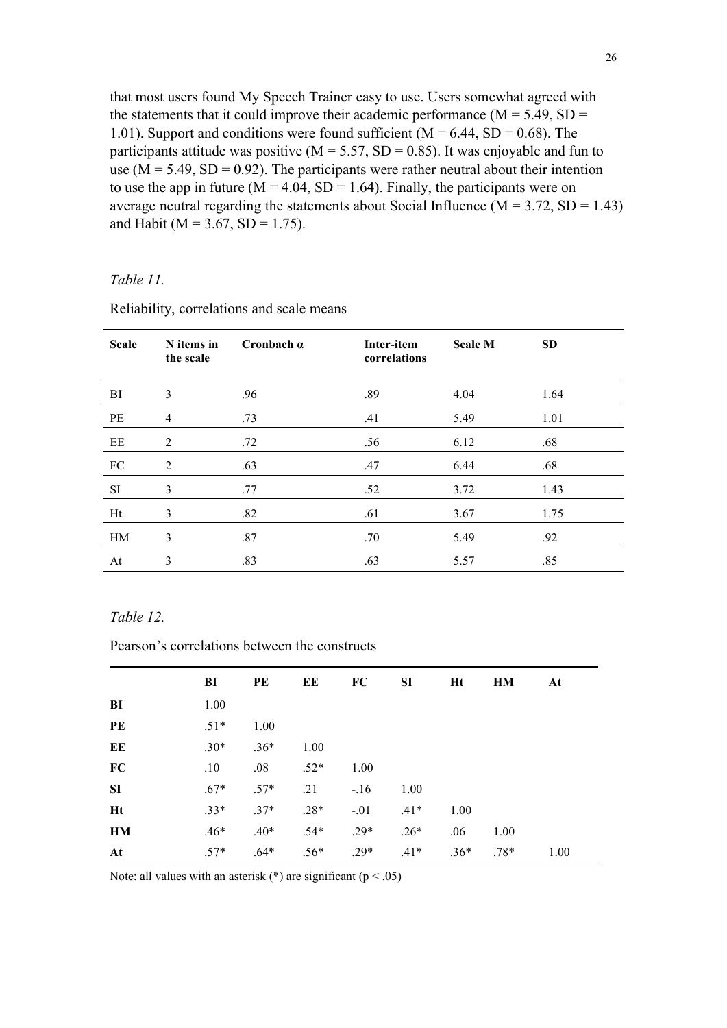that most users found My Speech Trainer easy to use. Users somewhat agreed with the statements that it could improve their academic performance (M = 5.49, SD = 1.01). Support and conditions were found sufficient (M = 6.44, SD = 0.68). The participants attitude was positive (M = 5.57, SD = 0.85). It was enjoyable and fun to use (M = 5.49, SD = 0.92). The participants were rather neutral about their intention to use the app in future (M = 4.04, SD = 1.64). Finally, the participants were on average neutral regarding the statements about Social Influence (M = 3.72, SD = 1.43) and Habit (M = 3.67, SD = 1.75).

*Table 11.*

Reliability, correlations and scale means

| **Scale** | **N items in the scale** | **Cronbach α** | **Inter-item correlations** | **Scale M** | **SD** |
|---|---|---|---|---|---|
| BI | 3 | .96 | .89 | 4.04 | 1.64 |
| PE | 4 | .73 | .41 | 5.49 | 1.01 |
| EE | 2 | .72 | .56 | 6.12 | .68 |
| FC | 2 | .63 | .47 | 6.44 | .68 |
| SI | 3 | .77 | .52 | 3.72 | 1.43 |
| Ht | 3 | .82 | .61 | 3.67 | 1.75 |
| HM | 3 | .87 | .70 | 5.49 | .92 |
| At | 3 | .83 | .63 | 5.57 | .85 |

*Table 12.*

Pearson's correlations between the constructs

| | **BI** | **PE** | **EE** | **FC** | **SI** | **Ht** | **HM** | **At** |
|---|---|---|---|---|---|---|---|---|
| **BI** | 1.00 | | | | | | | |
| **PE** | .51* | 1.00 | | | | | | |
| **EE** | .30* | .36* | 1.00 | | | | | |
| **FC** | .10 | .08 | .52* | 1.00 | | | | |
| **SI** | .67* | .57* | .21 | -.16 | 1.00 | | | |
| **Ht** | .33* | .37* | .28* | -.01 | .41* | 1.00 | | |
| **HM** | .46* | .40* | .54* | .29* | .26* | .06 | 1.00 | |
| **At** | .57* | .64* | .56* | .29* | .41* | .36* | .78* | 1.00 |

Note: all values with an asterisk (*) are significant ($p < .05$)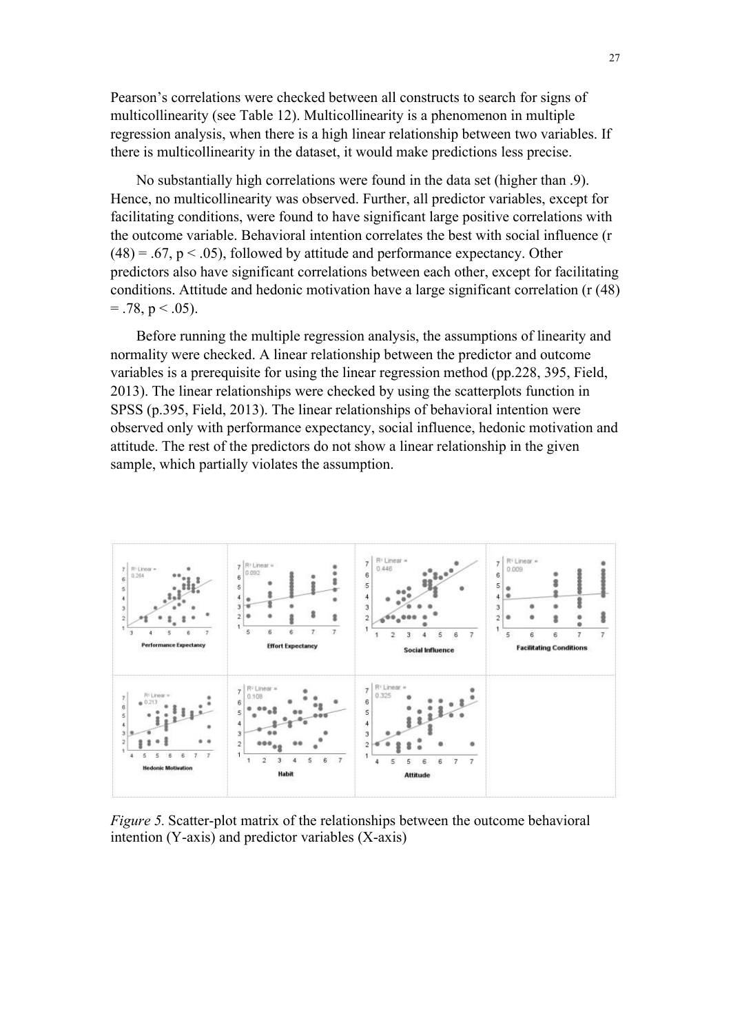Pearson's correlations were checked between all constructs to search for signs of multicollinearity (see Table 12). Multicollinearity is a phenomenon in multiple regression analysis, when there is a high linear relationship between two variables. If there is multicollinearity in the dataset, it would make predictions less precise.

No substantially high correlations were found in the data set (higher than .9). Hence, no multicollinearity was observed. Further, all predictor variables, except for facilitating conditions, were found to have significant large positive correlations with the outcome variable. Behavioral intention correlates the best with social influence ($r(48) = .67$, $p < .05$), followed by attitude and performance expectancy. Other predictors also have significant correlations between each other, except for facilitating conditions. Attitude and hedonic motivation have a large significant correlation ($r(48) = .78$, $p < .05$).

Before running the multiple regression analysis, the assumptions of linearity and normality were checked. A linear relationship between the predictor and outcome variables is a prerequisite for using the linear regression method (pp.228, 395, Field, 2013). The linear relationships were checked by using the scatterplots function in SPSS (p.395, Field, 2013). The linear relationships of behavioral intention were observed only with performance expectancy, social influence, hedonic motivation and attitude. The rest of the predictors do not show a linear relationship in the given sample, which partially violates the assumption.

*Figure 5.* Scatter-plot matrix of the relationships between the outcome behavioral intention (Y-axis) and predictor variables (X-axis)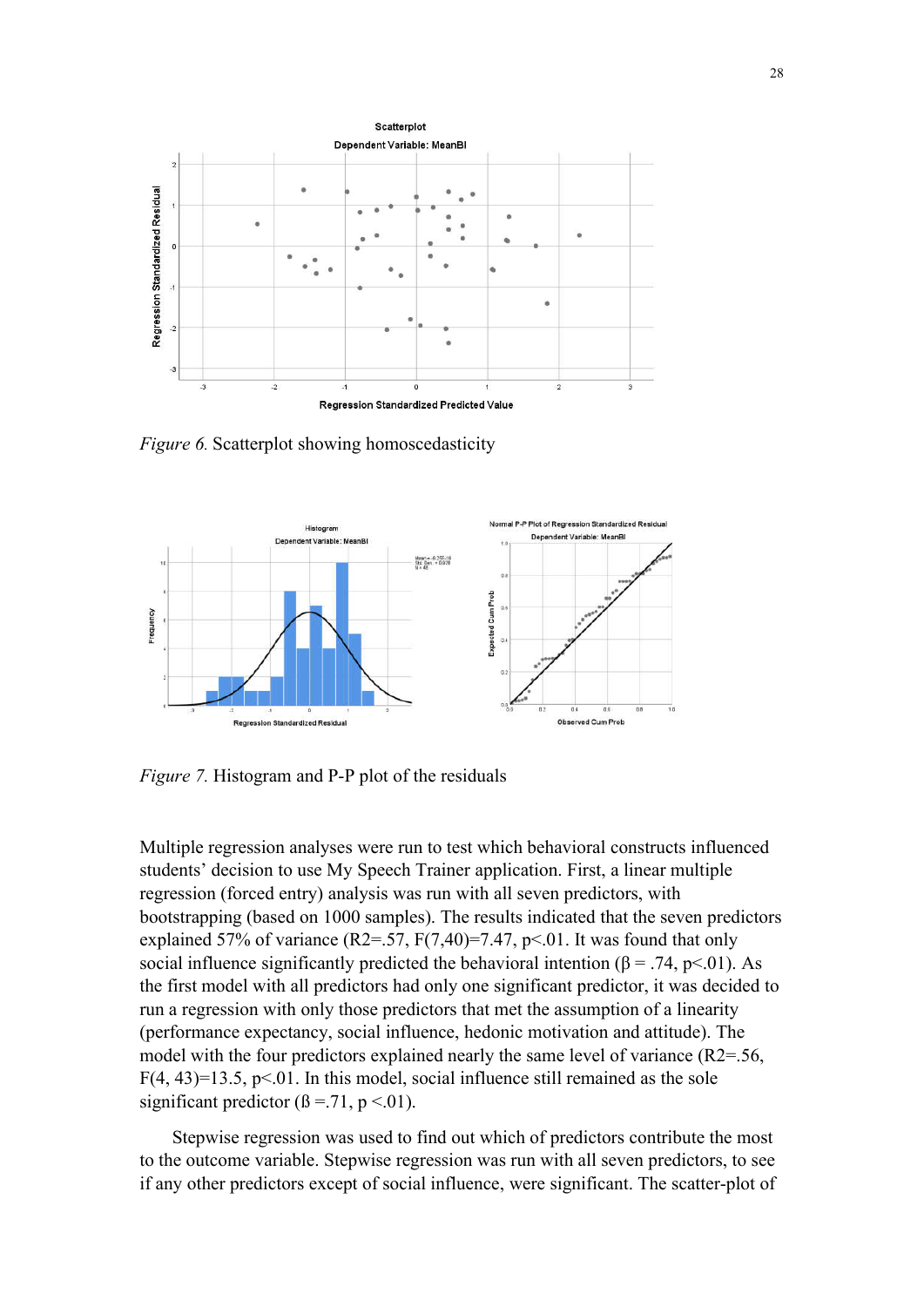*Figure 6.* Scatterplot showing homoscedasticity

*Figure 7.* Histogram and P-P plot of the residuals

Multiple regression analyses were run to test which behavioral constructs influenced students' decision to use My Speech Trainer application. First, a linear multiple regression (forced entry) analysis was run with all seven predictors, with bootstrapping (based on 1000 samples). The results indicated that the seven predictors explained 57% of variance ($R2$=.57, $F(7,40)$=7.47, $p$<.01. It was found that only social influence significantly predicted the behavioral intention ($\beta$ = .74, $p$<.01). As the first model with all predictors had only one significant predictor, it was decided to run a regression with only those predictors that met the assumption of a linearity (performance expectancy, social influence, hedonic motivation and attitude). The model with the four predictors explained nearly the same level of variance ($R2$=.56, $F(4, 43)$=13.5, $p$<.01. In this model, social influence still remained as the sole significant predictor (ß =.71, $p$ <.01).

Stepwise regression was used to find out which of predictors contribute the most to the outcome variable. Stepwise regression was run with all seven predictors, to see if any other predictors except of social influence, were significant. The scatter-plot of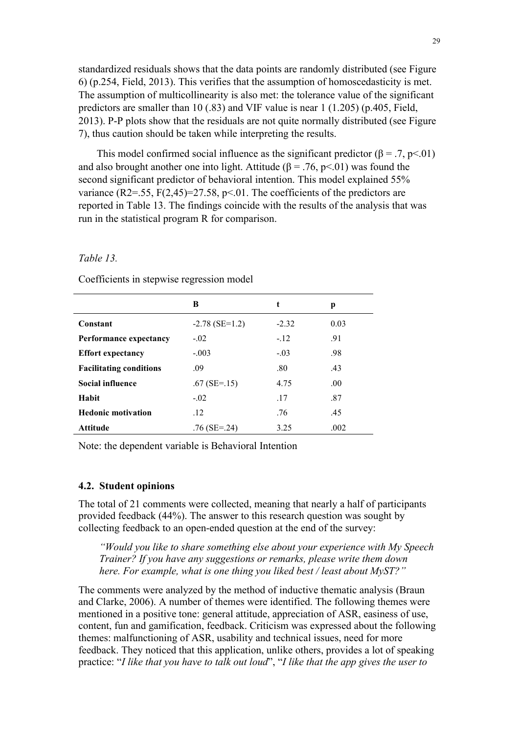standardized residuals shows that the data points are randomly distributed (see Figure 6) (p.254, Field, 2013). This verifies that the assumption of homoscedasticity is met. The assumption of multicollinearity is also met: the tolerance value of the significant predictors are smaller than 10 (.83) and VIF value is near 1 (1.205) (p.405, Field, 2013). P-P plots show that the residuals are not quite normally distributed (see Figure 7), thus caution should be taken while interpreting the results.

This model confirmed social influence as the significant predictor ($\beta = .7$, $p<.01$) and also brought another one into light. Attitude ($\beta = .76$, $p<.01$) was found the second significant predictor of behavioral intention. This model explained 55% variance ($R2=.55$, $F(2,45)=27.58$, $p<.01$. The coefficients of the predictors are reported in Table 13. The findings coincide with the results of the analysis that was run in the statistical program R for comparison.

*Table 13.*

Coefficients in stepwise regression model

| | **B** | **t** | **p** |
|---|---|---|---|
| **Constant** | -2.78 (SE=1.2) | -2.32 | 0.03 |
| **Performance expectancy** | -.02 | -.12 | .91 |
| **Effort expectancy** | -.003 | -.03 | .98 |
| **Facilitating conditions** | .09 | .80 | .43 |
| **Social influence** | .67 (SE=.15) | 4.75 | .00 |
| **Habit** | -.02 | .17 | .87 |
| **Hedonic motivation** | .12 | .76 | .45 |
| **Attitude** | .76 (SE=.24) | 3.25 | .002 |

Note: the dependent variable is Behavioral Intention

### 4.2. Student opinions

The total of 21 comments were collected, meaning that nearly a half of participants provided feedback (44%). The answer to this research question was sought by collecting feedback to an open-ended question at the end of the survey:

> *"Would you like to share something else about your experience with My Speech Trainer? If you have any suggestions or remarks, please write them down here. For example, what is one thing you liked best / least about MyST?"*

The comments were analyzed by the method of inductive thematic analysis (Braun and Clarke, 2006). A number of themes were identified. The following themes were mentioned in a positive tone: general attitude, appreciation of ASR, easiness of use, content, fun and gamification, feedback. Criticism was expressed about the following themes: malfunctioning of ASR, usability and technical issues, need for more feedback. They noticed that this application, unlike others, provides a lot of speaking practice: "*I like that you have to talk out loud*", "*I like that the app gives the user to*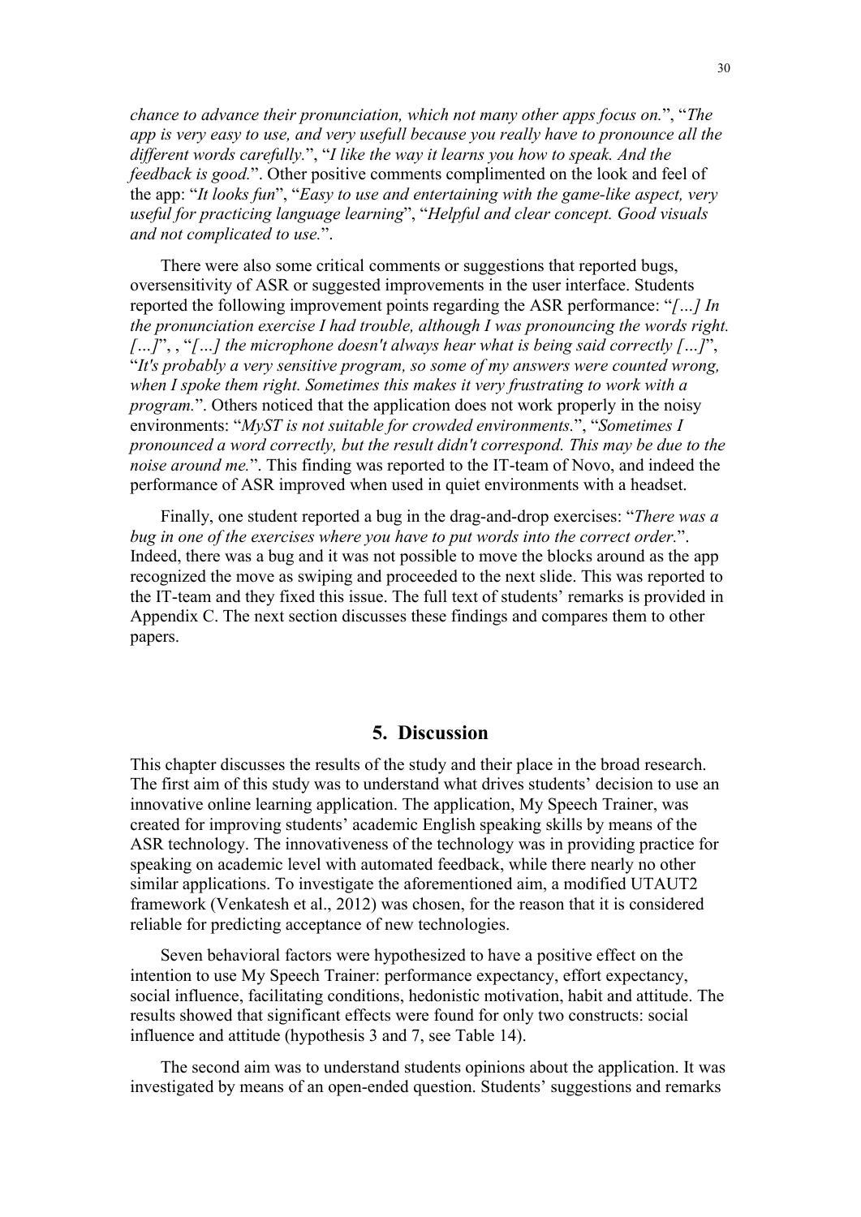*chance to advance their pronunciation, which not many other apps focus on.*", "*The app is very easy to use, and very usefull because you really have to pronounce all the different words carefully.*", "*I like the way it learns you how to speak. And the feedback is good.*". Other positive comments complimented on the look and feel of the app: "*It looks fun*", "*Easy to use and entertaining with the game-like aspect, very useful for practicing language learning*", "*Helpful and clear concept. Good visuals and not complicated to use.*".

There were also some critical comments or suggestions that reported bugs, oversensitivity of ASR or suggested improvements in the user interface. Students reported the following improvement points regarding the ASR performance: "*[…] In the pronunciation exercise I had trouble, although I was pronouncing the words right. […]*", , "*[…] the microphone doesn't always hear what is being said correctly […]*", "*It's probably a very sensitive program, so some of my answers were counted wrong, when I spoke them right. Sometimes this makes it very frustrating to work with a program.*". Others noticed that the application does not work properly in the noisy environments: "*MyST is not suitable for crowded environments.*", "*Sometimes I pronounced a word correctly, but the result didn't correspond. This may be due to the noise around me.*". This finding was reported to the IT-team of Novo, and indeed the performance of ASR improved when used in quiet environments with a headset.

Finally, one student reported a bug in the drag-and-drop exercises: "*There was a bug in one of the exercises where you have to put words into the correct order.*". Indeed, there was a bug and it was not possible to move the blocks around as the app recognized the move as swiping and proceeded to the next slide. This was reported to the IT-team and they fixed this issue. The full text of students' remarks is provided in Appendix C. The next section discusses these findings and compares them to other papers.

## 5. Discussion

This chapter discusses the results of the study and their place in the broad research. The first aim of this study was to understand what drives students' decision to use an innovative online learning application. The application, My Speech Trainer, was created for improving students' academic English speaking skills by means of the ASR technology. The innovativeness of the technology was in providing practice for speaking on academic level with automated feedback, while there nearly no other similar applications. To investigate the aforementioned aim, a modified UTAUT2 framework (Venkatesh et al., 2012) was chosen, for the reason that it is considered reliable for predicting acceptance of new technologies.

Seven behavioral factors were hypothesized to have a positive effect on the intention to use My Speech Trainer: performance expectancy, effort expectancy, social influence, facilitating conditions, hedonistic motivation, habit and attitude. The results showed that significant effects were found for only two constructs: social influence and attitude (hypothesis 3 and 7, see Table 14).

The second aim was to understand students opinions about the application. It was investigated by means of an open-ended question. Students' suggestions and remarks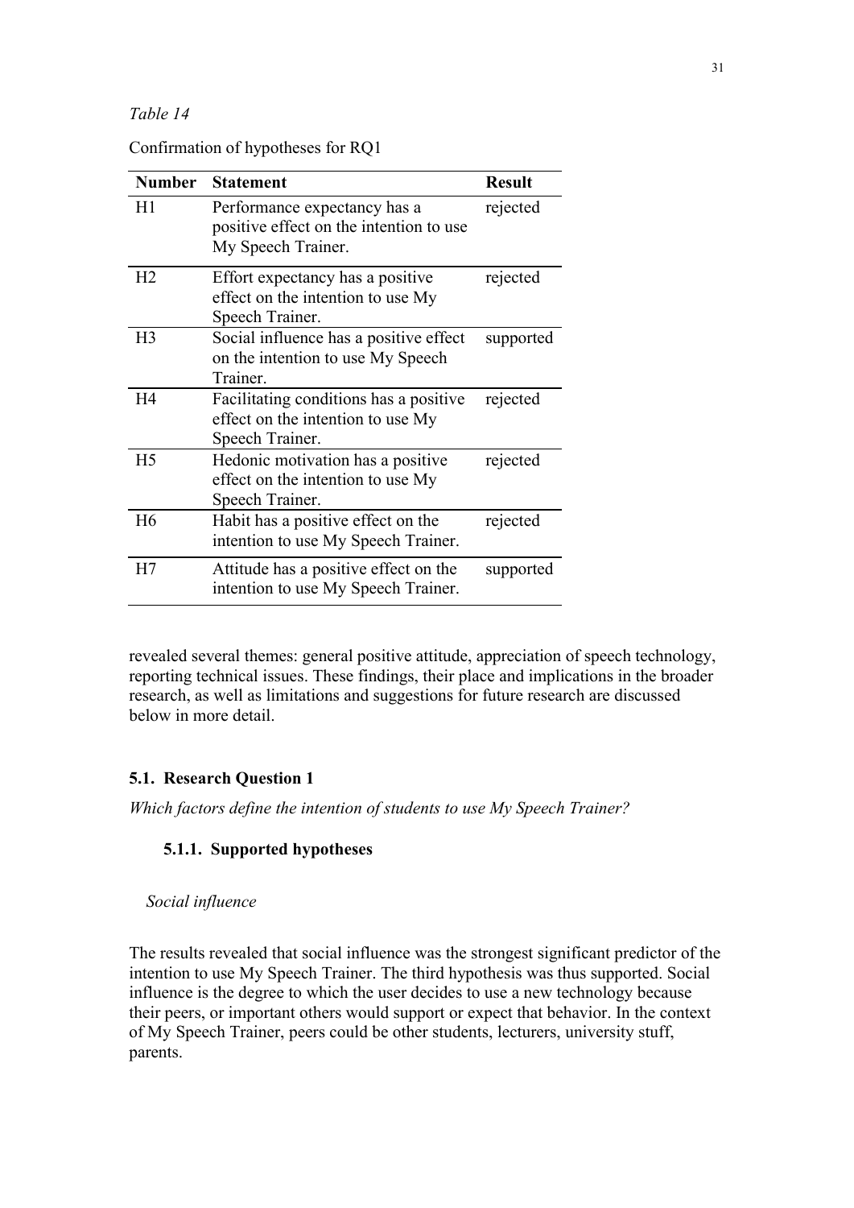*Table 14*

Confirmation of hypotheses for RQ1

| Number | Statement | Result |
|---|---|---|
| H1 | Performance expectancy has a positive effect on the intention to use My Speech Trainer. | rejected |
| H2 | Effort expectancy has a positive effect on the intention to use My Speech Trainer. | rejected |
| H3 | Social influence has a positive effect on the intention to use My Speech Trainer. | supported |
| H4 | Facilitating conditions has a positive effect on the intention to use My Speech Trainer. | rejected |
| H5 | Hedonic motivation has a positive effect on the intention to use My Speech Trainer. | rejected |
| H6 | Habit has a positive effect on the intention to use My Speech Trainer. | rejected |
| H7 | Attitude has a positive effect on the intention to use My Speech Trainer. | supported |

revealed several themes: general positive attitude, appreciation of speech technology, reporting technical issues. These findings, their place and implications in the broader research, as well as limitations and suggestions for future research are discussed below in more detail.

## 5.1. Research Question 1

*Which factors define the intention of students to use My Speech Trainer?*

### 5.1.1. Supported hypotheses

*Social influence*

The results revealed that social influence was the strongest significant predictor of the intention to use My Speech Trainer. The third hypothesis was thus supported. Social influence is the degree to which the user decides to use a new technology because their peers, or important others would support or expect that behavior. In the context of My Speech Trainer, peers could be other students, lecturers, university stuff, parents.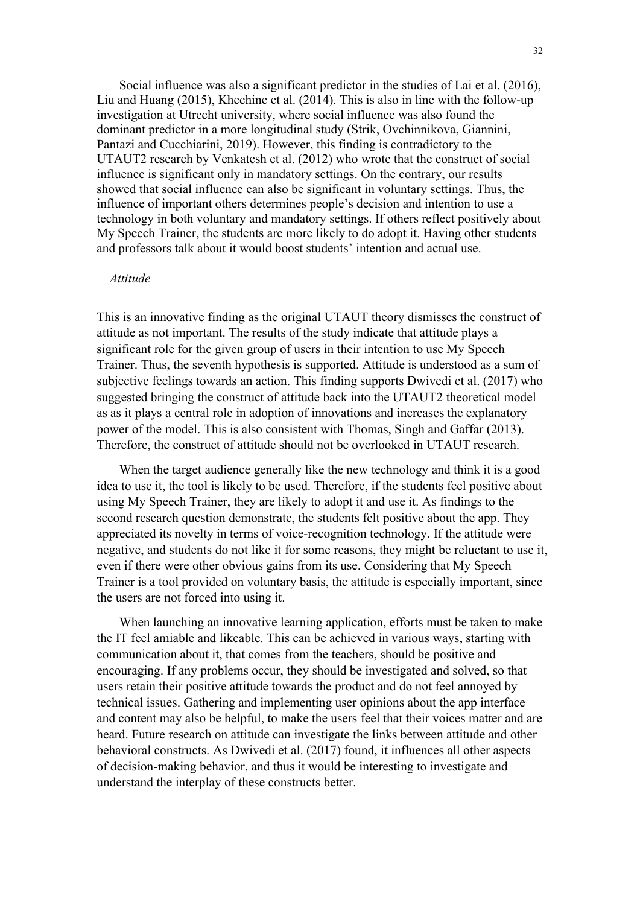Social influence was also a significant predictor in the studies of Lai et al. (2016), Liu and Huang (2015), Khechine et al. (2014). This is also in line with the follow-up investigation at Utrecht university, where social influence was also found the dominant predictor in a more longitudinal study (Strik, Ovchinnikova, Giannini, Pantazi and Cucchiarini, 2019). However, this finding is contradictory to the UTAUT2 research by Venkatesh et al. (2012) who wrote that the construct of social influence is significant only in mandatory settings. On the contrary, our results showed that social influence can also be significant in voluntary settings. Thus, the influence of important others determines people's decision and intention to use a technology in both voluntary and mandatory settings. If others reflect positively about My Speech Trainer, the students are more likely to do adopt it. Having other students and professors talk about it would boost students' intention and actual use.

*Attitude*

This is an innovative finding as the original UTAUT theory dismisses the construct of attitude as not important. The results of the study indicate that attitude plays a significant role for the given group of users in their intention to use My Speech Trainer. Thus, the seventh hypothesis is supported. Attitude is understood as a sum of subjective feelings towards an action. This finding supports Dwivedi et al. (2017) who suggested bringing the construct of attitude back into the UTAUT2 theoretical model as as it plays a central role in adoption of innovations and increases the explanatory power of the model. This is also consistent with Thomas, Singh and Gaffar (2013). Therefore, the construct of attitude should not be overlooked in UTAUT research.

When the target audience generally like the new technology and think it is a good idea to use it, the tool is likely to be used. Therefore, if the students feel positive about using My Speech Trainer, they are likely to adopt it and use it. As findings to the second research question demonstrate, the students felt positive about the app. They appreciated its novelty in terms of voice-recognition technology. If the attitude were negative, and students do not like it for some reasons, they might be reluctant to use it, even if there were other obvious gains from its use. Considering that My Speech Trainer is a tool provided on voluntary basis, the attitude is especially important, since the users are not forced into using it.

When launching an innovative learning application, efforts must be taken to make the IT feel amiable and likeable. This can be achieved in various ways, starting with communication about it, that comes from the teachers, should be positive and encouraging. If any problems occur, they should be investigated and solved, so that users retain their positive attitude towards the product and do not feel annoyed by technical issues. Gathering and implementing user opinions about the app interface and content may also be helpful, to make the users feel that their voices matter and are heard. Future research on attitude can investigate the links between attitude and other behavioral constructs. As Dwivedi et al. (2017) found, it influences all other aspects of decision-making behavior, and thus it would be interesting to investigate and understand the interplay of these constructs better.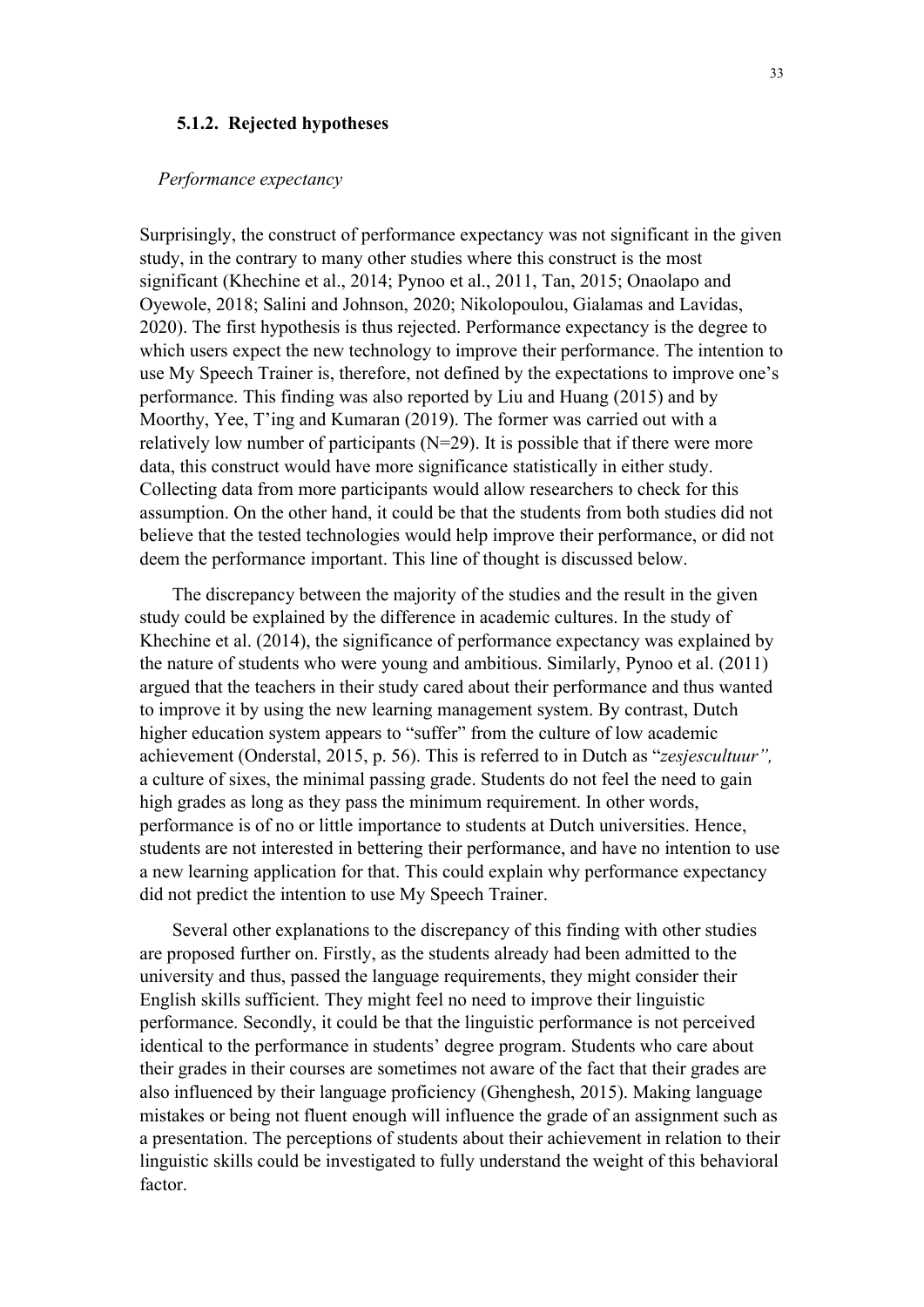### 5.1.2. Rejected hypotheses

*Performance expectancy*

Surprisingly, the construct of performance expectancy was not significant in the given study, in the contrary to many other studies where this construct is the most significant (Khechine et al., 2014; Pynoo et al., 2011, Tan, 2015; Onaolapo and Oyewole, 2018; Salini and Johnson, 2020; Nikolopoulou, Gialamas and Lavidas, 2020). The first hypothesis is thus rejected. Performance expectancy is the degree to which users expect the new technology to improve their performance. The intention to use My Speech Trainer is, therefore, not defined by the expectations to improve one's performance. This finding was also reported by Liu and Huang (2015) and by Moorthy, Yee, T'ing and Kumaran (2019). The former was carried out with a relatively low number of participants (N=29). It is possible that if there were more data, this construct would have more significance statistically in either study. Collecting data from more participants would allow researchers to check for this assumption. On the other hand, it could be that the students from both studies did not believe that the tested technologies would help improve their performance, or did not deem the performance important. This line of thought is discussed below.

The discrepancy between the majority of the studies and the result in the given study could be explained by the difference in academic cultures. In the study of Khechine et al. (2014), the significance of performance expectancy was explained by the nature of students who were young and ambitious. Similarly, Pynoo et al. (2011) argued that the teachers in their study cared about their performance and thus wanted to improve it by using the new learning management system. By contrast, Dutch higher education system appears to "suffer" from the culture of low academic achievement (Onderstal, 2015, p. 56). This is referred to in Dutch as "*zesjescultuur",* a culture of sixes, the minimal passing grade. Students do not feel the need to gain high grades as long as they pass the minimum requirement. In other words, performance is of no or little importance to students at Dutch universities. Hence, students are not interested in bettering their performance, and have no intention to use a new learning application for that. This could explain why performance expectancy did not predict the intention to use My Speech Trainer.

Several other explanations to the discrepancy of this finding with other studies are proposed further on. Firstly, as the students already had been admitted to the university and thus, passed the language requirements, they might consider their English skills sufficient. They might feel no need to improve their linguistic performance. Secondly, it could be that the linguistic performance is not perceived identical to the performance in students' degree program. Students who care about their grades in their courses are sometimes not aware of the fact that their grades are also influenced by their language proficiency (Ghenghesh, 2015). Making language mistakes or being not fluent enough will influence the grade of an assignment such as a presentation. The perceptions of students about their achievement in relation to their linguistic skills could be investigated to fully understand the weight of this behavioral factor.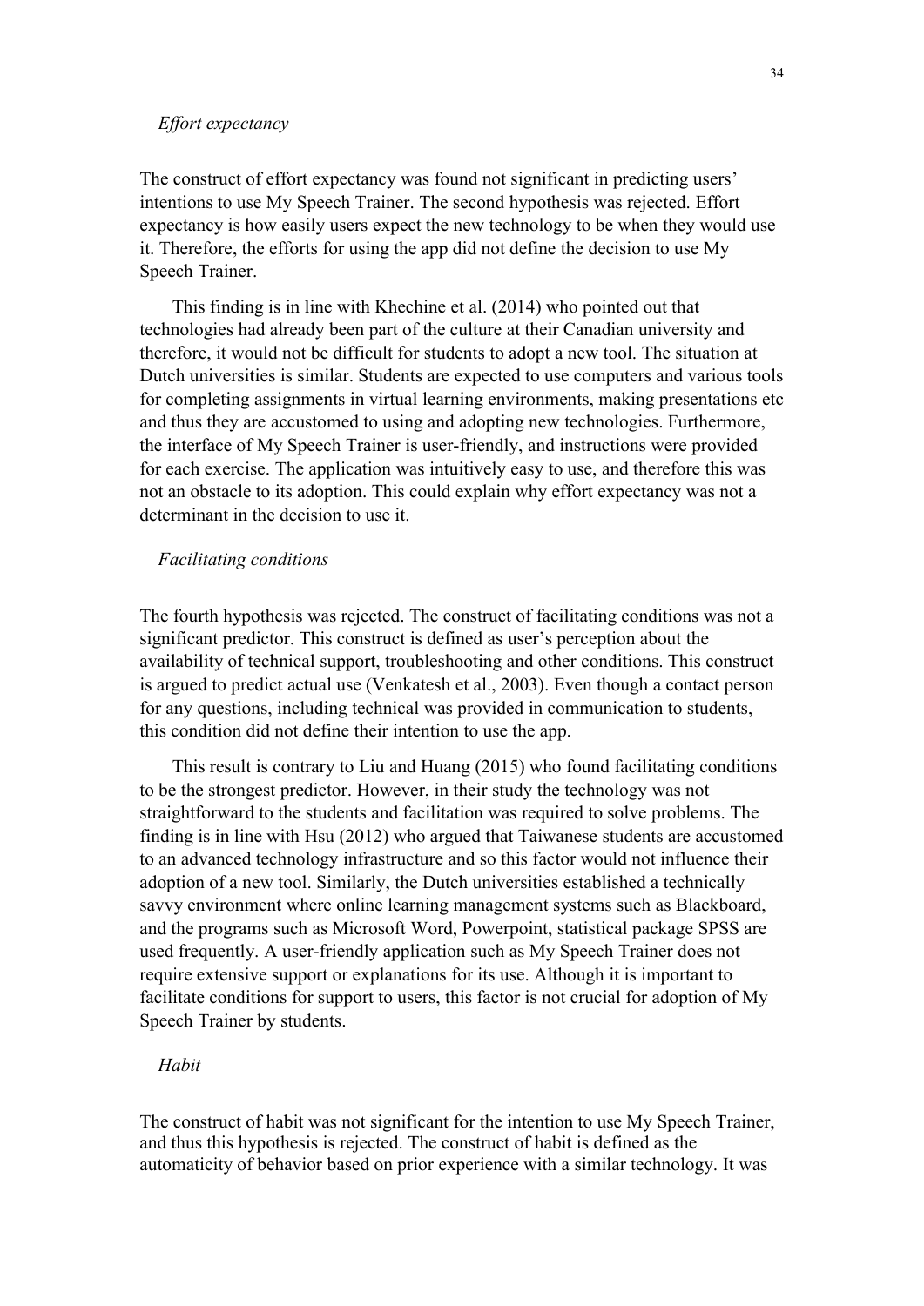*Effort expectancy*

The construct of effort expectancy was found not significant in predicting users' intentions to use My Speech Trainer. The second hypothesis was rejected. Effort expectancy is how easily users expect the new technology to be when they would use it. Therefore, the efforts for using the app did not define the decision to use My Speech Trainer.

This finding is in line with Khechine et al. (2014) who pointed out that technologies had already been part of the culture at their Canadian university and therefore, it would not be difficult for students to adopt a new tool. The situation at Dutch universities is similar. Students are expected to use computers and various tools for completing assignments in virtual learning environments, making presentations etc and thus they are accustomed to using and adopting new technologies. Furthermore, the interface of My Speech Trainer is user-friendly, and instructions were provided for each exercise. The application was intuitively easy to use, and therefore this was not an obstacle to its adoption. This could explain why effort expectancy was not a determinant in the decision to use it.

*Facilitating conditions*

The fourth hypothesis was rejected. The construct of facilitating conditions was not a significant predictor. This construct is defined as user's perception about the availability of technical support, troubleshooting and other conditions. This construct is argued to predict actual use (Venkatesh et al., 2003). Even though a contact person for any questions, including technical was provided in communication to students, this condition did not define their intention to use the app.

This result is contrary to Liu and Huang (2015) who found facilitating conditions to be the strongest predictor. However, in their study the technology was not straightforward to the students and facilitation was required to solve problems. The finding is in line with Hsu (2012) who argued that Taiwanese students are accustomed to an advanced technology infrastructure and so this factor would not influence their adoption of a new tool. Similarly, the Dutch universities established a technically savvy environment where online learning management systems such as Blackboard, and the programs such as Microsoft Word, Powerpoint, statistical package SPSS are used frequently. A user-friendly application such as My Speech Trainer does not require extensive support or explanations for its use. Although it is important to facilitate conditions for support to users, this factor is not crucial for adoption of My Speech Trainer by students.

*Habit*

The construct of habit was not significant for the intention to use My Speech Trainer, and thus this hypothesis is rejected. The construct of habit is defined as the automaticity of behavior based on prior experience with a similar technology. It was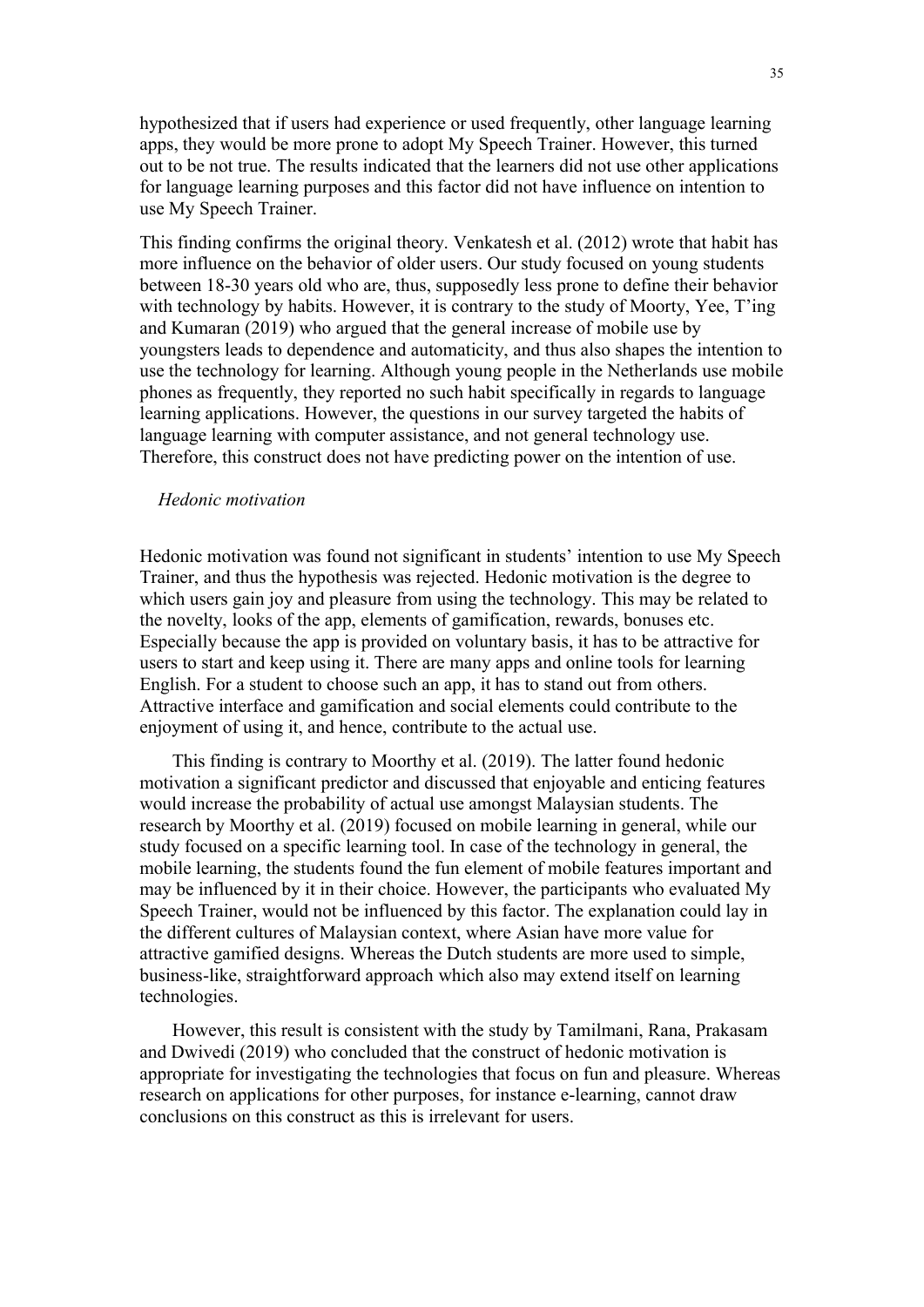hypothesized that if users had experience or used frequently, other language learning apps, they would be more prone to adopt My Speech Trainer. However, this turned out to be not true. The results indicated that the learners did not use other applications for language learning purposes and this factor did not have influence on intention to use My Speech Trainer.

This finding confirms the original theory. Venkatesh et al. (2012) wrote that habit has more influence on the behavior of older users. Our study focused on young students between 18-30 years old who are, thus, supposedly less prone to define their behavior with technology by habits. However, it is contrary to the study of Moorty, Yee, T'ing and Kumaran (2019) who argued that the general increase of mobile use by youngsters leads to dependence and automaticity, and thus also shapes the intention to use the technology for learning. Although young people in the Netherlands use mobile phones as frequently, they reported no such habit specifically in regards to language learning applications. However, the questions in our survey targeted the habits of language learning with computer assistance, and not general technology use. Therefore, this construct does not have predicting power on the intention of use.

*Hedonic motivation*

Hedonic motivation was found not significant in students' intention to use My Speech Trainer, and thus the hypothesis was rejected. Hedonic motivation is the degree to which users gain joy and pleasure from using the technology. This may be related to the novelty, looks of the app, elements of gamification, rewards, bonuses etc. Especially because the app is provided on voluntary basis, it has to be attractive for users to start and keep using it. There are many apps and online tools for learning English. For a student to choose such an app, it has to stand out from others. Attractive interface and gamification and social elements could contribute to the enjoyment of using it, and hence, contribute to the actual use.

This finding is contrary to Moorthy et al. (2019). The latter found hedonic motivation a significant predictor and discussed that enjoyable and enticing features would increase the probability of actual use amongst Malaysian students. The research by Moorthy et al. (2019) focused on mobile learning in general, while our study focused on a specific learning tool. In case of the technology in general, the mobile learning, the students found the fun element of mobile features important and may be influenced by it in their choice. However, the participants who evaluated My Speech Trainer, would not be influenced by this factor. The explanation could lay in the different cultures of Malaysian context, where Asian have more value for attractive gamified designs. Whereas the Dutch students are more used to simple, business-like, straightforward approach which also may extend itself on learning technologies.

However, this result is consistent with the study by Tamilmani, Rana, Prakasam and Dwivedi (2019) who concluded that the construct of hedonic motivation is appropriate for investigating the technologies that focus on fun and pleasure. Whereas research on applications for other purposes, for instance e-learning, cannot draw conclusions on this construct as this is irrelevant for users.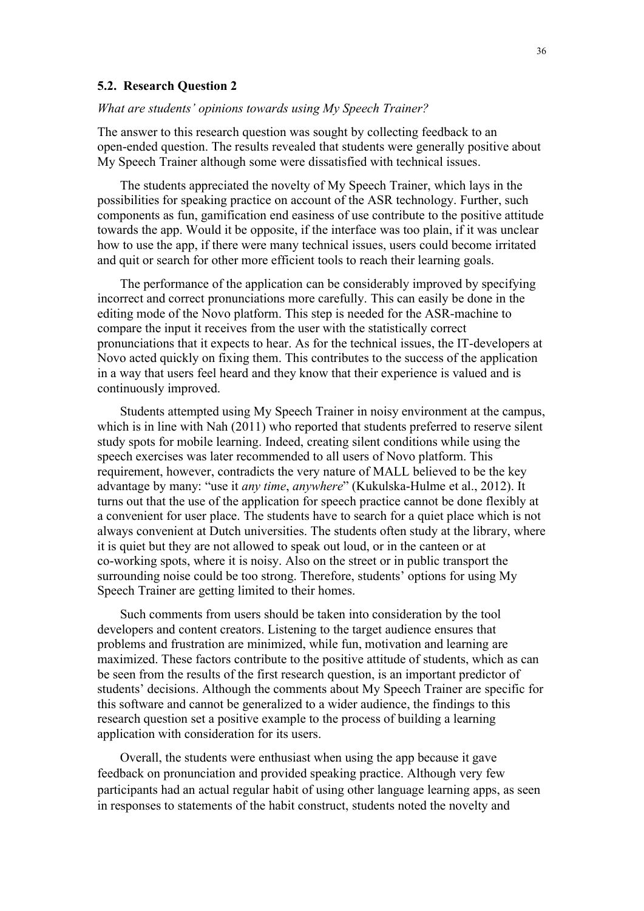### 5.2. Research Question 2

*What are students' opinions towards using My Speech Trainer?*

The answer to this research question was sought by collecting feedback to an open-ended question. The results revealed that students were generally positive about My Speech Trainer although some were dissatisfied with technical issues.

The students appreciated the novelty of My Speech Trainer, which lays in the possibilities for speaking practice on account of the ASR technology. Further, such components as fun, gamification end easiness of use contribute to the positive attitude towards the app. Would it be opposite, if the interface was too plain, if it was unclear how to use the app, if there were many technical issues, users could become irritated and quit or search for other more efficient tools to reach their learning goals.

The performance of the application can be considerably improved by specifying incorrect and correct pronunciations more carefully. This can easily be done in the editing mode of the Novo platform. This step is needed for the ASR-machine to compare the input it receives from the user with the statistically correct pronunciations that it expects to hear. As for the technical issues, the IT-developers at Novo acted quickly on fixing them. This contributes to the success of the application in a way that users feel heard and they know that their experience is valued and is continuously improved.

Students attempted using My Speech Trainer in noisy environment at the campus, which is in line with Nah (2011) who reported that students preferred to reserve silent study spots for mobile learning. Indeed, creating silent conditions while using the speech exercises was later recommended to all users of Novo platform. This requirement, however, contradicts the very nature of MALL believed to be the key advantage by many: "use it *any time*, *anywhere*" (Kukulska-Hulme et al., 2012). It turns out that the use of the application for speech practice cannot be done flexibly at a convenient for user place. The students have to search for a quiet place which is not always convenient at Dutch universities. The students often study at the library, where it is quiet but they are not allowed to speak out loud, or in the canteen or at co-working spots, where it is noisy. Also on the street or in public transport the surrounding noise could be too strong. Therefore, students' options for using My Speech Trainer are getting limited to their homes.

Such comments from users should be taken into consideration by the tool developers and content creators. Listening to the target audience ensures that problems and frustration are minimized, while fun, motivation and learning are maximized. These factors contribute to the positive attitude of students, which as can be seen from the results of the first research question, is an important predictor of students' decisions. Although the comments about My Speech Trainer are specific for this software and cannot be generalized to a wider audience, the findings to this research question set a positive example to the process of building a learning application with consideration for its users.

Overall, the students were enthusiast when using the app because it gave feedback on pronunciation and provided speaking practice. Although very few participants had an actual regular habit of using other language learning apps, as seen in responses to statements of the habit construct, students noted the novelty and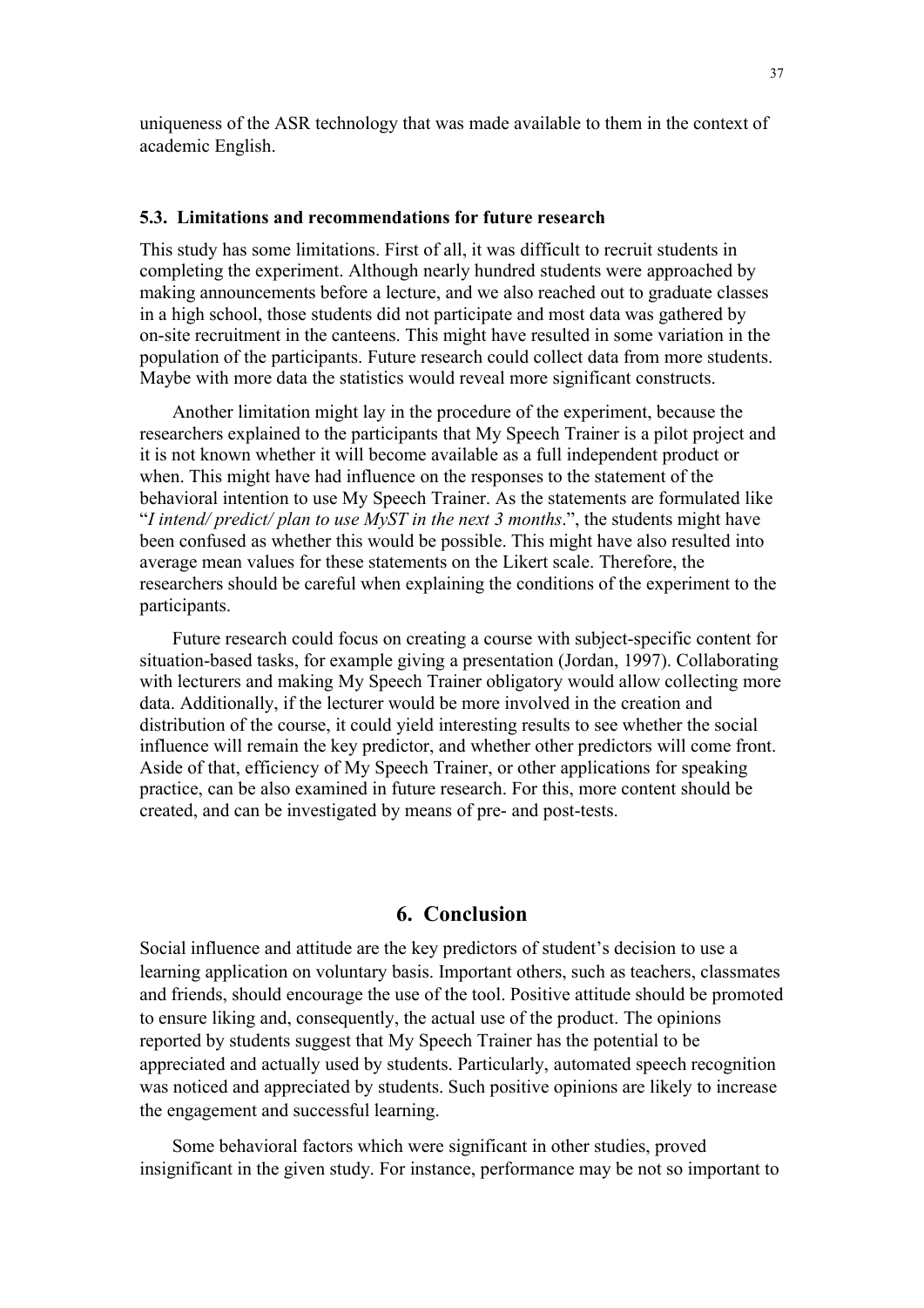uniqueness of the ASR technology that was made available to them in the context of academic English.

### 5.3. Limitations and recommendations for future research

This study has some limitations. First of all, it was difficult to recruit students in completing the experiment. Although nearly hundred students were approached by making announcements before a lecture, and we also reached out to graduate classes in a high school, those students did not participate and most data was gathered by on-site recruitment in the canteens. This might have resulted in some variation in the population of the participants. Future research could collect data from more students. Maybe with more data the statistics would reveal more significant constructs.

Another limitation might lay in the procedure of the experiment, because the researchers explained to the participants that My Speech Trainer is a pilot project and it is not known whether it will become available as a full independent product or when. This might have had influence on the responses to the statement of the behavioral intention to use My Speech Trainer. As the statements are formulated like "*I intend/ predict/ plan to use MyST in the next 3 months*.", the students might have been confused as whether this would be possible. This might have also resulted into average mean values for these statements on the Likert scale. Therefore, the researchers should be careful when explaining the conditions of the experiment to the participants.

Future research could focus on creating a course with subject-specific content for situation-based tasks, for example giving a presentation (Jordan, 1997). Collaborating with lecturers and making My Speech Trainer obligatory would allow collecting more data. Additionally, if the lecturer would be more involved in the creation and distribution of the course, it could yield interesting results to see whether the social influence will remain the key predictor, and whether other predictors will come front. Aside of that, efficiency of My Speech Trainer, or other applications for speaking practice, can be also examined in future research. For this, more content should be created, and can be investigated by means of pre- and post-tests.

## 6. Conclusion

Social influence and attitude are the key predictors of student's decision to use a learning application on voluntary basis. Important others, such as teachers, classmates and friends, should encourage the use of the tool. Positive attitude should be promoted to ensure liking and, consequently, the actual use of the product. The opinions reported by students suggest that My Speech Trainer has the potential to be appreciated and actually used by students. Particularly, automated speech recognition was noticed and appreciated by students. Such positive opinions are likely to increase the engagement and successful learning.

Some behavioral factors which were significant in other studies, proved insignificant in the given study. For instance, performance may be not so important to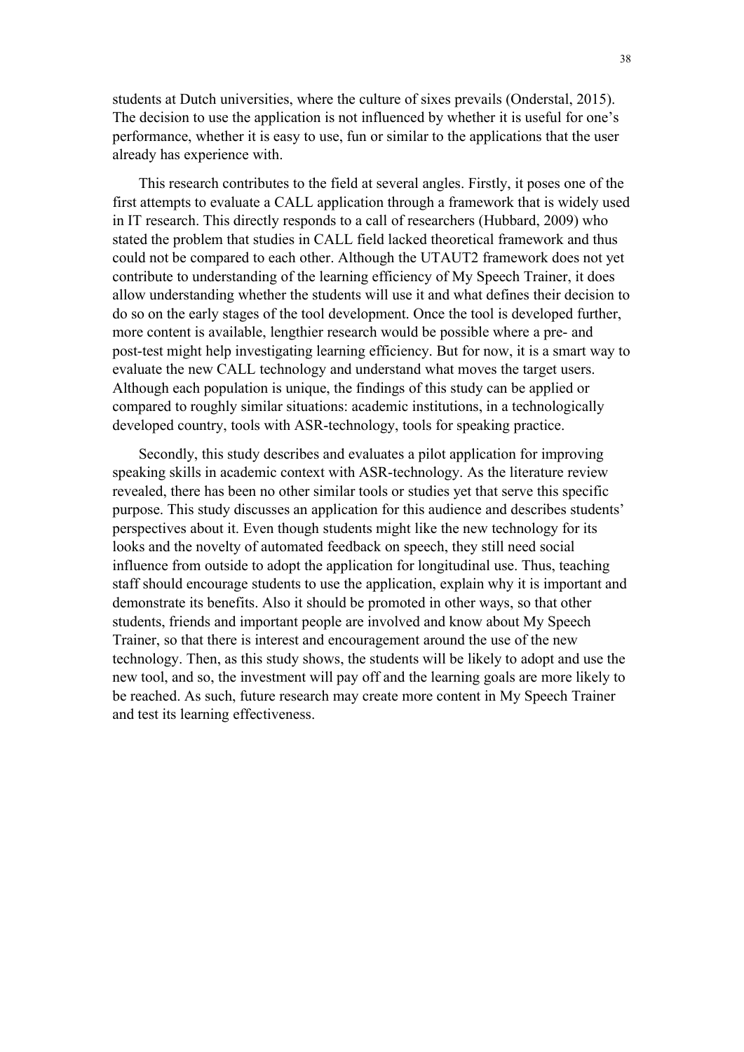students at Dutch universities, where the culture of sixes prevails (Onderstal, 2015). The decision to use the application is not influenced by whether it is useful for one's performance, whether it is easy to use, fun or similar to the applications that the user already has experience with.

This research contributes to the field at several angles. Firstly, it poses one of the first attempts to evaluate a CALL application through a framework that is widely used in IT research. This directly responds to a call of researchers (Hubbard, 2009) who stated the problem that studies in CALL field lacked theoretical framework and thus could not be compared to each other. Although the UTAUT2 framework does not yet contribute to understanding of the learning efficiency of My Speech Trainer, it does allow understanding whether the students will use it and what defines their decision to do so on the early stages of the tool development. Once the tool is developed further, more content is available, lengthier research would be possible where a pre- and post-test might help investigating learning efficiency. But for now, it is a smart way to evaluate the new CALL technology and understand what moves the target users. Although each population is unique, the findings of this study can be applied or compared to roughly similar situations: academic institutions, in a technologically developed country, tools with ASR-technology, tools for speaking practice.

Secondly, this study describes and evaluates a pilot application for improving speaking skills in academic context with ASR-technology. As the literature review revealed, there has been no other similar tools or studies yet that serve this specific purpose. This study discusses an application for this audience and describes students' perspectives about it. Even though students might like the new technology for its looks and the novelty of automated feedback on speech, they still need social influence from outside to adopt the application for longitudinal use. Thus, teaching staff should encourage students to use the application, explain why it is important and demonstrate its benefits. Also it should be promoted in other ways, so that other students, friends and important people are involved and know about My Speech Trainer, so that there is interest and encouragement around the use of the new technology. Then, as this study shows, the students will be likely to adopt and use the new tool, and so, the investment will pay off and the learning goals are more likely to be reached. As such, future research may create more content in My Speech Trainer and test its learning effectiveness.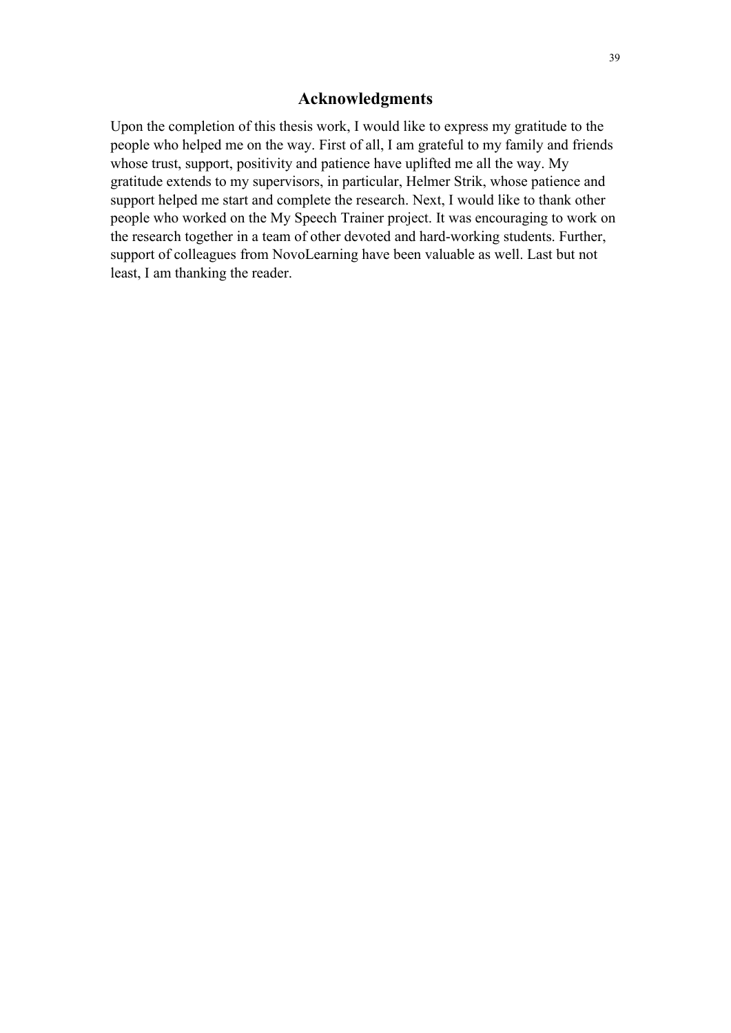## Acknowledgments

Upon the completion of this thesis work, I would like to express my gratitude to the people who helped me on the way. First of all, I am grateful to my family and friends whose trust, support, positivity and patience have uplifted me all the way. My gratitude extends to my supervisors, in particular, Helmer Strik, whose patience and support helped me start and complete the research. Next, I would like to thank other people who worked on the My Speech Trainer project. It was encouraging to work on the research together in a team of other devoted and hard-working students. Further, support of colleagues from NovoLearning have been valuable as well. Last but not least, I am thanking the reader.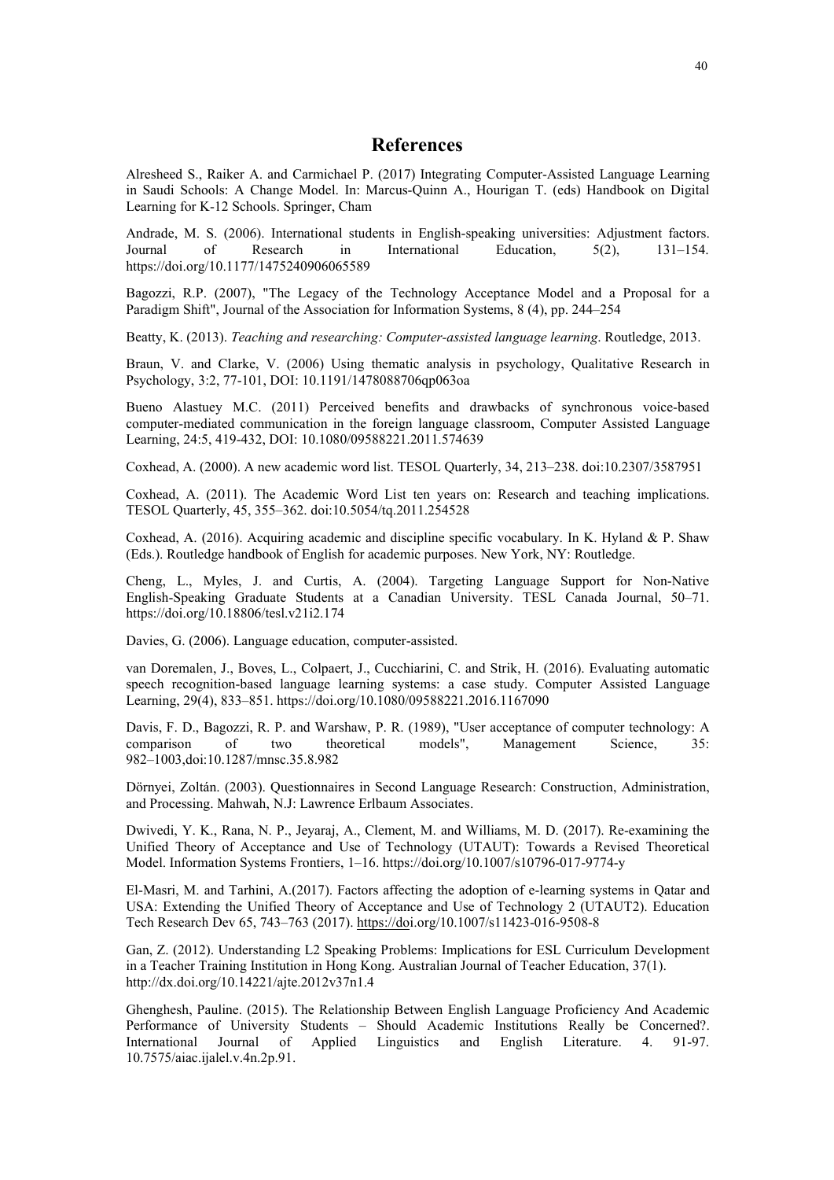# References

Alresheed S., Raiker A. and Carmichael P. (2017) Integrating Computer-Assisted Language Learning in Saudi Schools: A Change Model. In: Marcus-Quinn A., Hourigan T. (eds) Handbook on Digital Learning for K-12 Schools. Springer, Cham

Andrade, M. S. (2006). International students in English-speaking universities: Adjustment factors. Journal of Research in International Education, 5(2), 131–154. https://doi.org/10.1177/1475240906065589

Bagozzi, R.P. (2007), "The Legacy of the Technology Acceptance Model and a Proposal for a Paradigm Shift", Journal of the Association for Information Systems, 8 (4), pp. 244–254

Beatty, K. (2013). *Teaching and researching: Computer-assisted language learning*. Routledge, 2013.

Braun, V. and Clarke, V. (2006) Using thematic analysis in psychology, Qualitative Research in Psychology, 3:2, 77-101, DOI: 10.1191/1478088706qp063oa

Bueno Alastuey M.C. (2011) Perceived benefits and drawbacks of synchronous voice-based computer-mediated communication in the foreign language classroom, Computer Assisted Language Learning, 24:5, 419-432, DOI: 10.1080/09588221.2011.574639

Coxhead, A. (2000). A new academic word list. TESOL Quarterly, 34, 213–238. doi:10.2307/3587951

Coxhead, A. (2011). The Academic Word List ten years on: Research and teaching implications. TESOL Quarterly, 45, 355–362. doi:10.5054/tq.2011.254528

Coxhead, A. (2016). Acquiring academic and discipline specific vocabulary. In K. Hyland & P. Shaw (Eds.). Routledge handbook of English for academic purposes. New York, NY: Routledge.

Cheng, L., Myles, J. and Curtis, A. (2004). Targeting Language Support for Non-Native English-Speaking Graduate Students at a Canadian University. TESL Canada Journal, 50–71. https://doi.org/10.18806/tesl.v21i2.174

Davies, G. (2006). Language education, computer-assisted.

van Doremalen, J., Boves, L., Colpaert, J., Cucchiarini, C. and Strik, H. (2016). Evaluating automatic speech recognition-based language learning systems: a case study. Computer Assisted Language Learning, 29(4), 833–851. https://doi.org/10.1080/09588221.2016.1167090

Davis, F. D., Bagozzi, R. P. and Warshaw, P. R. (1989), "User acceptance of computer technology: A comparison of two theoretical models", Management Science, 35: 982–1003,doi:10.1287/mnsc.35.8.982

Dörnyei, Zoltán. (2003). Questionnaires in Second Language Research: Construction, Administration, and Processing. Mahwah, N.J: Lawrence Erlbaum Associates.

Dwivedi, Y. K., Rana, N. P., Jeyaraj, A., Clement, M. and Williams, M. D. (2017). Re-examining the Unified Theory of Acceptance and Use of Technology (UTAUT): Towards a Revised Theoretical Model. Information Systems Frontiers, 1–16. https://doi.org/10.1007/s10796-017-9774-y

El-Masri, M. and Tarhini, A.(2017). Factors affecting the adoption of e-learning systems in Qatar and USA: Extending the Unified Theory of Acceptance and Use of Technology 2 (UTAUT2). Education Tech Research Dev 65, 743–763 (2017). https://doi.org/10.1007/s11423-016-9508-8

Gan, Z. (2012). Understanding L2 Speaking Problems: Implications for ESL Curriculum Development in a Teacher Training Institution in Hong Kong. Australian Journal of Teacher Education, 37(1). http://dx.doi.org/10.14221/ajte.2012v37n1.4

Ghenghesh, Pauline. (2015). The Relationship Between English Language Proficiency And Academic Performance of University Students – Should Academic Institutions Really be Concerned?. International Journal of Applied Linguistics and English Literature. 4. 91-97. 10.7575/aiac.ijalel.v.4n.2p.91.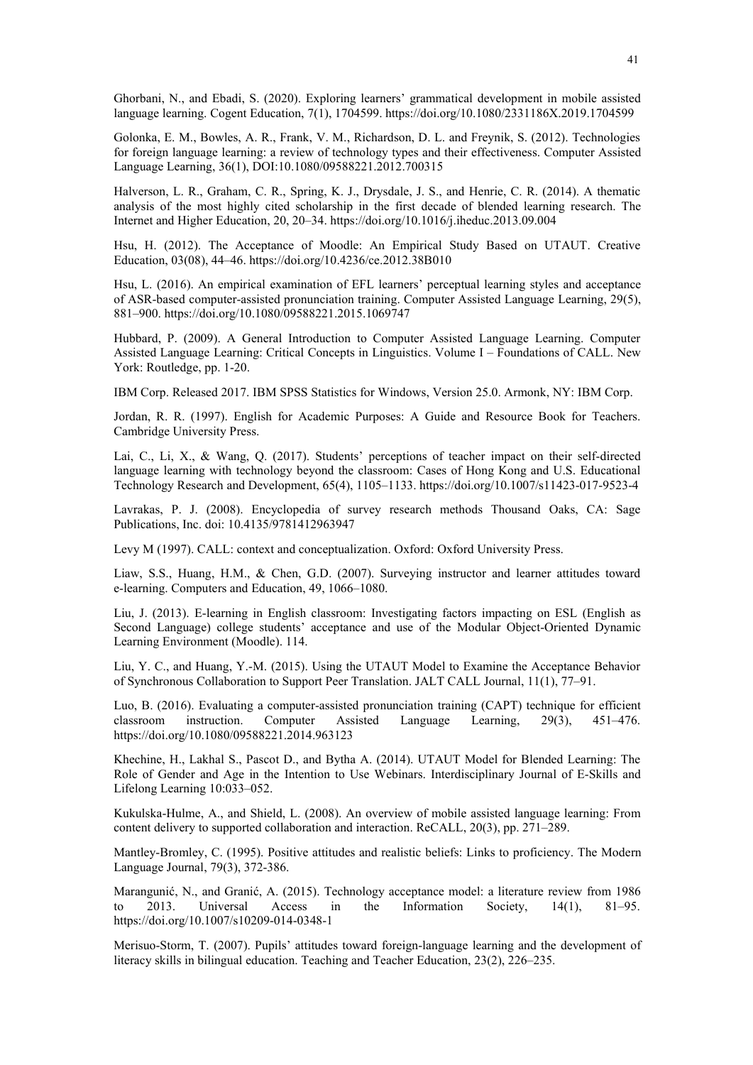Ghorbani, N., and Ebadi, S. (2020). Exploring learners' grammatical development in mobile assisted language learning. Cogent Education, 7(1), 1704599. https://doi.org/10.1080/2331186X.2019.1704599

Golonka, E. M., Bowles, A. R., Frank, V. M., Richardson, D. L. and Freynik, S. (2012). Technologies for foreign language learning: a review of technology types and their effectiveness. Computer Assisted Language Learning, 36(1), DOI:10.1080/09588221.2012.700315

Halverson, L. R., Graham, C. R., Spring, K. J., Drysdale, J. S., and Henrie, C. R. (2014). A thematic analysis of the most highly cited scholarship in the first decade of blended learning research. The Internet and Higher Education, 20, 20–34. https://doi.org/10.1016/j.iheduc.2013.09.004

Hsu, H. (2012). The Acceptance of Moodle: An Empirical Study Based on UTAUT. Creative Education, 03(08), 44–46. https://doi.org/10.4236/ce.2012.38B010

Hsu, L. (2016). An empirical examination of EFL learners' perceptual learning styles and acceptance of ASR-based computer-assisted pronunciation training. Computer Assisted Language Learning, 29(5), 881–900. https://doi.org/10.1080/09588221.2015.1069747

Hubbard, P. (2009). A General Introduction to Computer Assisted Language Learning. Computer Assisted Language Learning: Critical Concepts in Linguistics. Volume I – Foundations of CALL. New York: Routledge, pp. 1-20.

IBM Corp. Released 2017. IBM SPSS Statistics for Windows, Version 25.0. Armonk, NY: IBM Corp.

Jordan, R. R. (1997). English for Academic Purposes: A Guide and Resource Book for Teachers. Cambridge University Press.

Lai, C., Li, X., & Wang, Q. (2017). Students' perceptions of teacher impact on their self-directed language learning with technology beyond the classroom: Cases of Hong Kong and U.S. Educational Technology Research and Development, 65(4), 1105–1133. https://doi.org/10.1007/s11423-017-9523-4

Lavrakas, P. J. (2008). Encyclopedia of survey research methods Thousand Oaks, CA: Sage Publications, Inc. doi: 10.4135/9781412963947

Levy M (1997). CALL: context and conceptualization. Oxford: Oxford University Press.

Liaw, S.S., Huang, H.M., & Chen, G.D. (2007). Surveying instructor and learner attitudes toward e-learning. Computers and Education, 49, 1066–1080.

Liu, J. (2013). E-learning in English classroom: Investigating factors impacting on ESL (English as Second Language) college students' acceptance and use of the Modular Object-Oriented Dynamic Learning Environment (Moodle). 114.

Liu, Y. C., and Huang, Y.-M. (2015). Using the UTAUT Model to Examine the Acceptance Behavior of Synchronous Collaboration to Support Peer Translation. JALT CALL Journal, 11(1), 77–91.

Luo, B. (2016). Evaluating a computer-assisted pronunciation training (CAPT) technique for efficient classroom instruction. Computer Assisted Language Learning, 29(3), 451–476. https://doi.org/10.1080/09588221.2014.963123

Khechine, H., Lakhal S., Pascot D., and Bytha A. (2014). UTAUT Model for Blended Learning: The Role of Gender and Age in the Intention to Use Webinars. Interdisciplinary Journal of E-Skills and Lifelong Learning 10:033–052.

Kukulska-Hulme, A., and Shield, L. (2008). An overview of mobile assisted language learning: From content delivery to supported collaboration and interaction. ReCALL, 20(3), pp. 271–289.

Mantley-Bromley, C. (1995). Positive attitudes and realistic beliefs: Links to proficiency. The Modern Language Journal, 79(3), 372-386.

Marangunić, N., and Granić, A. (2015). Technology acceptance model: a literature review from 1986 to 2013. Universal Access in the Information Society, 14(1), 81–95. https://doi.org/10.1007/s10209-014-0348-1

Merisuo-Storm, T. (2007). Pupils' attitudes toward foreign-language learning and the development of literacy skills in bilingual education. Teaching and Teacher Education, 23(2), 226–235.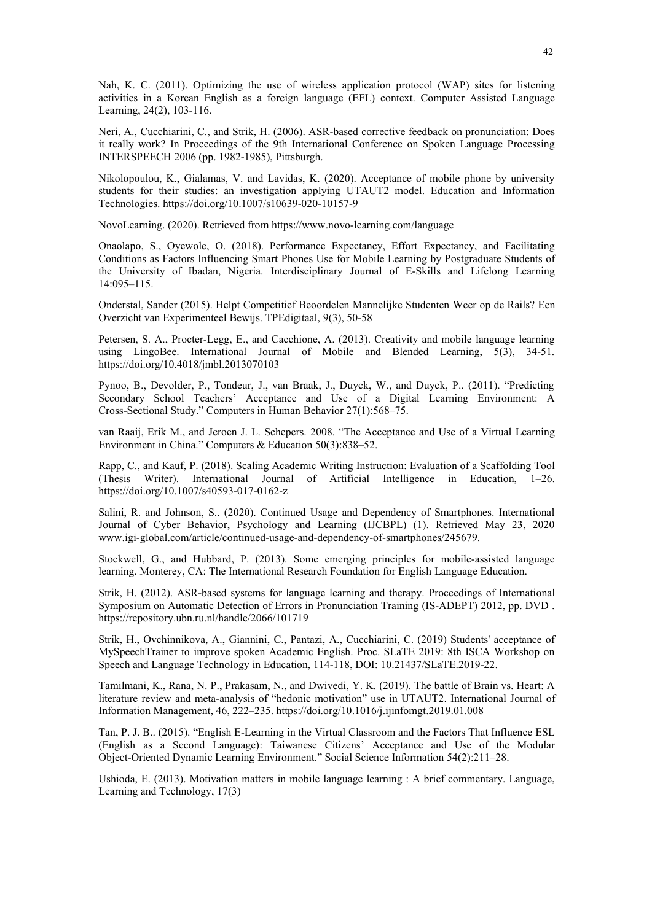Nah, K. C. (2011). Optimizing the use of wireless application protocol (WAP) sites for listening activities in a Korean English as a foreign language (EFL) context. Computer Assisted Language Learning, 24(2), 103-116.

Neri, A., Cucchiarini, C., and Strik, H. (2006). ASR-based corrective feedback on pronunciation: Does it really work? In Proceedings of the 9th International Conference on Spoken Language Processing INTERSPEECH 2006 (pp. 1982-1985), Pittsburgh.

Nikolopoulou, K., Gialamas, V. and Lavidas, K. (2020). Acceptance of mobile phone by university students for their studies: an investigation applying UTAUT2 model. Education and Information Technologies. https://doi.org/10.1007/s10639-020-10157-9

NovoLearning. (2020). Retrieved from https://www.novo-learning.com/language

Onaolapo, S., Oyewole, O. (2018). Performance Expectancy, Effort Expectancy, and Facilitating Conditions as Factors Influencing Smart Phones Use for Mobile Learning by Postgraduate Students of the University of Ibadan, Nigeria. Interdisciplinary Journal of E-Skills and Lifelong Learning 14:095–115.

Onderstal, Sander (2015). Helpt Competitief Beoordelen Mannelijke Studenten Weer op de Rails? Een Overzicht van Experimenteel Bewijs. TPEdigitaal, 9(3), 50-58

Petersen, S. A., Procter-Legg, E., and Cacchione, A. (2013). Creativity and mobile language learning using LingoBee. International Journal of Mobile and Blended Learning, 5(3), 34-51. https://doi.org/10.4018/jmbl.2013070103

Pynoo, B., Devolder, P., Tondeur, J., van Braak, J., Duyck, W., and Duyck, P.. (2011). "Predicting Secondary School Teachers' Acceptance and Use of a Digital Learning Environment: A Cross-Sectional Study." Computers in Human Behavior 27(1):568–75.

van Raaij, Erik M., and Jeroen J. L. Schepers. 2008. "The Acceptance and Use of a Virtual Learning Environment in China." Computers & Education 50(3):838–52.

Rapp, C., and Kauf, P. (2018). Scaling Academic Writing Instruction: Evaluation of a Scaffolding Tool (Thesis Writer). International Journal of Artificial Intelligence in Education, 1–26. https://doi.org/10.1007/s40593-017-0162-z

Salini, R. and Johnson, S.. (2020). Continued Usage and Dependency of Smartphones. International Journal of Cyber Behavior, Psychology and Learning (IJCBPL) (1). Retrieved May 23, 2020 www.igi-global.com/article/continued-usage-and-dependency-of-smartphones/245679.

Stockwell, G., and Hubbard, P. (2013). Some emerging principles for mobile-assisted language learning. Monterey, CA: The International Research Foundation for English Language Education.

Strik, H. (2012). ASR-based systems for language learning and therapy. Proceedings of International Symposium on Automatic Detection of Errors in Pronunciation Training (IS-ADEPT) 2012, pp. DVD . https://repository.ubn.ru.nl/handle/2066/101719

Strik, H., Ovchinnikova, A., Giannini, C., Pantazi, A., Cucchiarini, C. (2019) Students' acceptance of MySpeechTrainer to improve spoken Academic English. Proc. SLaTE 2019: 8th ISCA Workshop on Speech and Language Technology in Education, 114-118, DOI: 10.21437/SLaTE.2019-22.

Tamilmani, K., Rana, N. P., Prakasam, N., and Dwivedi, Y. K. (2019). The battle of Brain vs. Heart: A literature review and meta-analysis of "hedonic motivation" use in UTAUT2. International Journal of Information Management, 46, 222–235. https://doi.org/10.1016/j.ijinfomgt.2019.01.008

Tan, P. J. B.. (2015). "English E-Learning in the Virtual Classroom and the Factors That Influence ESL (English as a Second Language): Taiwanese Citizens' Acceptance and Use of the Modular Object-Oriented Dynamic Learning Environment." Social Science Information 54(2):211–28.

Ushioda, E. (2013). Motivation matters in mobile language learning : A brief commentary. Language, Learning and Technology, 17(3)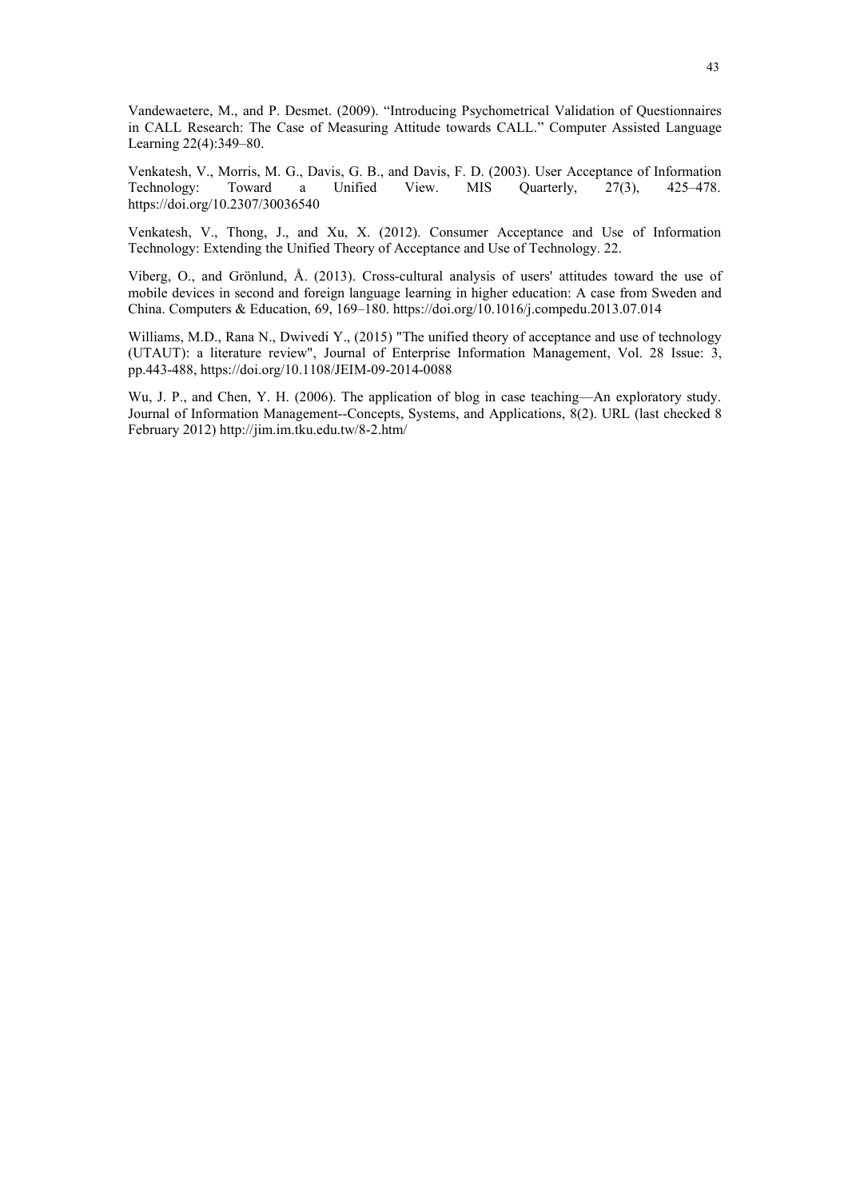Vandewaetere, M., and P. Desmet. (2009). “Introducing Psychometrical Validation of Questionnaires in CALL Research: The Case of Measuring Attitude towards CALL.” Computer Assisted Language Learning 22(4):349–80.

Venkatesh, V., Morris, M. G., Davis, G. B., and Davis, F. D. (2003). User Acceptance of Information Technology: Toward a Unified View. MIS Quarterly, 27(3), 425–478. https://doi.org/10.2307/30036540

Venkatesh, V., Thong, J., and Xu, X. (2012). Consumer Acceptance and Use of Information Technology: Extending the Unified Theory of Acceptance and Use of Technology. 22.

Viberg, O., and Grönlund, Å. (2013). Cross-cultural analysis of users' attitudes toward the use of mobile devices in second and foreign language learning in higher education: A case from Sweden and China. Computers & Education, 69, 169–180. https://doi.org/10.1016/j.compedu.2013.07.014

Williams, M.D., Rana N., Dwivedi Y., (2015) "The unified theory of acceptance and use of technology (UTAUT): a literature review", Journal of Enterprise Information Management, Vol. 28 Issue: 3, pp.443-488, https://doi.org/10.1108/JEIM-09-2014-0088

Wu, J. P., and Chen, Y. H. (2006). The application of blog in case teaching—An exploratory study. Journal of Information Management--Concepts, Systems, and Applications, 8(2). URL (last checked 8 February 2012) http://jim.im.tku.edu.tw/8-2.htm/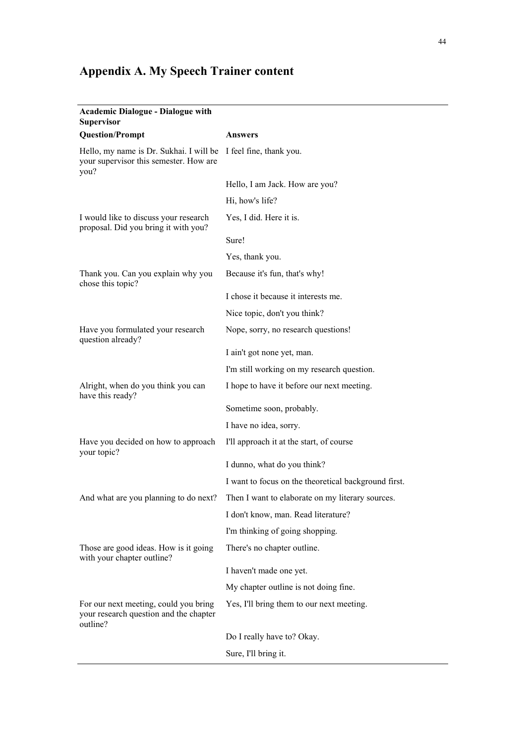# Appendix A. My Speech Trainer content

| **Academic Dialogue - Dialogue with Supervisor** | |
|---|---|
| **Question/Prompt** | **Answers** |
| Hello, my name is Dr. Sukhai. I will be your supervisor this semester. How are you? | I feel fine, thank you. |
| | Hello, I am Jack. How are you? |
| | Hi, how's life? |
| I would like to discuss your research proposal. Did you bring it with you? | Yes, I did. Here it is. |
| | Sure! |
| | Yes, thank you. |
| Thank you. Can you explain why you chose this topic? | Because it's fun, that's why! |
| | I chose it because it interests me. |
| | Nice topic, don't you think? |
| Have you formulated your research question already? | Nope, sorry, no research questions! |
| | I ain't got none yet, man. |
| | I'm still working on my research question. |
| Alright, when do you think you can have this ready? | I hope to have it before our next meeting. |
| | Sometime soon, probably. |
| | I have no idea, sorry. |
| Have you decided on how to approach your topic? | I'll approach it at the start, of course |
| | I dunno, what do you think? |
| | I want to focus on the theoretical background first. |
| And what are you planning to do next? | Then I want to elaborate on my literary sources. |
| | I don't know, man. Read literature? |
| | I'm thinking of going shopping. |
| Those are good ideas. How is it going with your chapter outline? | There's no chapter outline. |
| | I haven't made one yet. |
| | My chapter outline is not doing fine. |
| For our next meeting, could you bring your research question and the chapter outline? | Yes, I'll bring them to our next meeting. |
| | Do I really have to? Okay. |
| | Sure, I'll bring it. |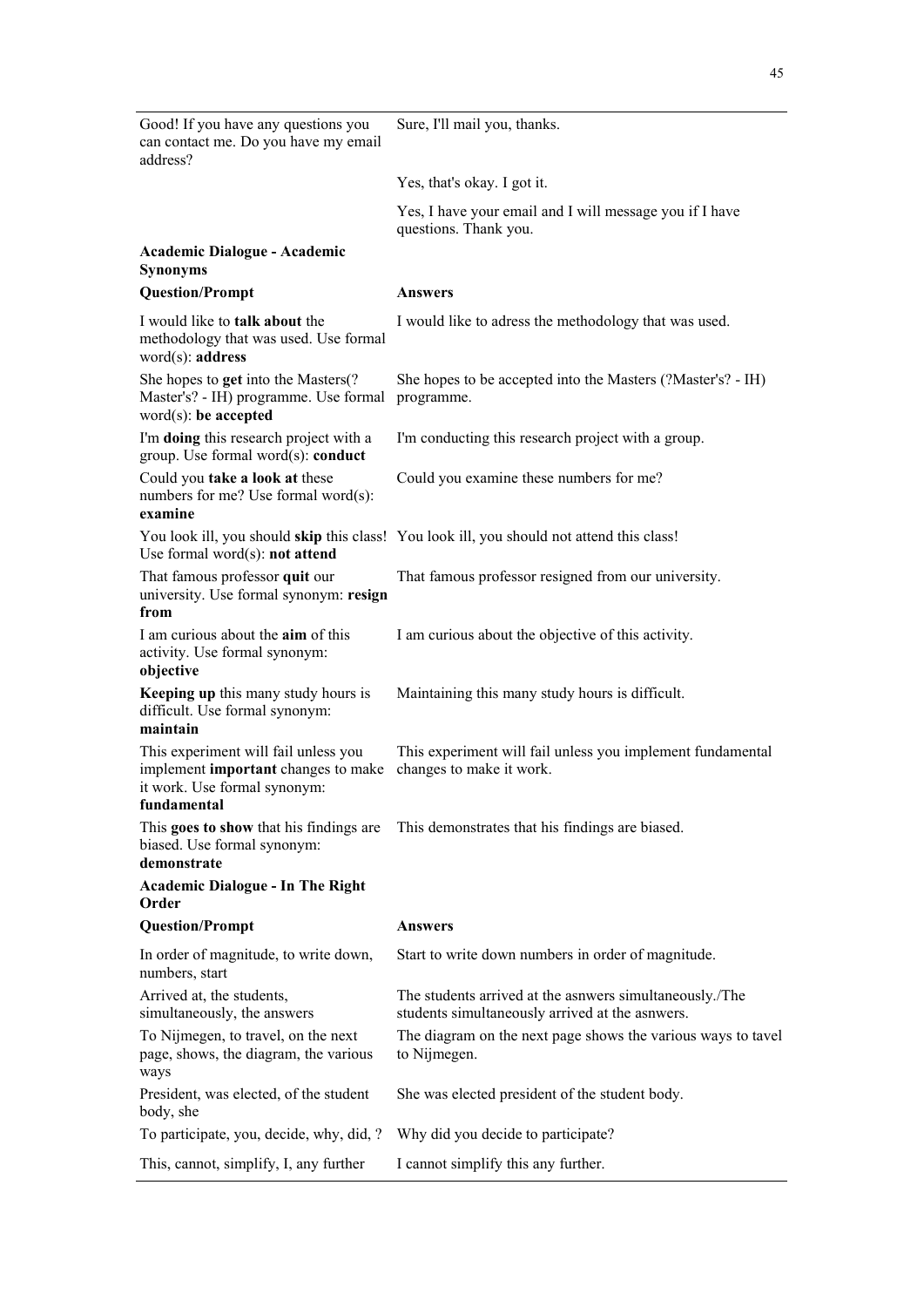| | |
|---|---|
| Good! If you have any questions you can contact me. Do you have my email address? | Sure, I'll mail you, thanks. |
| | Yes, that's okay. I got it. |
| | Yes, I have your email and I will message you if I have questions. Thank you. |
| **Academic Dialogue - Academic Synonyms** | |
| **Question/Prompt** | **Answers** |
| I would like to **talk about** the methodology that was used. Use formal word(s): **address** | I would like to adress the methodology that was used. |
| She hopes to **get** into the Masters(? Master's? - IH) programme. Use formal word(s): **be accepted** | She hopes to be accepted into the Masters (?Master's? - IH) programme. |
| I'm **doing** this research project with a group. Use formal word(s): **conduct** | I'm conducting this research project with a group. |
| Could you **take a look at** these numbers for me? Use formal word(s): **examine** | Could you examine these numbers for me? |
| You look ill, you should **skip** this class! Use formal word(s): **not attend** | You look ill, you should not attend this class! |
| That famous professor **quit** our university. Use formal synonym: **resign from** | That famous professor resigned from our university. |
| I am curious about the **aim** of this activity. Use formal synonym: **objective** | I am curious about the objective of this activity. |
| **Keeping up** this many study hours is difficult. Use formal synonym: **maintain** | Maintaining this many study hours is difficult. |
| This experiment will fail unless you implement **important** changes to make it work. Use formal synonym: **fundamental** | This experiment will fail unless you implement fundamental changes to make it work. |
| This **goes to show** that his findings are biased. Use formal synonym: **demonstrate** | This demonstrates that his findings are biased. |
| **Academic Dialogue - In The Right Order** | |
| **Question/Prompt** | **Answers** |
| In order of magnitude, to write down, numbers, start | Start to write down numbers in order of magnitude. |
| Arrived at, the students, simultaneously, the answers | The students arrived at the asnwers simultaneously./The students simultaneously arrived at the asnwers. |
| To Nijmegen, to travel, on the next page, shows, the diagram, the various ways | The diagram on the next page shows the various ways to tavel to Nijmegen. |
| President, was elected, of the student body, she | She was elected president of the student body. |
| To participate, you, decide, why, did, ? | Why did you decide to participate? |
| This, cannot, simplify, I, any further | I cannot simplify this any further. |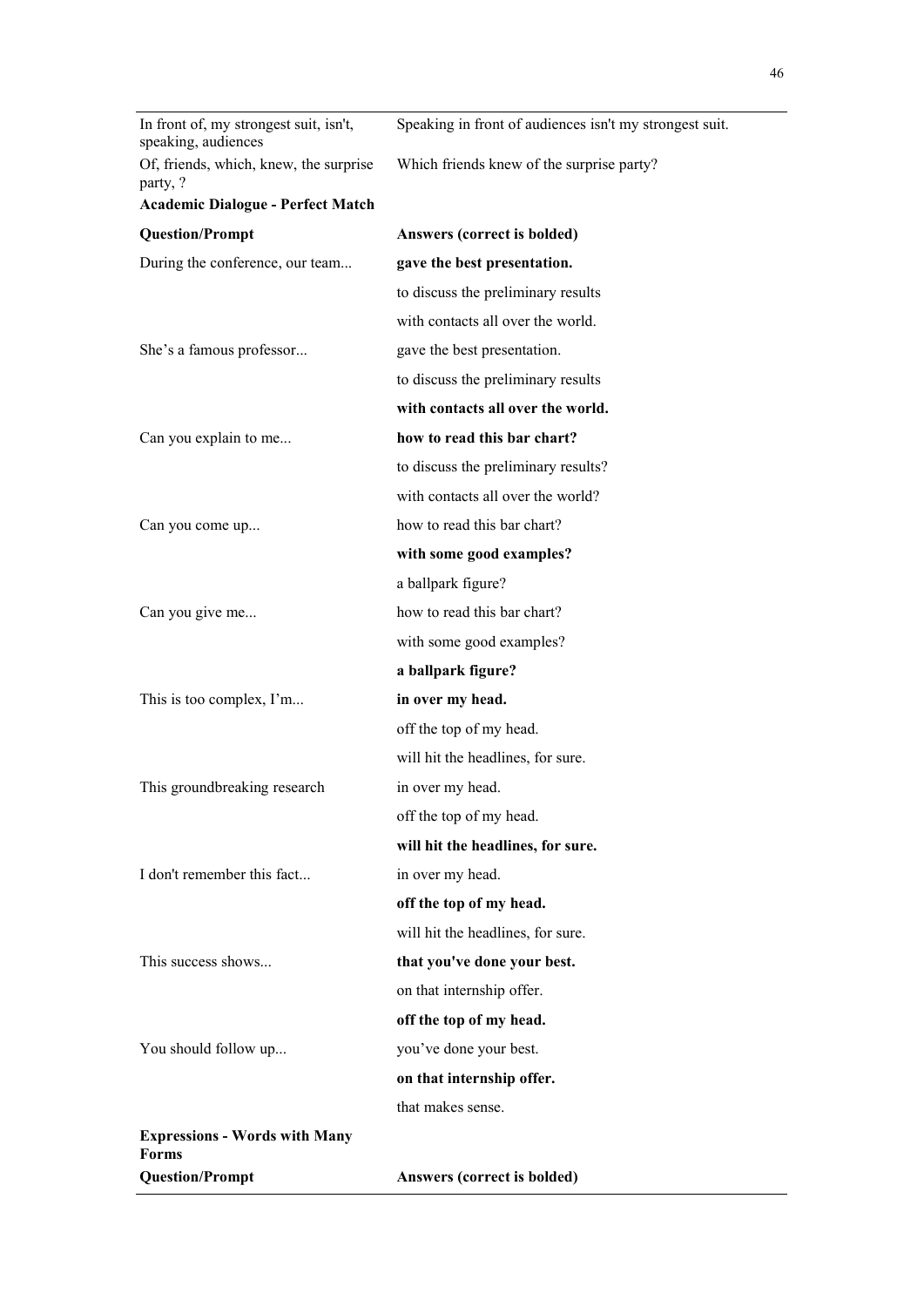| | |
|---|---|
| In front of, my strongest suit, isn't, speaking, audiences | Speaking in front of audiences isn't my strongest suit. |
| Of, friends, which, knew, the surprise party, ? | Which friends knew of the surprise party? |
| **Academic Dialogue - Perfect Match** | |
| **Question/Prompt** | **Answers (correct is bolded)** |
| During the conference, our team... | **gave the best presentation.** |
| | to discuss the preliminary results |
| | with contacts all over the world. |
| She's a famous professor... | gave the best presentation. |
| | to discuss the preliminary results |
| | **with contacts all over the world.** |
| Can you explain to me... | **how to read this bar chart?** |
| | to discuss the preliminary results? |
| | with contacts all over the world? |
| Can you come up... | how to read this bar chart? |
| | **with some good examples?** |
| | a ballpark figure? |
| Can you give me... | how to read this bar chart? |
| | with some good examples? |
| | **a ballpark figure?** |
| This is too complex, I'm... | **in over my head.** |
| | off the top of my head. |
| | will hit the headlines, for sure. |
| This groundbreaking research | in over my head. |
| | off the top of my head. |
| | **will hit the headlines, for sure.** |
| I don't remember this fact... | in over my head. |
| | **off the top of my head.** |
| | will hit the headlines, for sure. |
| This success shows... | **that you've done your best.** |
| | on that internship offer. |
| | **off the top of my head.** |
| You should follow up... | you've done your best. |
| | **on that internship offer.** |
| | that makes sense. |
| **Expressions - Words with Many Forms** | |
| **Question/Prompt** | **Answers (correct is bolded)** |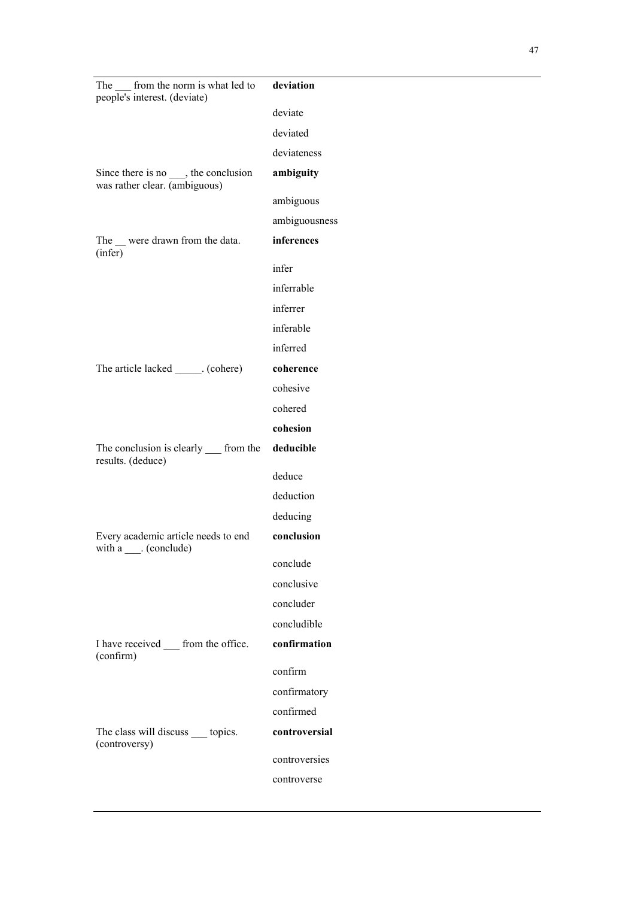| | |
|---|---|
| The ___ from the norm is what led to people's interest. (deviate) | **deviation** |
| | deviate |
| | deviated |
| | deviateness |
| Since there is no ___, the conclusion was rather clear. (ambiguous) | **ambiguity** |
| | ambiguous |
| | ambiguousness |
| The __ were drawn from the data. (infer) | **inferences** |
| | infer |
| | inferrable |
| | inferrer |
| | inferable |
| | inferred |
| The article lacked _____. (cohere) | **coherence** |
| | cohesive |
| | cohered |
| | **cohesion** |
| The conclusion is clearly ___ from the results. (deduce) | **deducible** |
| | deduce |
| | deduction |
| | deducing |
| Every academic article needs to end with a ___. (conclude) | **conclusion** |
| | conclude |
| | conclusive |
| | concluder |
| | concludible |
| I have received ___ from the office. (confirm) | **confirmation** |
| | confirm |
| | confirmatory |
| | confirmed |
| The class will discuss ___ topics. (controversy) | **controversial** |
| | controversies |
| | controverse |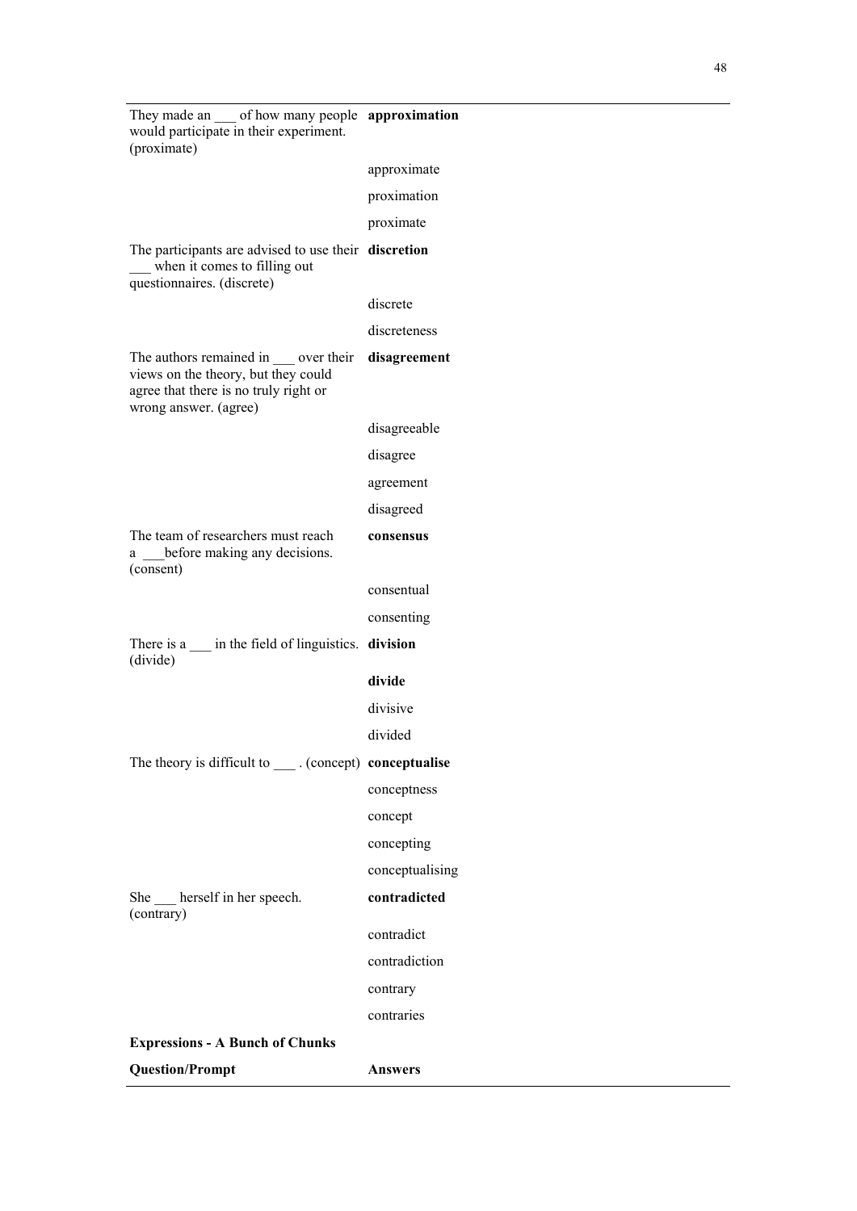| | |
|---|---|
| They made an ___ of how many people would participate in their experiment. (proximate) | **approximation** |
| | approximate |
| | proximation |
| | proximate |
| The participants are advised to use their ___ when it comes to filling out questionnaires. (discrete) | **discretion** |
| | discrete |
| | discreteness |
| The authors remained in ___ over their views on the theory, but they could agree that there is no truly right or wrong answer. (agree) | **disagreement** |
| | disagreeable |
| | disagree |
| | agreement |
| | disagreed |
| The team of researchers must reach a ___before making any decisions. (consent) | **consensus** |
| | consentual |
| | consenting |
| There is a ___ in the field of linguistics. (divide) | **division** |
| | **divide** |
| | divisive |
| | divided |
| The theory is difficult to ___ . (concept) | **conceptualise** |
| | conceptness |
| | concept |
| | concepting |
| | conceptualising |
| She ___ herself in her speech. (contrary) | **contradicted** |
| | contradict |
| | contradiction |
| | contrary |
| | contraries |
| **Expressions - A Bunch of Chunks** | |
| **Question/Prompt** | **Answers** |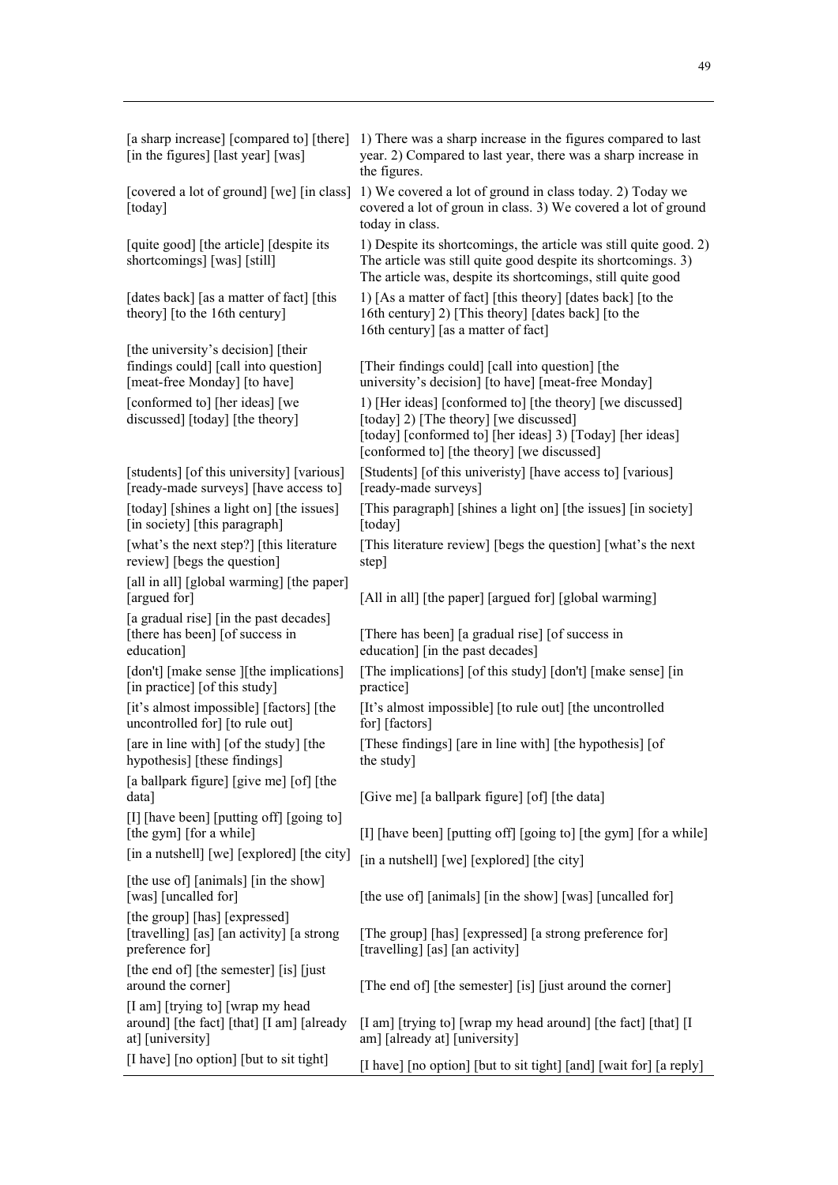| | |
|---|---|
| [a sharp increase] [compared to] [there] [in the figures] [last year] [was] | 1) There was a sharp increase in the figures compared to last year. 2) Compared to last year, there was a sharp increase in the figures. |
| [covered a lot of ground] [we] [in class] [today] | 1) We covered a lot of ground in class today. 2) Today we covered a lot of groun in class. 3) We covered a lot of ground today in class. |
| [quite good] [the article] [despite its shortcomings] [was] [still] | 1) Despite its shortcomings, the article was still quite good. 2) The article was still quite good despite its shortcomings. 3) The article was, despite its shortcomings, still quite good |
| [dates back] [as a matter of fact] [this theory] [to the 16th century] | 1) [As a matter of fact] [this theory] [dates back] [to the 16th century] 2) [This theory] [dates back] [to the 16th century] [as a matter of fact] |
| [the university's decision] [their findings could] [call into question] [meat-free Monday] [to have] | [Their findings could] [call into question] [the university's decision] [to have] [meat-free Monday] |
| [conformed to] [her ideas] [we discussed] [today] [the theory] | 1) [Her ideas] [conformed to] [the theory] [we discussed] [today] 2) [The theory] [we discussed] [today] [conformed to] [her ideas] 3) [Today] [her ideas] [conformed to] [the theory] [we discussed] |
| [students] [of this university] [various] [ready-made surveys] [have access to] | [Students] [of this univeristy] [have access to] [various] [ready-made surveys] |
| [today] [shines a light on] [the issues] [in society] [this paragraph] | [This paragraph] [shines a light on] [the issues] [in society] [today] |
| [what's the next step?] [this literature review] [begs the question] | [This literature review] [begs the question] [what's the next step] |
| [all in all] [global warming] [the paper] [argued for] | [All in all] [the paper] [argued for] [global warming] |
| [a gradual rise] [in the past decades] [there has been] [of success in education] | [There has been] [a gradual rise] [of success in education] [in the past decades] |
| [don't] [make sense ][the implications] [in practice] [of this study] | [The implications] [of this study] [don't] [make sense] [in practice] |
| [it's almost impossible] [factors] [the uncontrolled for] [to rule out] | [It's almost impossible] [to rule out] [the uncontrolled for] [factors] |
| [are in line with] [of the study] [the hypothesis] [these findings] | [These findings] [are in line with] [the hypothesis] [of the study] |
| [a ballpark figure] [give me] [of] [the data] | [Give me] [a ballpark figure] [of] [the data] |
| [I] [have been] [putting off] [going to] [the gym] [for a while] | [I] [have been] [putting off] [going to] [the gym] [for a while] |
| [in a nutshell] [we] [explored] [the city] | [in a nutshell] [we] [explored] [the city] |
| [the use of] [animals] [in the show] [was] [uncalled for] | [the use of] [animals] [in the show] [was] [uncalled for] |
| [the group] [has] [expressed] [travelling] [as] [an activity] [a strong preference for] | [The group] [has] [expressed] [a strong preference for] [travelling] [as] [an activity] |
| [the end of] [the semester] [is] [just around the corner] | [The end of] [the semester] [is] [just around the corner] |
| [I am] [trying to] [wrap my head around] [the fact] [that] [I am] [already at] [university] | [I am] [trying to] [wrap my head around] [the fact] [that] [I am] [already at] [university] |
| [I have] [no option] [but to sit tight] | [I have] [no option] [but to sit tight] [and] [wait for] [a reply] |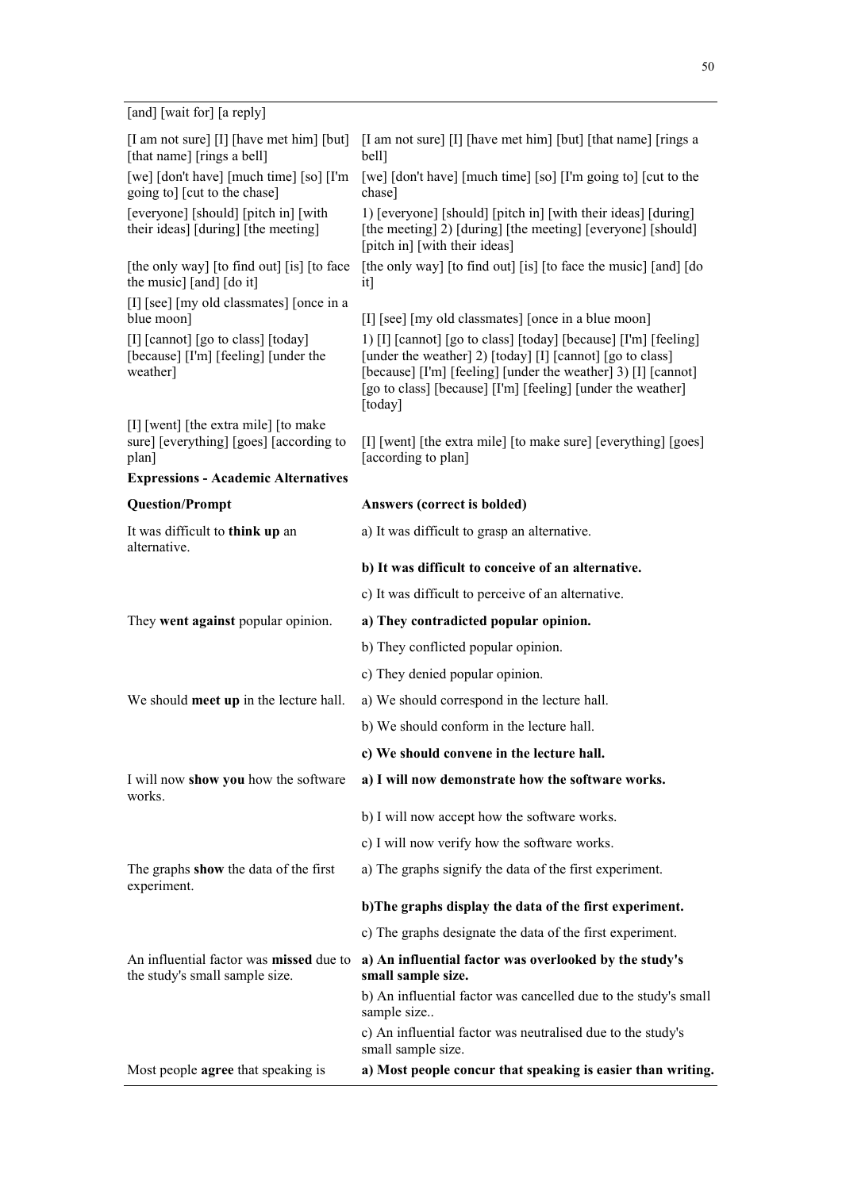| | |
|---|---|
| [and] [wait for] [a reply] | |
| [I am not sure] [I] [have met him] [but] [that name] [rings a bell] | [I am not sure] [I] [have met him] [but] [that name] [rings a bell] |
| [we] [don't have] [much time] [so] [I'm going to] [cut to the chase] | [we] [don't have] [much time] [so] [I'm going to] [cut to the chase] |
| [everyone] [should] [pitch in] [with their ideas] [during] [the meeting] | 1) [everyone] [should] [pitch in] [with their ideas] [during] [the meeting] 2) [during] [the meeting] [everyone] [should] [pitch in] [with their ideas] |
| [the only way] [to find out] [is] [to face the music] [and] [do it] | [the only way] [to find out] [is] [to face the music] [and] [do it] |
| [I] [see] [my old classmates] [once in a blue moon] | [I] [see] [my old classmates] [once in a blue moon] |
| [I] [cannot] [go to class] [today] [because] [I'm] [feeling] [under the weather] | 1) [I] [cannot] [go to class] [today] [because] [I'm] [feeling] [under the weather] 2) [today] [I] [cannot] [go to class] [because] [I'm] [feeling] [under the weather] 3) [I] [cannot] [go to class] [because] [I'm] [feeling] [under the weather] [today] |
| [I] [went] [the extra mile] [to make sure] [everything] [goes] [according to plan] | [I] [went] [the extra mile] [to make sure] [everything] [goes] [according to plan] |
| **Expressions - Academic Alternatives** | |
| **Question/Prompt** | **Answers (correct is bolded)** |
| It was difficult to **think up** an alternative. | a) It was difficult to grasp an alternative. |
| | **b) It was difficult to conceive of an alternative.** |
| | c) It was difficult to perceive of an alternative. |
| They **went against** popular opinion. | **a) They contradicted popular opinion.** |
| | b) They conflicted popular opinion. |
| | c) They denied popular opinion. |
| We should **meet up** in the lecture hall. | a) We should correspond in the lecture hall. |
| | b) We should conform in the lecture hall. |
| | **c) We should convene in the lecture hall.** |
| I will now **show you** how the software works. | **a) I will now demonstrate how the software works.** |
| | b) I will now accept how the software works. |
| | c) I will now verify how the software works. |
| The graphs **show** the data of the first experiment. | a) The graphs signify the data of the first experiment. |
| | **b)The graphs display the data of the first experiment.** |
| | c) The graphs designate the data of the first experiment. |
| An influential factor was **missed** due to the study's small sample size. | **a) An influential factor was overlooked by the study's small sample size.** |
| | b) An influential factor was cancelled due to the study's small sample size.. |
| | c) An influential factor was neutralised due to the study's small sample size. |
| Most people **agree** that speaking is | **a) Most people concur that speaking is easier than writing.** |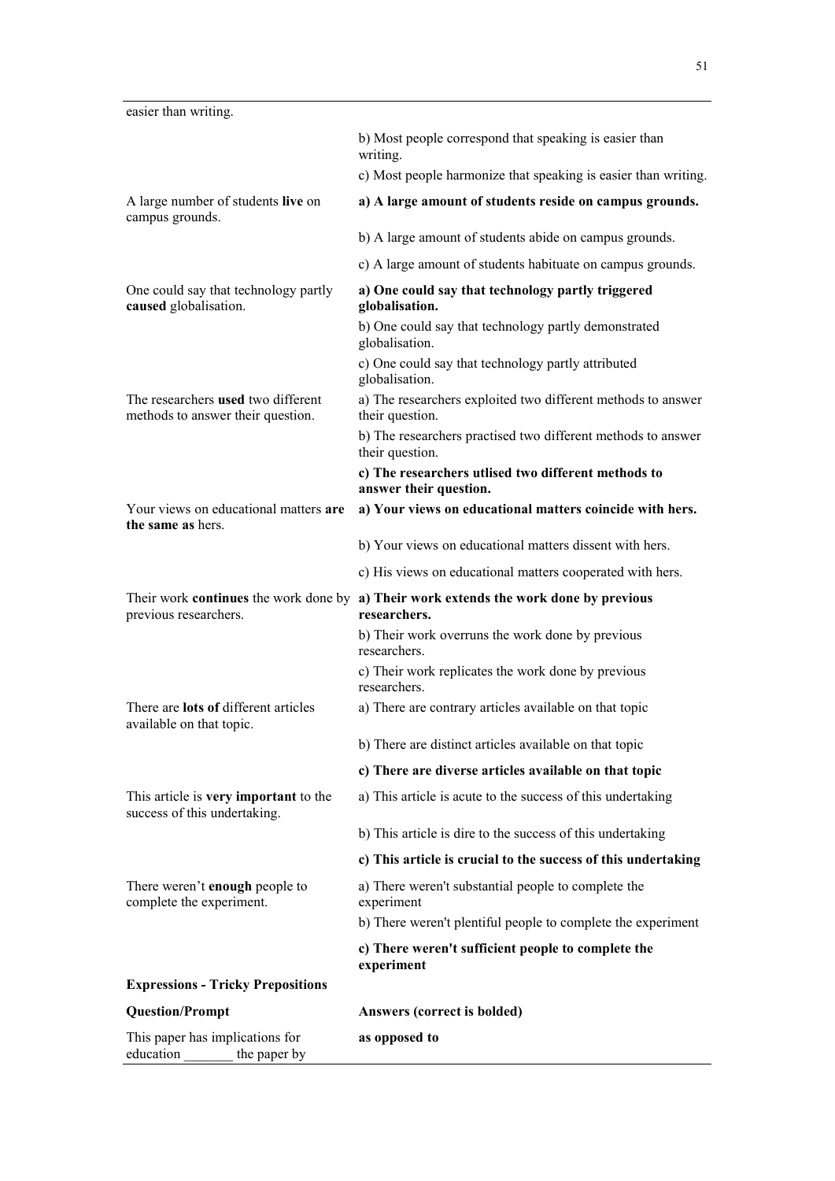| | |
|---|---|
| easier than writing. | |
| | b) Most people correspond that speaking is easier than writing. |
| | c) Most people harmonize that speaking is easier than writing. |
| A large number of students **live** on campus grounds. | **a) A large amount of students reside on campus grounds.** |
| | b) A large amount of students abide on campus grounds. |
| | c) A large amount of students habituate on campus grounds. |
| One could say that technology partly **caused** globalisation. | **a) One could say that technology partly triggered globalisation.** |
| | b) One could say that technology partly demonstrated globalisation. |
| | c) One could say that technology partly attributed globalisation. |
| The researchers **used** two different methods to answer their question. | a) The researchers exploited two different methods to answer their question. |
| | b) The researchers practised two different methods to answer their question. |
| | **c) The researchers utlised two different methods to answer their question.** |
| Your views on educational matters **are the same as** hers. | **a) Your views on educational matters coincide with hers.** |
| | b) Your views on educational matters dissent with hers. |
| | c) His views on educational matters cooperated with hers. |
| Their work **continues** the work done by previous researchers. | **a) Their work extends the work done by previous researchers.** |
| | b) Their work overruns the work done by previous researchers. |
| | c) Their work replicates the work done by previous researchers. |
| There are **lots of** different articles available on that topic. | a) There are contrary articles available on that topic |
| | b) There are distinct articles available on that topic |
| | **c) There are diverse articles available on that topic** |
| This article is **very important** to the success of this undertaking. | a) This article is acute to the success of this undertaking |
| | b) This article is dire to the success of this undertaking |
| | **c) This article is crucial to the success of this undertaking** |
| There weren't **enough** people to complete the experiment. | a) There weren't substantial people to complete the experiment |
| | b) There weren't plentiful people to complete the experiment |
| | **c) There weren't sufficient people to complete the experiment** |
| **Expressions - Tricky Prepositions** | |
| **Question/Prompt** | **Answers (correct is bolded)** |
| This paper has implications for education _______ the paper by | **as opposed to** |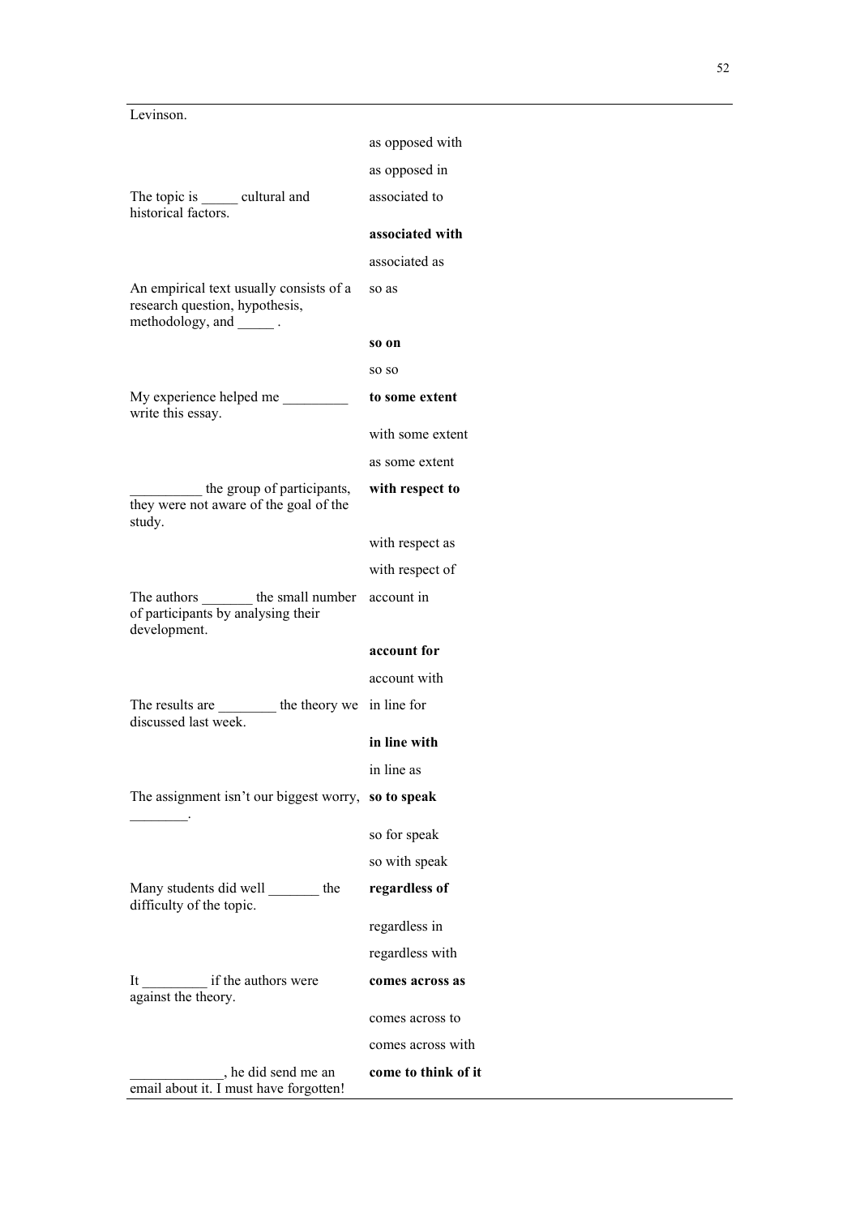| | |
|---|---|
| Levinson. | |
| | as opposed with |
| | as opposed in |
| The topic is _____ cultural and historical factors. | associated to |
| | **associated with** |
| | associated as |
| An empirical text usually consists of a research question, hypothesis, methodology, and _____ . | so as |
| | **so on** |
| | so so |
| My experience helped me _________ write this essay. | **to some extent** |
| | with some extent |
| | as some extent |
| __________ the group of participants, they were not aware of the goal of the study. | **with respect to** |
| | with respect as |
| | with respect of |
| The authors _______ the small number of participants by analysing their development. | account in |
| | **account for** |
| | account with |
| The results are ________ the theory we discussed last week. | in line for |
| | **in line with** |
| | in line as |
| The assignment isn't our biggest worry, ________. | **so to speak** |
| | so for speak |
| | so with speak |
| Many students did well _______ the difficulty of the topic. | **regardless of** |
| | regardless in |
| | regardless with |
| It _________ if the authors were against the theory. | **comes across as** |
| | comes across to |
| | comes across with |
| _____________, he did send me an email about it. I must have forgotten! | **come to think of it** |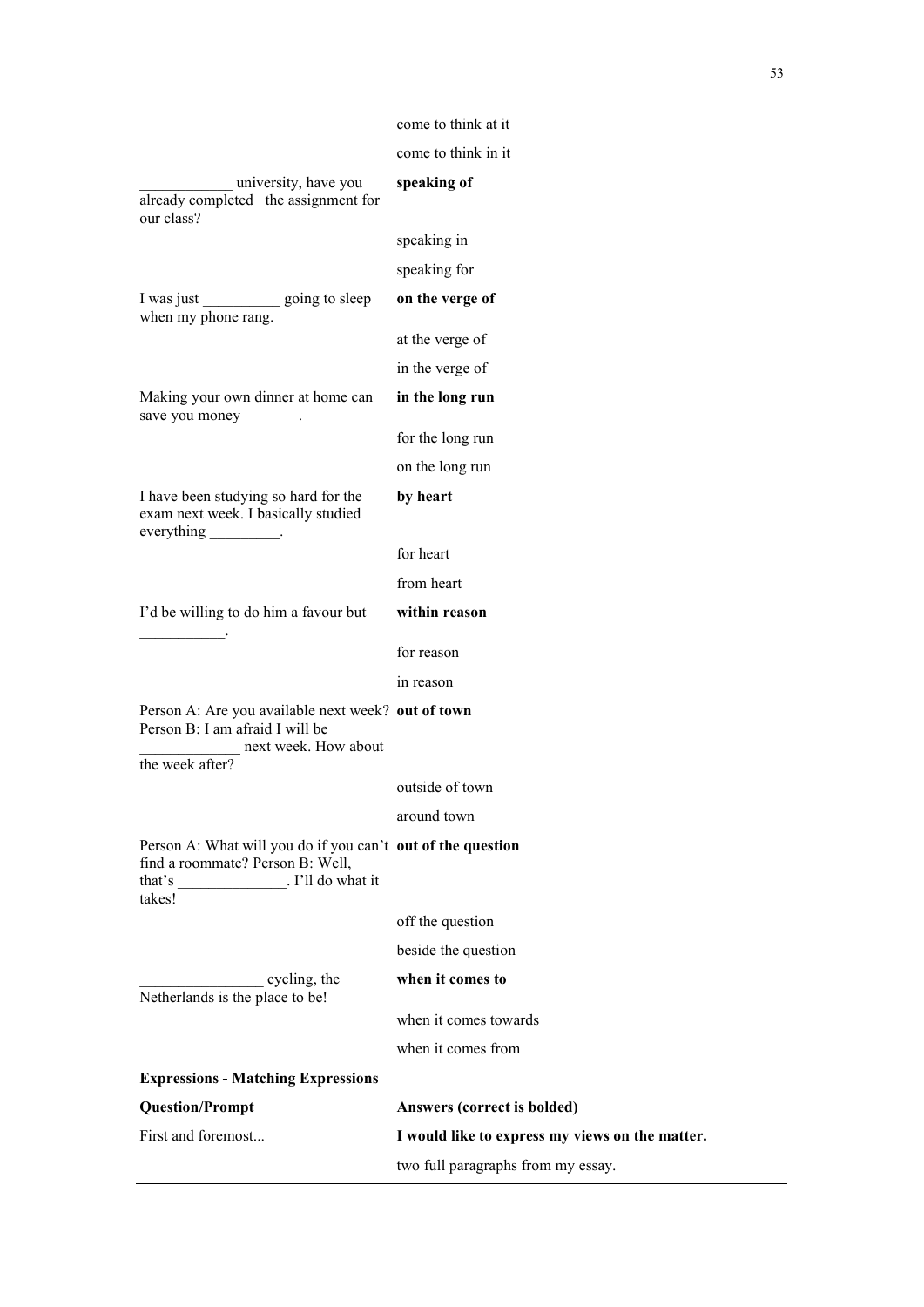| | |
|---|---|
| | come to think at it |
| | come to think in it |
| ____________ university, have you already completed the assignment for our class? | **speaking of** |
| | speaking in |
| | speaking for |
| I was just __________ going to sleep when my phone rang. | **on the verge of** |
| | at the verge of |
| | in the verge of |
| Making your own dinner at home can save you money _______. | **in the long run** |
| | for the long run |
| | on the long run |
| I have been studying so hard for the exam next week. I basically studied everything _________. | **by heart** |
| | for heart |
| | from heart |
| I'd be willing to do him a favour but ___________. | **within reason** |
| | for reason |
| | in reason |
| Person A: Are you available next week? Person B: I am afraid I will be _____________ next week. How about the week after? | **out of town** |
| | outside of town |
| | around town |
| Person A: What will you do if you can't find a roommate? Person B: Well, that's ______________. I'll do what it takes! | **out of the question** |
| | off the question |
| | beside the question |
| ________________ cycling, the Netherlands is the place to be! | **when it comes to** |
| | when it comes towards |
| | when it comes from |
| **Expressions - Matching Expressions** | |
| **Question/Prompt** | **Answers (correct is bolded)** |
| First and foremost... | **I would like to express my views on the matter.** |
| | two full paragraphs from my essay. |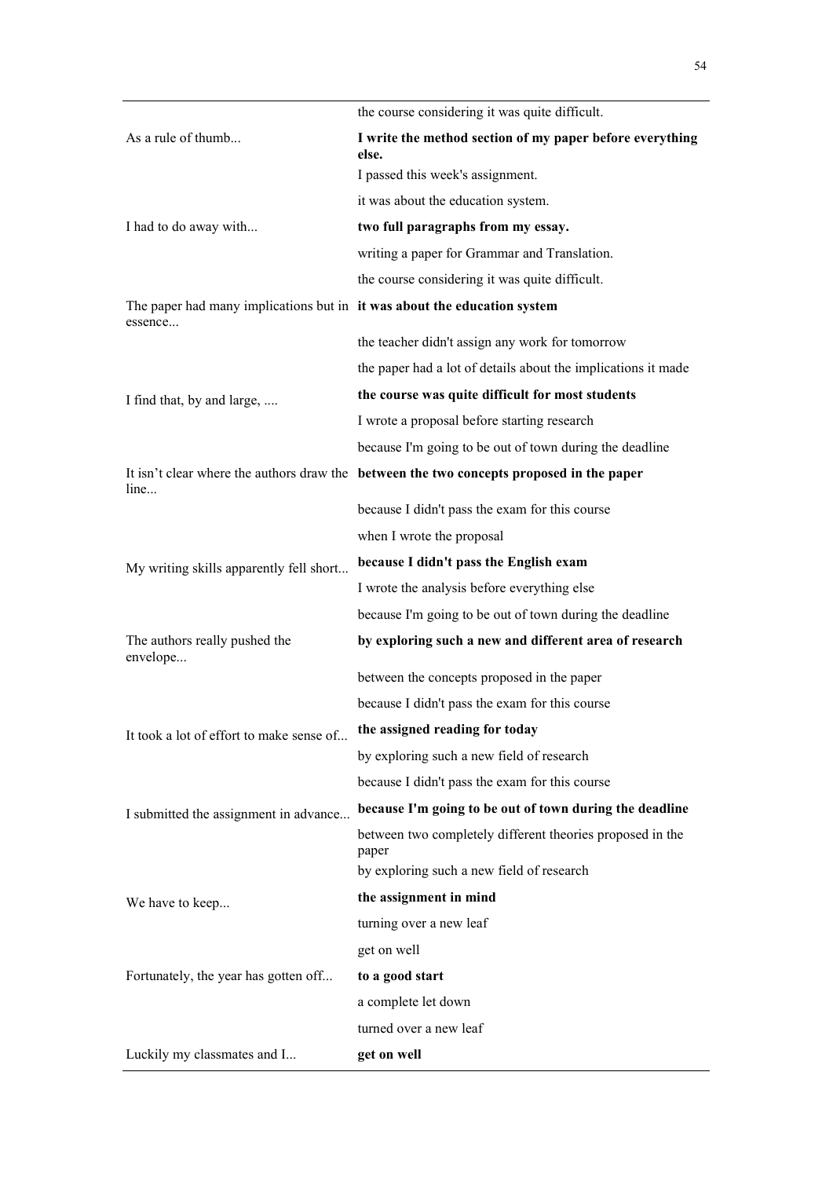| | |
|---|---|
| | the course considering it was quite difficult. |
| As a rule of thumb... | **I write the method section of my paper before everything else.** |
| | I passed this week's assignment. |
| | it was about the education system. |
| I had to do away with... | **two full paragraphs from my essay.** |
| | writing a paper for Grammar and Translation. |
| | the course considering it was quite difficult. |
| The paper had many implications but in essence... | **it was about the education system** |
| | the teacher didn't assign any work for tomorrow |
| | the paper had a lot of details about the implications it made |
| I find that, by and large, .... | **the course was quite difficult for most students** |
| | I wrote a proposal before starting research |
| | because I'm going to be out of town during the deadline |
| It isn't clear where the authors draw the line... | **between the two concepts proposed in the paper** |
| | because I didn't pass the exam for this course |
| | when I wrote the proposal |
| My writing skills apparently fell short... | **because I didn't pass the English exam** |
| | I wrote the analysis before everything else |
| | because I'm going to be out of town during the deadline |
| The authors really pushed the envelope... | **by exploring such a new and different area of research** |
| | between the concepts proposed in the paper |
| | because I didn't pass the exam for this course |
| It took a lot of effort to make sense of... | **the assigned reading for today** |
| | by exploring such a new field of research |
| | because I didn't pass the exam for this course |
| I submitted the assignment in advance... | **because I'm going to be out of town during the deadline** |
| | between two completely different theories proposed in the paper |
| | by exploring such a new field of research |
| We have to keep... | **the assignment in mind** |
| | turning over a new leaf |
| | get on well |
| Fortunately, the year has gotten off... | **to a good start** |
| | a complete let down |
| | turned over a new leaf |
| Luckily my classmates and I... | **get on well** |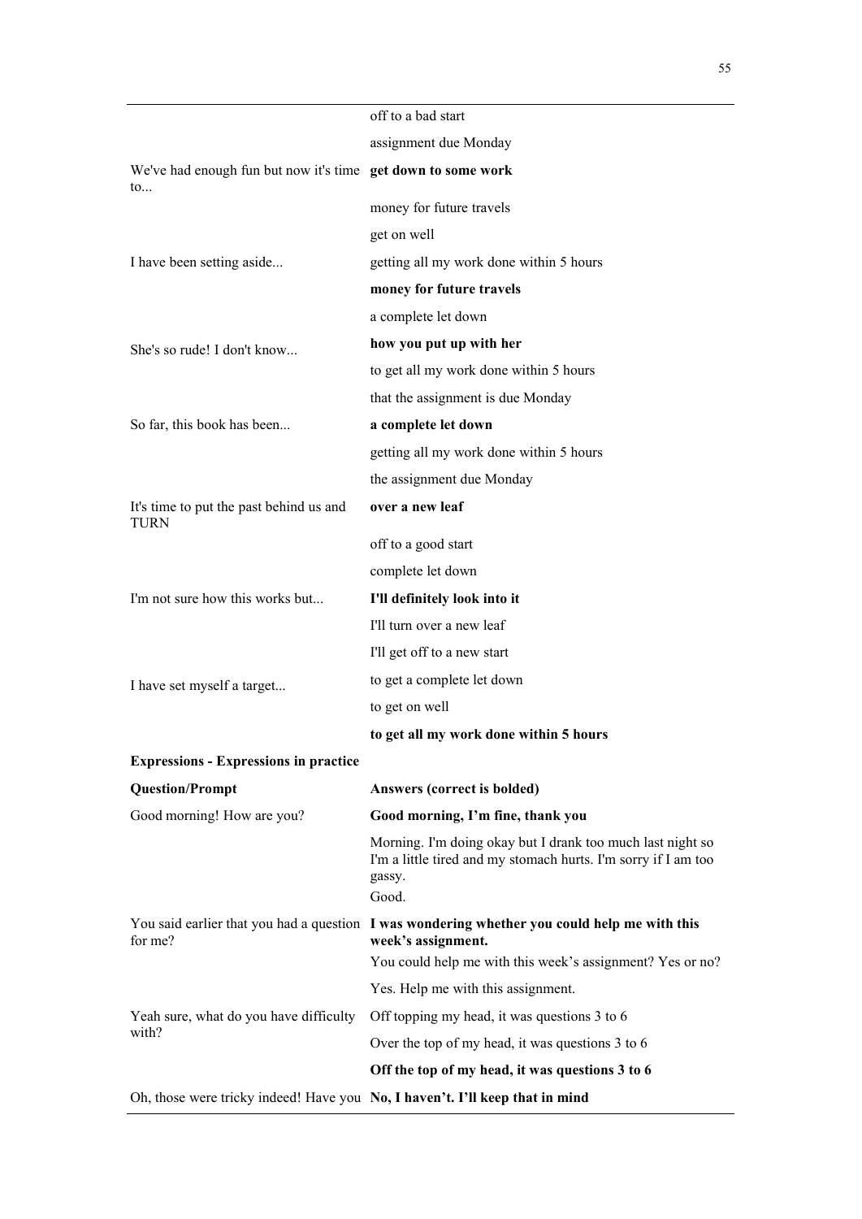| | |
|---|---|
| | off to a bad start |
| | assignment due Monday |
| We've had enough fun but now it's time to... | **get down to some work** |
| | money for future travels |
| | get on well |
| I have been setting aside... | getting all my work done within 5 hours |
| | **money for future travels** |
| | a complete let down |
| She's so rude! I don't know... | **how you put up with her** |
| | to get all my work done within 5 hours |
| | that the assignment is due Monday |
| So far, this book has been... | **a complete let down** |
| | getting all my work done within 5 hours |
| | the assignment due Monday |
| It's time to put the past behind us and TURN | **over a new leaf** |
| | off to a good start |
| | complete let down |
| I'm not sure how this works but... | **I'll definitely look into it** |
| | I'll turn over a new leaf |
| | I'll get off to a new start |
| I have set myself a target... | to get a complete let down |
| | to get on well |
| | **to get all my work done within 5 hours** |
| **Expressions - Expressions in practice** | |
| **Question/Prompt** | **Answers (correct is bolded)** |
| Good morning! How are you? | **Good morning, I'm fine, thank you** |
| | Morning. I'm doing okay but I drank too much last night so I'm a little tired and my stomach hurts. I'm sorry if I am too gassy. |
| | Good. |
| You said earlier that you had a question for me? | **I was wondering whether you could help me with this week's assignment.** |
| | You could help me with this week's assignment? Yes or no? |
| | Yes. Help me with this assignment. |
| Yeah sure, what do you have difficulty with? | Off topping my head, it was questions 3 to 6 |
| | Over the top of my head, it was questions 3 to 6 |
| | **Off the top of my head, it was questions 3 to 6** |
| Oh, those were tricky indeed! Have you | **No, I haven't. I'll keep that in mind** |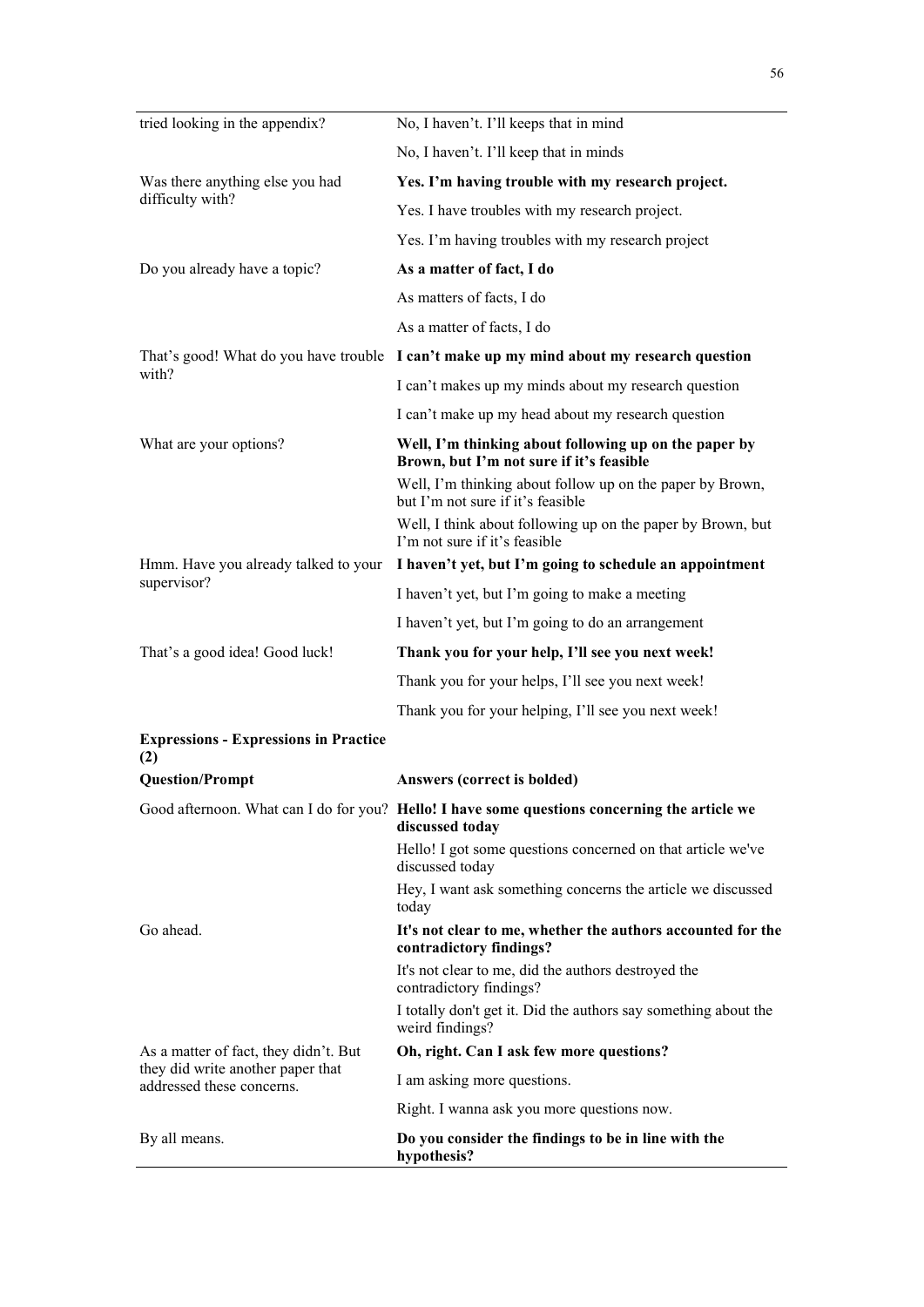| | |
|---|---|
| tried looking in the appendix? | No, I haven't. I'll keeps that in mind |
| | No, I haven't. I'll keep that in minds |
| Was there anything else you had difficulty with? | **Yes. I'm having trouble with my research project.** |
| | Yes. I have troubles with my research project. |
| | Yes. I'm having troubles with my research project |
| Do you already have a topic? | **As a matter of fact, I do** |
| | As matters of facts, I do |
| | As a matter of facts, I do |
| That's good! What do you have trouble with? | **I can't make up my mind about my research question** |
| | I can't makes up my minds about my research question |
| | I can't make up my head about my research question |
| What are your options? | **Well, I'm thinking about following up on the paper by Brown, but I'm not sure if it's feasible** |
| | Well, I'm thinking about follow up on the paper by Brown, but I'm not sure if it's feasible |
| | Well, I think about following up on the paper by Brown, but I'm not sure if it's feasible |
| Hmm. Have you already talked to your supervisor? | **I haven't yet, but I'm going to schedule an appointment** |
| | I haven't yet, but I'm going to make a meeting |
| | I haven't yet, but I'm going to do an arrangement |
| That's a good idea! Good luck! | **Thank you for your help, I'll see you next week!** |
| | Thank you for your helps, I'll see you next week! |
| | Thank you for your helping, I'll see you next week! |

**Expressions - Expressions in Practice (2)**

| Question/Prompt | Answers (correct is bolded) |
|---|---|
| Good afternoon. What can I do for you? | **Hello! I have some questions concerning the article we discussed today** |
| | Hello! I got some questions concerned on that article we've discussed today |
| | Hey, I want ask something concerns the article we discussed today |
| Go ahead. | **It's not clear to me, whether the authors accounted for the contradictory findings?** |
| | It's not clear to me, did the authors destroyed the contradictory findings? |
| | I totally don't get it. Did the authors say something about the weird findings? |
| As a matter of fact, they didn't. But they did write another paper that addressed these concerns. | **Oh, right. Can I ask few more questions?** |
| | I am asking more questions. |
| | Right. I wanna ask you more questions now. |
| By all means. | **Do you consider the findings to be in line with the hypothesis?** |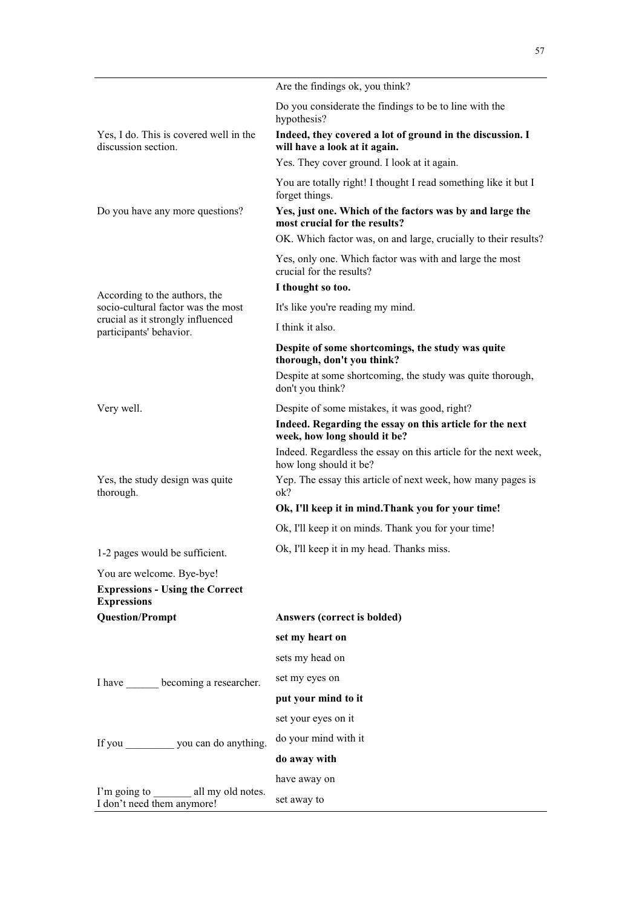| | |
|---|---|
| | Are the findings ok, you think? |
| | Do you considerate the findings to be to line with the hypothesis? |
| Yes, I do. This is covered well in the discussion section. | **Indeed, they covered a lot of ground in the discussion. I will have a look at it again.** |
| | Yes. They cover ground. I look at it again. |
| | You are totally right! I thought I read something like it but I forget things. |
| Do you have any more questions? | **Yes, just one. Which of the factors was by and large the most crucial for the results?** |
| | OK. Which factor was, on and large, crucially to their results? |
| | Yes, only one. Which factor was with and large the most crucial for the results? |
| According to the authors, the socio-cultural factor was the most crucial as it strongly influenced participants' behavior. | **I thought so too.** |
| | It's like you're reading my mind. |
| | I think it also. |
| | **Despite of some shortcomings, the study was quite thorough, don't you think?** |
| | Despite at some shortcoming, the study was quite thorough, don't you think? |
| Very well. | Despite of some mistakes, it was good, right? |
| | **Indeed. Regarding the essay on this article for the next week, how long should it be?** |
| | Indeed. Regardless the essay on this article for the next week, how long should it be? |
| Yes, the study design was quite thorough. | Yep. The essay this article of next week, how many pages is ok? |
| | **Ok, I'll keep it in mind.Thank you for your time!** |
| | Ok, I'll keep it on minds. Thank you for your time! |
| 1-2 pages would be sufficient. | Ok, I'll keep it in my head. Thanks miss. |
| You are welcome. Bye-bye! | |
| **Expressions - Using the Correct Expressions** | |
| **Question/Prompt** | **Answers (correct is bolded)** |
| | **set my heart on** |
| | sets my head on |
| I have ______ becoming a researcher. | set my eyes on |
| | **put your mind to it** |
| | set your eyes on it |
| If you _________ you can do anything. | do your mind with it |
| | **do away with** |
| | have away on |
| I'm going to _______ all my old notes. I don't need them anymore! | set away to |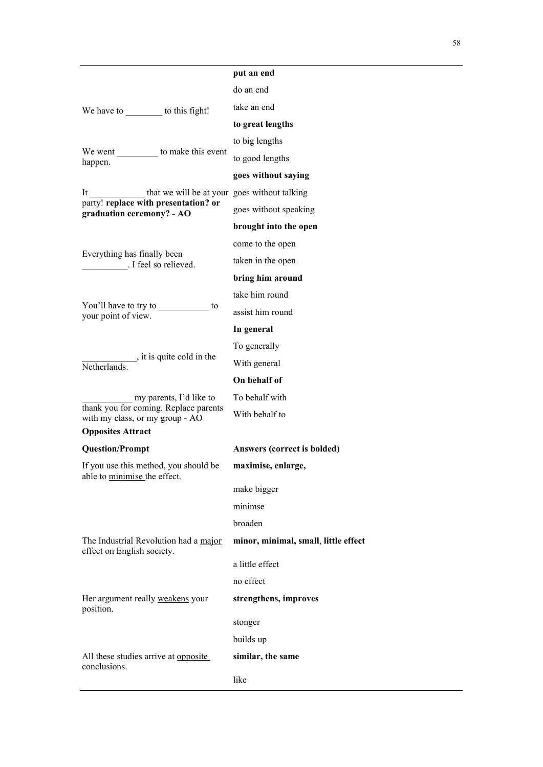| | |
|---|---|
| We have to ________ to this fight! | **put an end** |
| | do an end |
| | take an end |
| We went _________ to make this event happen. | **to great lengths** |
| | to big lengths |
| | to good lengths |
| It ____________ that we will be at your party! **replace with presentation? or graduation ceremony? - AO** | **goes without saying** |
| | goes without talking |
| | goes without speaking |
| Everything has finally been __________. I feel so relieved. | **brought into the open** |
| | come to the open |
| | taken in the open |
| You'll have to try to ___________ to your point of view. | **bring him around** |
| | take him round |
| | assist him round |
| ____________, it is quite cold in the Netherlands. | **In general** |
| | To generally |
| | With general |
| ___________ my parents, I'd like to thank you for coming. Replace parents with my class, or my group - AO | **On behalf of** |
| | To behalf with |
| | With behalf to |

**Opposites Attract**

| **Question/Prompt** | **Answers (correct is bolded)** |
|---|---|
| If you use this method, you should be able to minimise the effect. | **maximise, enlarge,** |
| | make bigger |
| | minimse |
| | broaden |
| The Industrial Revolution had a major effect on English society. | **minor, minimal, small, little effect** |
| | a little effect |
| | no effect |
| Her argument really weakens your position. | **strengthens, improves** |
| | stonger |
| | builds up |
| All these studies arrive at opposite conclusions. | **similar, the same** |
| | like |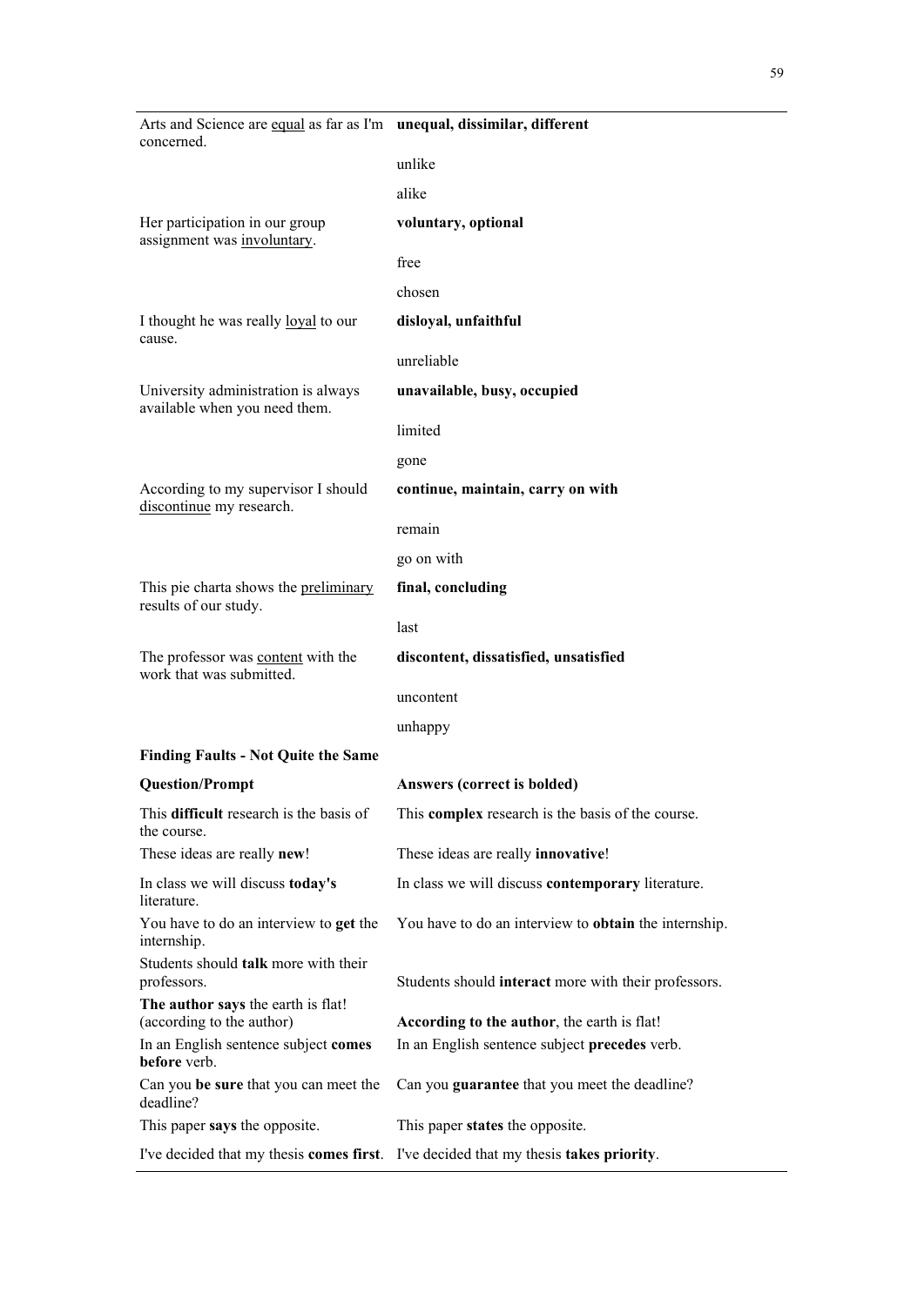| | |
|---|---|
| Arts and Science are equal as far as I'm concerned. | **unequal, dissimilar, different** |
| | unlike |
| | alike |
| Her participation in our group assignment was involuntary. | **voluntary, optional** |
| | free |
| | chosen |
| I thought he was really loyal to our cause. | **disloyal, unfaithful** |
| | unreliable |
| University administration is always available when you need them. | **unavailable, busy, occupied** |
| | limited |
| | gone |
| According to my supervisor I should discontinue my research. | **continue, maintain, carry on with** |
| | remain |
| | go on with |
| This pie charta shows the preliminary results of our study. | **final, concluding** |
| | last |
| The professor was content with the work that was submitted. | **discontent, dissatisfied, unsatisfied** |
| | uncontent |
| | unhappy |

**Finding Faults - Not Quite the Same**

| **Question/Prompt** | **Answers (correct is bolded)** |
|---|---|
| This **difficult** research is the basis of the course. | This **complex** research is the basis of the course. |
| These ideas are really **new**! | These ideas are really **innovative**! |
| In class we will discuss **today's** literature. | In class we will discuss **contemporary** literature. |
| You have to do an interview to **get** the internship. | You have to do an interview to **obtain** the internship. |
| Students should **talk** more with their professors. | Students should **interact** more with their professors. |
| **The author says** the earth is flat! (according to the author) | **According to the author**, the earth is flat! |
| In an English sentence subject **comes before** verb. | In an English sentence subject **precedes** verb. |
| Can you **be sure** that you can meet the deadline? | Can you **guarantee** that you meet the deadline? |
| This paper **says** the opposite. | This paper **states** the opposite. |
| I've decided that my thesis **comes first**. | I've decided that my thesis **takes priority**. |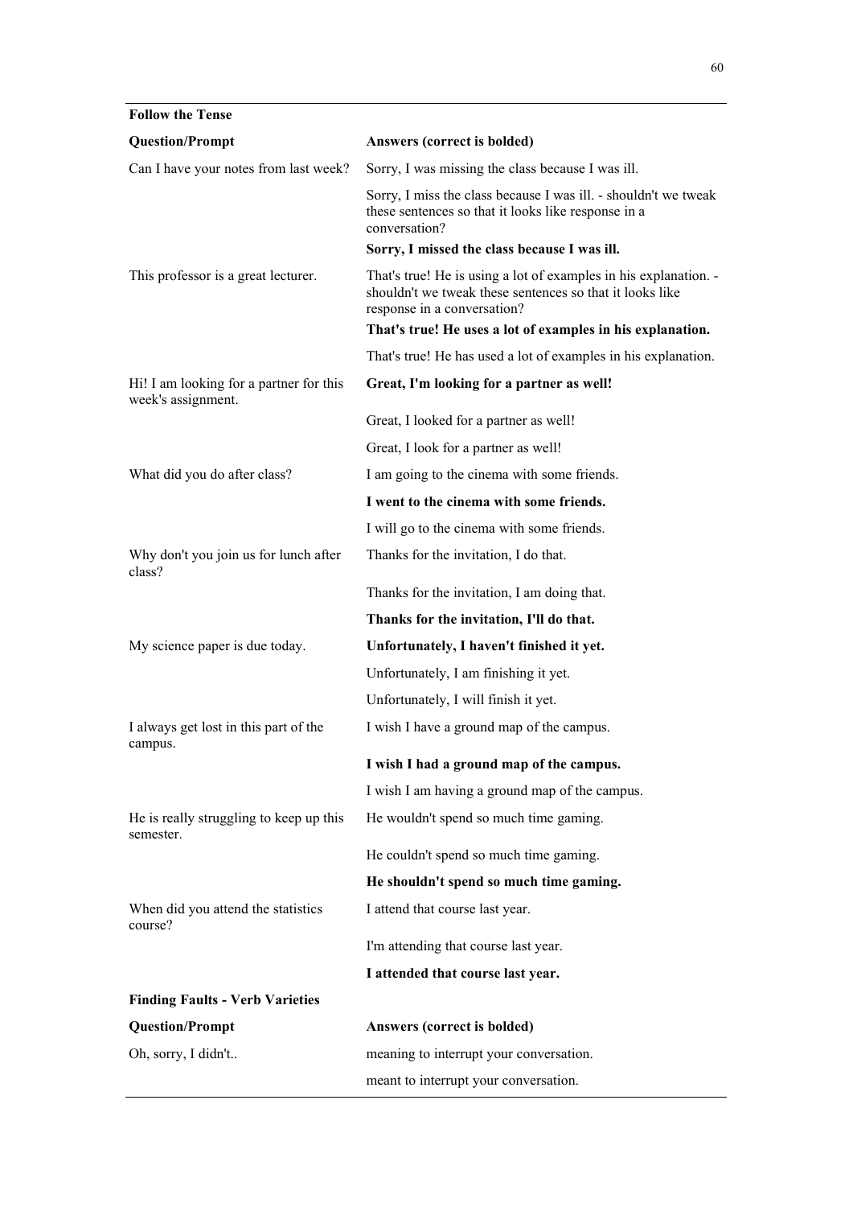| **Follow the Tense** | |
|---|---|
| **Question/Prompt** | **Answers (correct is bolded)** |
| Can I have your notes from last week? | Sorry, I was missing the class because I was ill. |
| | Sorry, I miss the class because I was ill. - shouldn't we tweak these sentences so that it looks like response in a conversation? |
| | **Sorry, I missed the class because I was ill.** |
| This professor is a great lecturer. | That's true! He is using a lot of examples in his explanation. - shouldn't we tweak these sentences so that it looks like response in a conversation? |
| | **That's true! He uses a lot of examples in his explanation.** |
| | That's true! He has used a lot of examples in his explanation. |
| Hi! I am looking for a partner for this week's assignment. | **Great, I'm looking for a partner as well!** |
| | Great, I looked for a partner as well! |
| | Great, I look for a partner as well! |
| What did you do after class? | I am going to the cinema with some friends. |
| | **I went to the cinema with some friends.** |
| | I will go to the cinema with some friends. |
| Why don't you join us for lunch after class? | Thanks for the invitation, I do that. |
| | Thanks for the invitation, I am doing that. |
| | **Thanks for the invitation, I'll do that.** |
| My science paper is due today. | **Unfortunately, I haven't finished it yet.** |
| | Unfortunately, I am finishing it yet. |
| | Unfortunately, I will finish it yet. |
| I always get lost in this part of the campus. | I wish I have a ground map of the campus. |
| | **I wish I had a ground map of the campus.** |
| | I wish I am having a ground map of the campus. |
| He is really struggling to keep up this semester. | He wouldn't spend so much time gaming. |
| | He couldn't spend so much time gaming. |
| | **He shouldn't spend so much time gaming.** |
| When did you attend the statistics course? | I attend that course last year. |
| | I'm attending that course last year. |
| | **I attended that course last year.** |
| **Finding Faults - Verb Varieties** | |
| **Question/Prompt** | **Answers (correct is bolded)** |
| Oh, sorry, I didn't.. | meaning to interrupt your conversation. |
| | meant to interrupt your conversation. |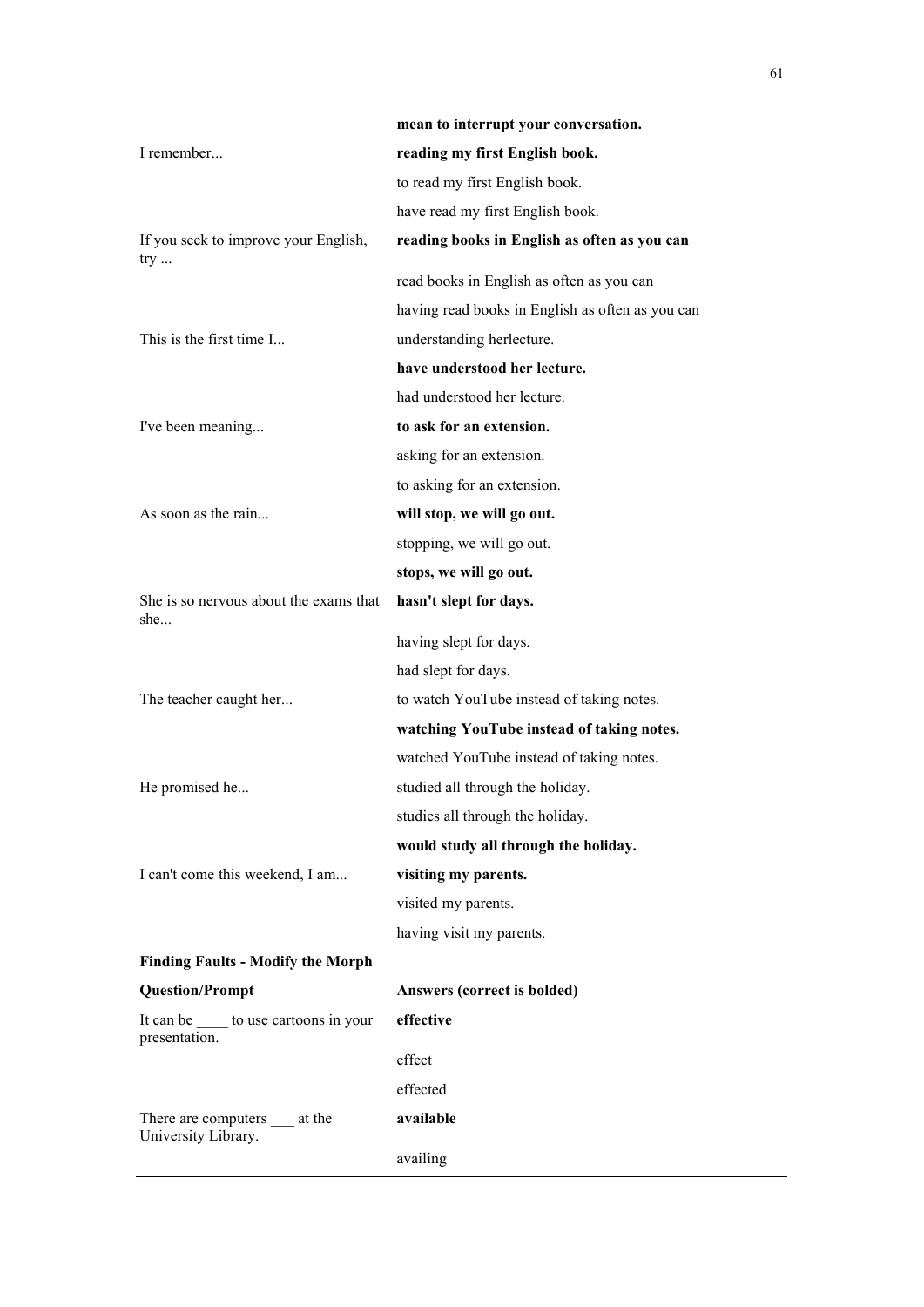| | |
|---|---|
| | **mean to interrupt your conversation.** |
| I remember... | **reading my first English book.** |
| | to read my first English book. |
| | have read my first English book. |
| If you seek to improve your English, try ... | **reading books in English as often as you can** |
| | read books in English as often as you can |
| | having read books in English as often as you can |
| This is the first time I... | understanding herlecture. |
| | **have understood her lecture.** |
| | had understood her lecture. |
| I've been meaning... | **to ask for an extension.** |
| | asking for an extension. |
| | to asking for an extension. |
| As soon as the rain... | **will stop, we will go out.** |
| | stopping, we will go out. |
| | **stops, we will go out.** |
| She is so nervous about the exams that she... | **hasn't slept for days.** |
| | having slept for days. |
| | had slept for days. |
| The teacher caught her... | to watch YouTube instead of taking notes. |
| | **watching YouTube instead of taking notes.** |
| | watched YouTube instead of taking notes. |
| He promised he... | studied all through the holiday. |
| | studies all through the holiday. |
| | **would study all through the holiday.** |
| I can't come this weekend, I am... | **visiting my parents.** |
| | visited my parents. |
| | having visit my parents. |
| **Finding Faults - Modify the Morph** | |
| **Question/Prompt** | **Answers (correct is bolded)** |
| It can be ____ to use cartoons in your presentation. | **effective** |
| | effect |
| | effected |
| There are computers ___ at the University Library. | **available** |
| | availing |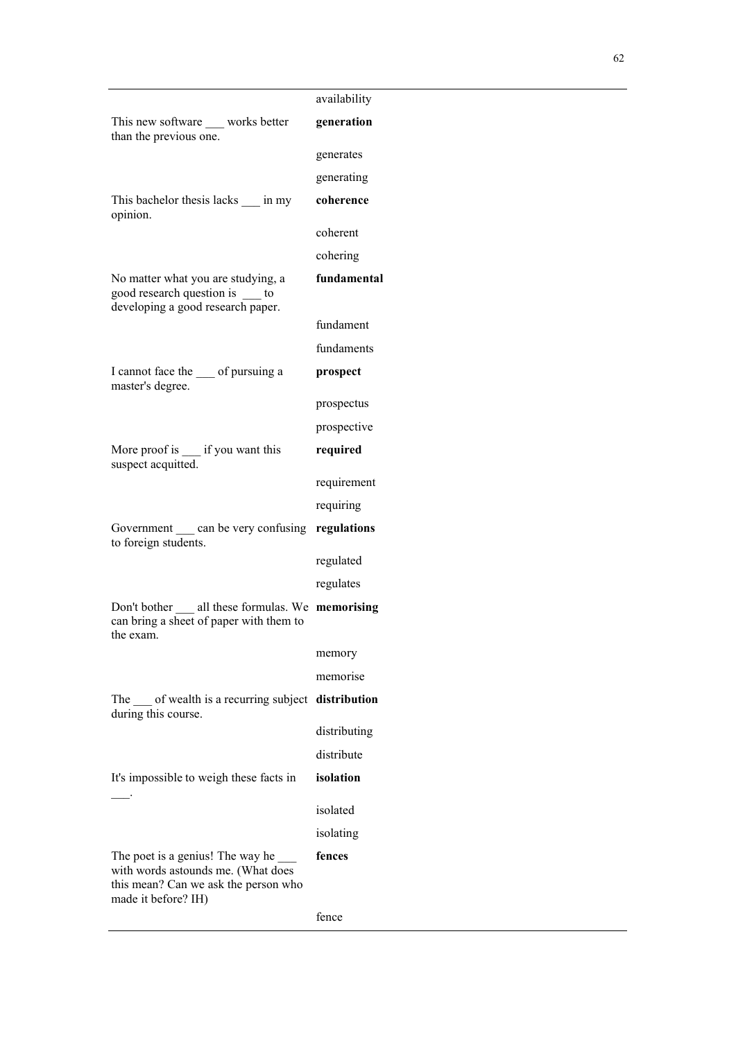| | |
|---|---|
| | availability |
| This new software ___ works better than the previous one. | **generation** |
| | generates |
| | generating |
| This bachelor thesis lacks ___ in my opinion. | **coherence** |
| | coherent |
| | cohering |
| No matter what you are studying, a good research question is ___ to developing a good research paper. | **fundamental** |
| | fundament |
| | fundaments |
| I cannot face the ___ of pursuing a master's degree. | **prospect** |
| | prospectus |
| | prospective |
| More proof is ___ if you want this suspect acquitted. | **required** |
| | requirement |
| | requiring |
| Government ___ can be very confusing to foreign students. | **regulations** |
| | regulated |
| | regulates |
| Don't bother ___ all these formulas. We can bring a sheet of paper with them to the exam. | **memorising** |
| | memory |
| | memorise |
| The ___ of wealth is a recurring subject during this course. | **distribution** |
| | distributing |
| | distribute |
| It's impossible to weigh these facts in ___. | **isolation** |
| | isolated |
| | isolating |
| The poet is a genius! The way he ___ with words astounds me. (What does this mean? Can we ask the person who made it before? IH) | **fences** |
| | fence |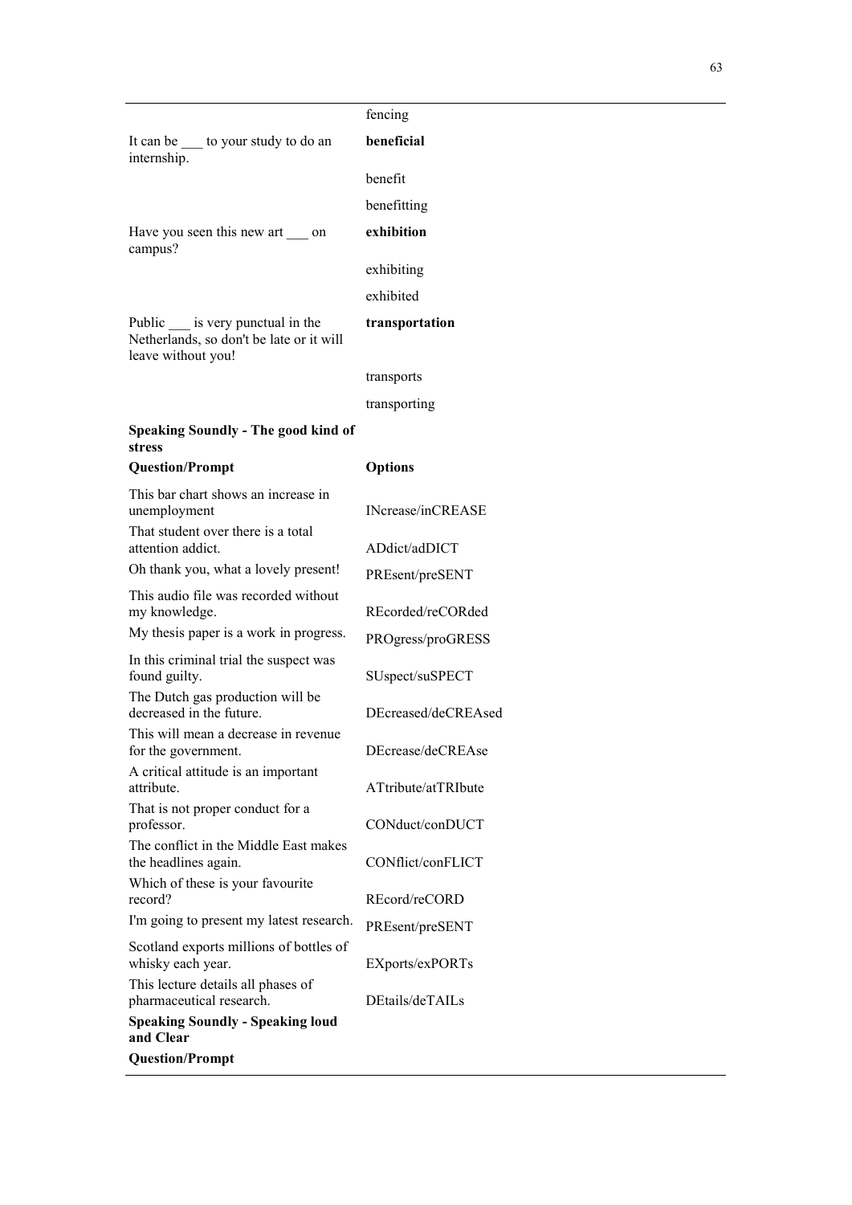| | |
|---|---|
| | fencing |
| It can be ___ to your study to do an internship. | **beneficial** |
| | benefit |
| | benefitting |
| Have you seen this new art ___ on campus? | **exhibition** |
| | exhibiting |
| | exhibited |
| Public ___ is very punctual in the Netherlands, so don't be late or it will leave without you! | **transportation** |
| | transports |
| | transporting |
| **Speaking Soundly - The good kind of stress** | |
| **Question/Prompt** | **Options** |
| This bar chart shows an increase in unemployment | INcrease/inCREASE |
| That student over there is a total attention addict. | ADdict/adDICT |
| Oh thank you, what a lovely present! | PREsent/preSENT |
| This audio file was recorded without my knowledge. | REcorded/reCORded |
| My thesis paper is a work in progress. | PROgress/proGRESS |
| In this criminal trial the suspect was found guilty. | SUspect/suSPECT |
| The Dutch gas production will be decreased in the future. | DEcreased/deCREAsed |
| This will mean a decrease in revenue for the government. | DEcrease/deCREAse |
| A critical attitude is an important attribute. | ATtribute/atTRIbute |
| That is not proper conduct for a professor. | CONduct/conDUCT |
| The conflict in the Middle East makes the headlines again. | CONflict/conFLICT |
| Which of these is your favourite record? | REcord/reCORD |
| I'm going to present my latest research. | PREsent/preSENT |
| Scotland exports millions of bottles of whisky each year. | EXports/exPORTs |
| This lecture details all phases of pharmaceutical research. | DEtails/deTAILs |
| **Speaking Soundly - Speaking loud and Clear** | |
| **Question/Prompt** | |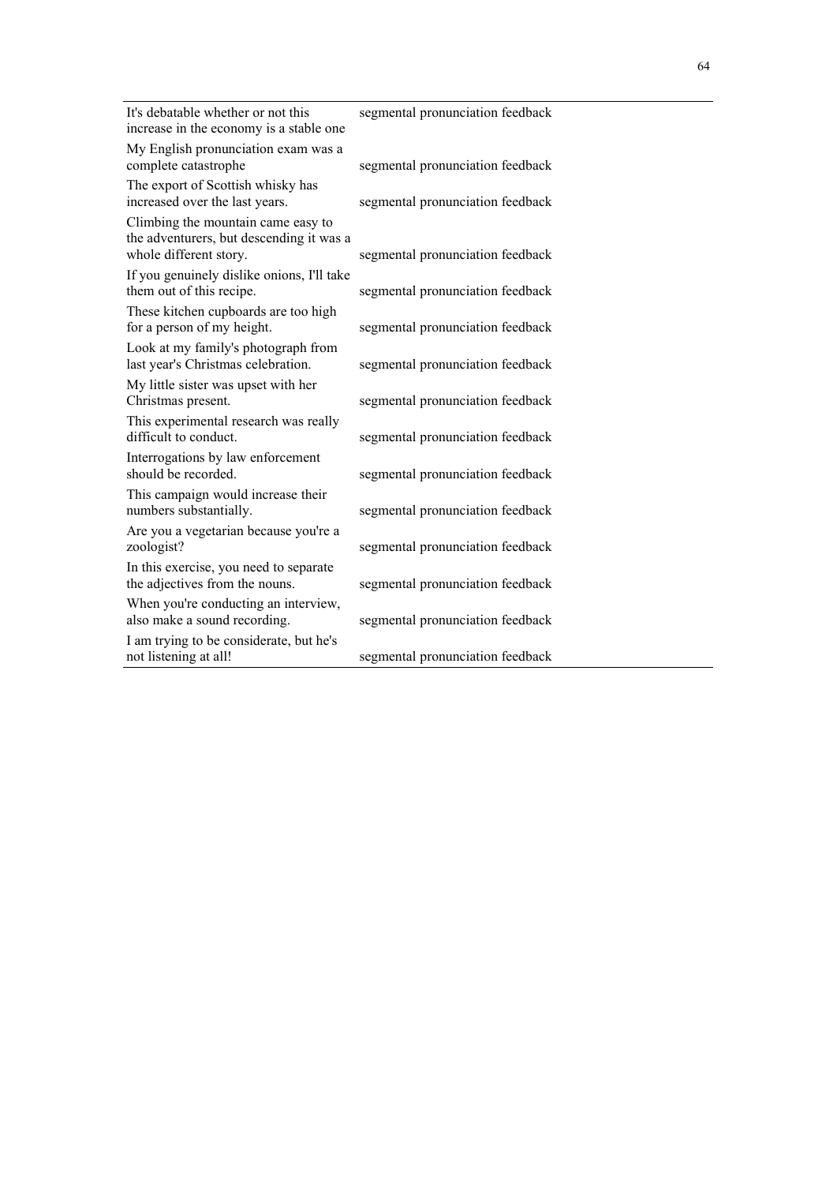| | |
|---|---|
| It's debatable whether or not this increase in the economy is a stable one | segmental pronunciation feedback |
| My English pronunciation exam was a complete catastrophe | segmental pronunciation feedback |
| The export of Scottish whisky has increased over the last years. | segmental pronunciation feedback |
| Climbing the mountain came easy to the adventurers, but descending it was a whole different story. | segmental pronunciation feedback |
| If you genuinely dislike onions, I'll take them out of this recipe. | segmental pronunciation feedback |
| These kitchen cupboards are too high for a person of my height. | segmental pronunciation feedback |
| Look at my family's photograph from last year's Christmas celebration. | segmental pronunciation feedback |
| My little sister was upset with her Christmas present. | segmental pronunciation feedback |
| This experimental research was really difficult to conduct. | segmental pronunciation feedback |
| Interrogations by law enforcement should be recorded. | segmental pronunciation feedback |
| This campaign would increase their numbers substantially. | segmental pronunciation feedback |
| Are you a vegetarian because you're a zoologist? | segmental pronunciation feedback |
| In this exercise, you need to separate the adjectives from the nouns. | segmental pronunciation feedback |
| When you're conducting an interview, also make a sound recording. | segmental pronunciation feedback |
| I am trying to be considerate, but he's not listening at all! | segmental pronunciation feedback |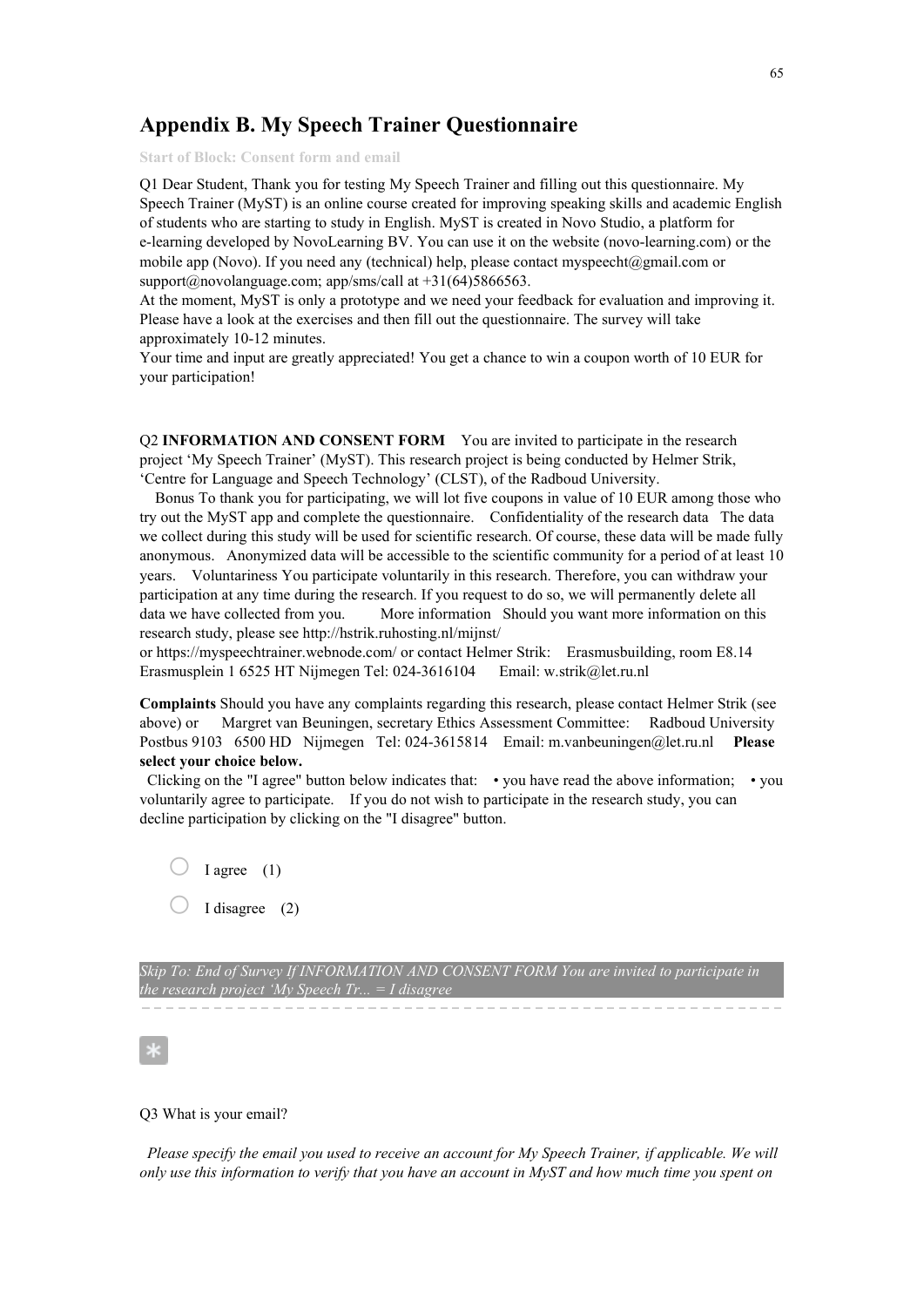## Appendix B. My Speech Trainer Questionnaire

Start of Block: Consent form and email

Q1 Dear Student, Thank you for testing My Speech Trainer and filling out this questionnaire. My Speech Trainer (MyST) is an online course created for improving speaking skills and academic English of students who are starting to study in English. MyST is created in Novo Studio, a platform for e-learning developed by NovoLearning BV. You can use it on the website (novo-learning.com) or the mobile app (Novo). If you need any (technical) help, please contact myspeecht@gmail.com or support@novolanguage.com; app/sms/call at +31(64)5866563.
At the moment, MyST is only a prototype and we need your feedback for evaluation and improving it. Please have a look at the exercises and then fill out the questionnaire. The survey will take approximately 10-12 minutes.
Your time and input are greatly appreciated! You get a chance to win a coupon worth of 10 EUR for your participation!

Q2 **INFORMATION AND CONSENT FORM** You are invited to participate in the research project 'My Speech Trainer' (MyST). This research project is being conducted by Helmer Strik, 'Centre for Language and Speech Technology' (CLST), of the Radboud University.
Bonus To thank you for participating, we will lot five coupons in value of 10 EUR among those who try out the MyST app and complete the questionnaire. Confidentiality of the research data The data we collect during this study will be used for scientific research. Of course, these data will be made fully anonymous. Anonymized data will be accessible to the scientific community for a period of at least 10 years. Voluntariness You participate voluntarily in this research. Therefore, you can withdraw your participation at any time during the research. If you request to do so, we will permanently delete all data we have collected from you. More information Should you want more information on this research study, please see http://hstrik.ruhosting.nl/mijnst/
or https://myspeechtrainer.webnode.com/ or contact Helmer Strik: Erasmusbuilding, room E8.14 Erasmusplein 1 6525 HT Nijmegen Tel: 024-3616104 Email: w.strik@let.ru.nl

**Complaints** Should you have any complaints regarding this research, please contact Helmer Strik (see above) or Margret van Beuningen, secretary Ethics Assessment Committee: Radboud University Postbus 9103 6500 HD Nijmegen Tel: 024-3615814 Email: m.vanbeuningen@let.ru.nl **Please select your choice below.**
Clicking on the "I agree" button below indicates that: • you have read the above information; • you voluntarily agree to participate. If you do not wish to participate in the research study, you can decline participation by clicking on the "I disagree" button.

○ I agree (1)

○ I disagree (2)

*Skip To: End of Survey If INFORMATION AND CONSENT FORM You are invited to participate in the research project 'My Speech Tr... = I disagree*

Q3 What is your email?

*Please specify the email you used to receive an account for My Speech Trainer, if applicable. We will only use this information to verify that you have an account in MyST and how much time you spent on*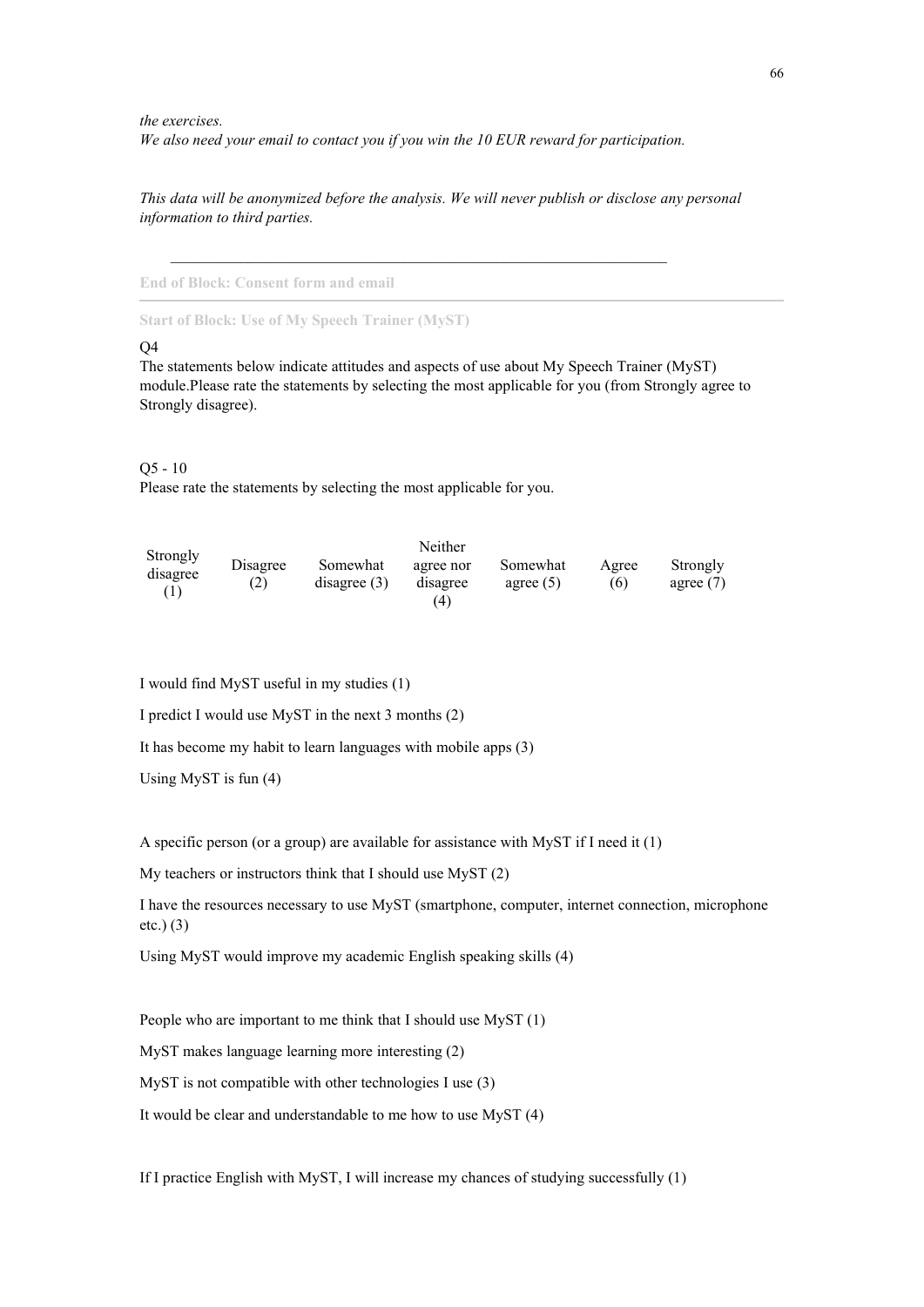*the exercises.*
*We also need your email to contact you if you win the 10 EUR reward for participation.*

*This data will be anonymized before the analysis. We will never publish or disclose any personal information to third parties.*

---

End of Block: Consent form and email

---

Start of Block: Use of My Speech Trainer (MyST)

Q4
The statements below indicate attitudes and aspects of use about My Speech Trainer (MyST) module.Please rate the statements by selecting the most applicable for you (from Strongly agree to Strongly disagree).

Q5 - 10
Please rate the statements by selecting the most applicable for you.

| Strongly disagree (1) | Disagree (2) | Somewhat disagree (3) | Neither agree nor disagree (4) | Somewhat agree (5) | Agree (6) | Strongly agree (7) |
|---|---|---|---|---|---|---|

I would find MyST useful in my studies (1)

I predict I would use MyST in the next 3 months (2)

It has become my habit to learn languages with mobile apps (3)

Using MyST is fun (4)

A specific person (or a group) are available for assistance with MyST if I need it (1)

My teachers or instructors think that I should use MyST (2)

I have the resources necessary to use MyST (smartphone, computer, internet connection, microphone etc.) (3)

Using MyST would improve my academic English speaking skills (4)

People who are important to me think that I should use MyST (1)

MyST makes language learning more interesting (2)

MyST is not compatible with other technologies I use (3)

It would be clear and understandable to me how to use MyST (4)

If I practice English with MyST, I will increase my chances of studying successfully (1)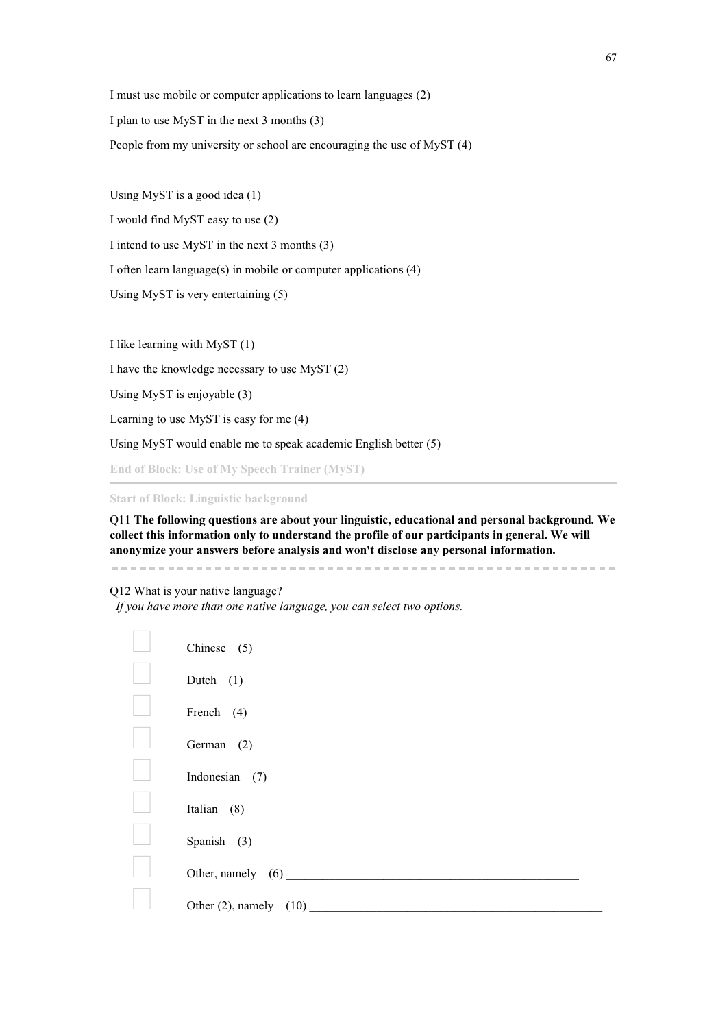I must use mobile or computer applications to learn languages (2)

I plan to use MyST in the next 3 months (3)

People from my university or school are encouraging the use of MyST (4)

Using MyST is a good idea (1)

I would find MyST easy to use (2)

I intend to use MyST in the next 3 months (3)

I often learn language(s) in mobile or computer applications (4)

Using MyST is very entertaining (5)

I like learning with MyST (1)

I have the knowledge necessary to use MyST (2)

Using MyST is enjoyable (3)

Learning to use MyST is easy for me (4)

Using MyST would enable me to speak academic English better (5)

**End of Block: Use of My Speech Trainer (MyST)**

---

**Start of Block: Linguistic background**

Q11 **The following questions are about your linguistic, educational and personal background. We collect this information only to understand the profile of our participants in general. We will anonymize your answers before analysis and won't disclose any personal information.**

---

Q12 What is your native language?
*If you have more than one native language, you can select two options.*

- ▢ Chinese (5)
- ▢ Dutch (1)
- ▢ French (4)
- ▢ German (2)
- ▢ Indonesian (7)
- ▢ Italian (8)
- ▢ Spanish (3)
- ▢ Other, namely (6) ________________________________________________
- ▢ Other (2), namely (10) ________________________________________________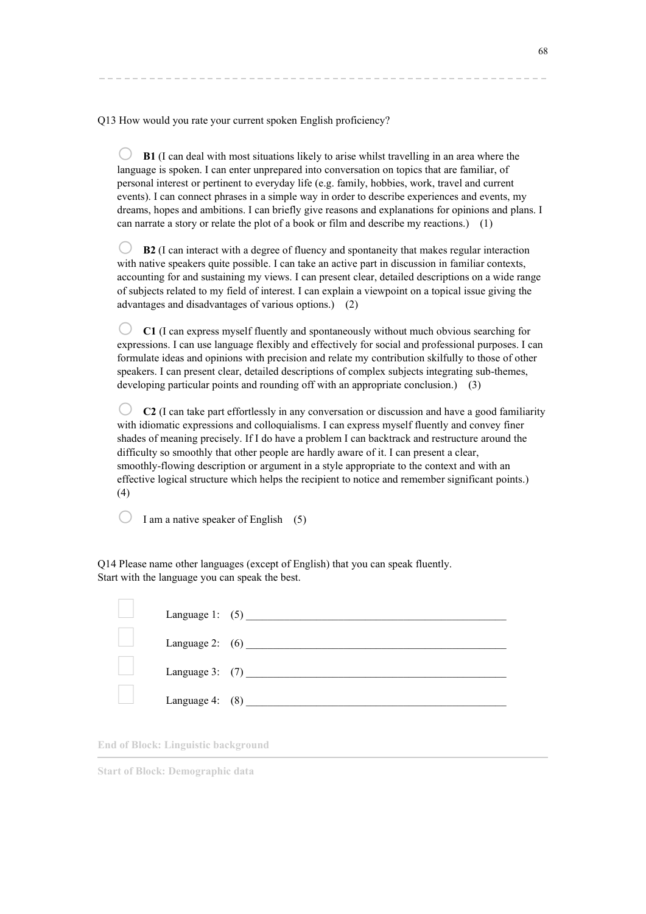Q13 How would you rate your current spoken English proficiency?

○ **B1** (I can deal with most situations likely to arise whilst travelling in an area where the language is spoken. I can enter unprepared into conversation on topics that are familiar, of personal interest or pertinent to everyday life (e.g. family, hobbies, work, travel and current events). I can connect phrases in a simple way in order to describe experiences and events, my dreams, hopes and ambitions. I can briefly give reasons and explanations for opinions and plans. I can narrate a story or relate the plot of a book or film and describe my reactions.) (1)

○ **B2** (I can interact with a degree of fluency and spontaneity that makes regular interaction with native speakers quite possible. I can take an active part in discussion in familiar contexts, accounting for and sustaining my views. I can present clear, detailed descriptions on a wide range of subjects related to my field of interest. I can explain a viewpoint on a topical issue giving the advantages and disadvantages of various options.) (2)

○ **C1** (I can express myself fluently and spontaneously without much obvious searching for expressions. I can use language flexibly and effectively for social and professional purposes. I can formulate ideas and opinions with precision and relate my contribution skilfully to those of other speakers. I can present clear, detailed descriptions of complex subjects integrating sub-themes, developing particular points and rounding off with an appropriate conclusion.) (3)

○ **C2** (I can take part effortlessly in any conversation or discussion and have a good familiarity with idiomatic expressions and colloquialisms. I can express myself fluently and convey finer shades of meaning precisely. If I do have a problem I can backtrack and restructure around the difficulty so smoothly that other people are hardly aware of it. I can present a clear, smoothly-flowing description or argument in a style appropriate to the context and with an effective logical structure which helps the recipient to notice and remember significant points.) (4)

○ I am a native speaker of English (5)

Q14 Please name other languages (except of English) that you can speak fluently.
Start with the language you can speak the best.

☐ Language 1: (5) ________________________________________________

☐ Language 2: (6) ________________________________________________

☐ Language 3: (7) ________________________________________________

☐ Language 4: (8) ________________________________________________

**End of Block: Linguistic background**

**Start of Block: Demographic data**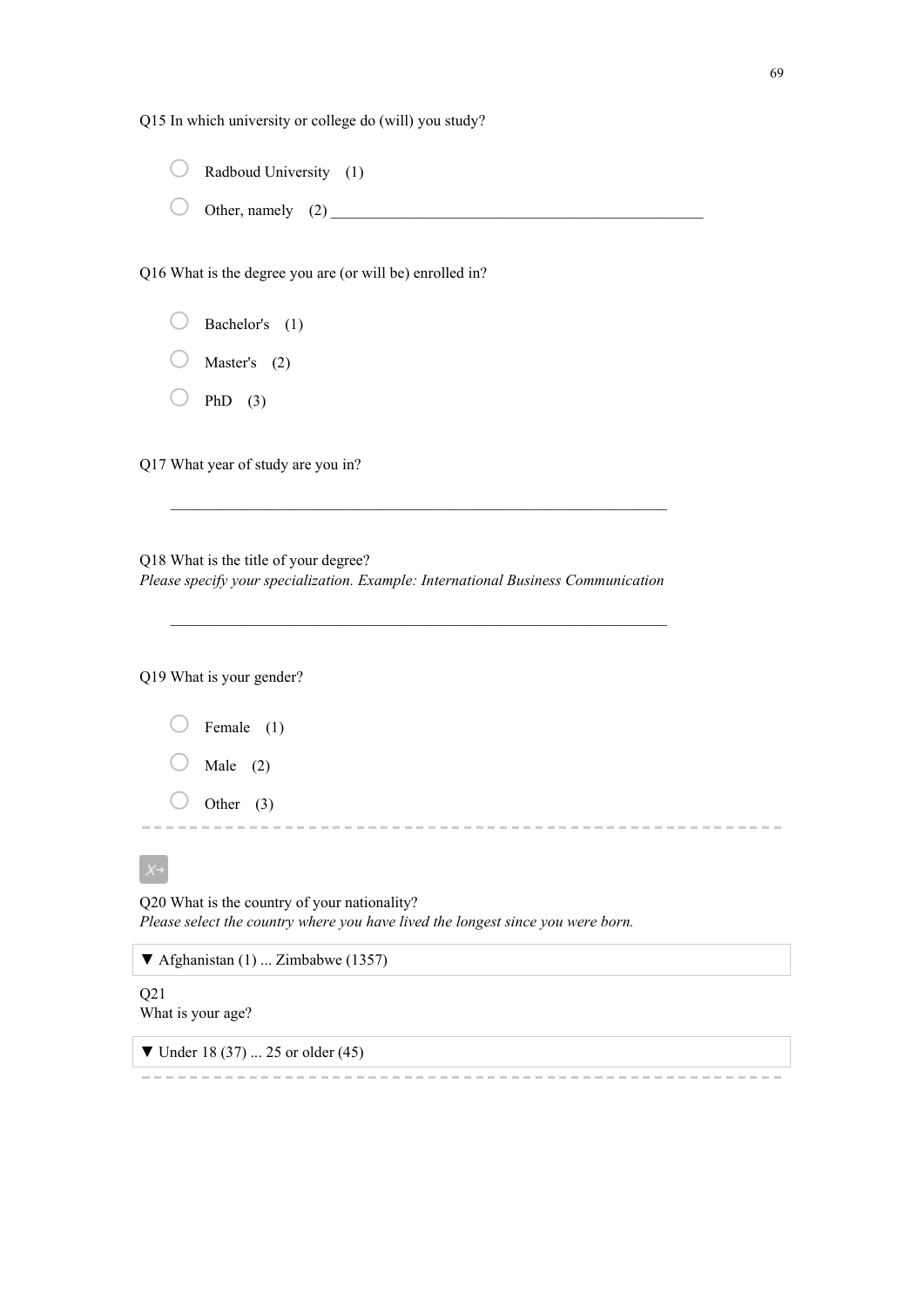Q15 In which university or college do (will) you study?

- ○ Radboud University (1)
- ○ Other, namely (2) ________________________________________________

Q16 What is the degree you are (or will be) enrolled in?

- ○ Bachelor's (1)
- ○ Master's (2)
- ○ PhD (3)

Q17 What year of study are you in?

________________________________________________________________

Q18 What is the title of your degree?
*Please specify your specialization. Example: International Business Communication*

________________________________________________________________

Q19 What is your gender?

- ○ Female (1)
- ○ Male (2)
- ○ Other (3)

---

Q20 What is the country of your nationality?
*Please select the country where you have lived the longest since you were born.*

▼ Afghanistan (1) ... Zimbabwe (1357)

Q21
What is your age?

▼ Under 18 (37) ... 25 or older (45)

---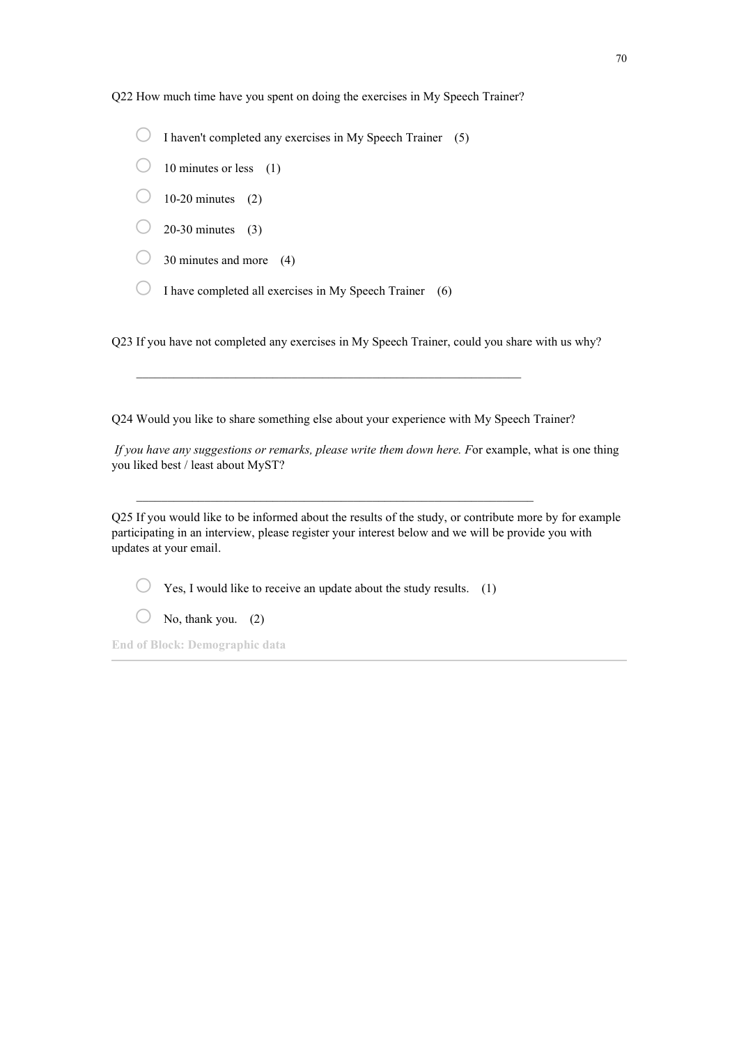Q22 How much time have you spent on doing the exercises in My Speech Trainer?

- ○ I haven't completed any exercises in My Speech Trainer (5)
- ○ 10 minutes or less (1)
- ○ 10-20 minutes (2)
- ○ 20-30 minutes (3)
- ○ 30 minutes and more (4)
- ○ I have completed all exercises in My Speech Trainer (6)

Q23 If you have not completed any exercises in My Speech Trainer, could you share with us why?

________________________________________________________________

Q24 Would you like to share something else about your experience with My Speech Trainer?

*If you have any suggestions or remarks, please write them down here. F*or example, what is one thing you liked best / least about MyST?

________________________________________________________________

Q25 If you would like to be informed about the results of the study, or contribute more by for example participating in an interview, please register your interest below and we will be provide you with updates at your email.

- ○ Yes, I would like to receive an update about the study results. (1)
- ○ No, thank you. (2)

**End of Block: Demographic data**

---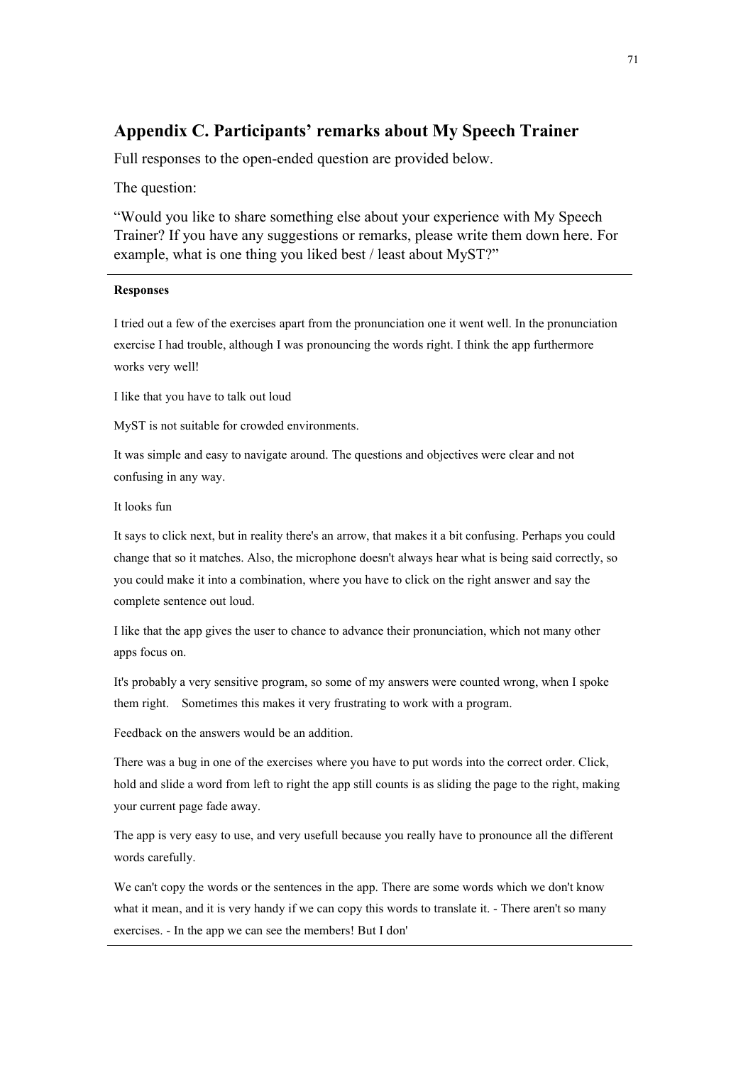## Appendix C. Participants' remarks about My Speech Trainer

Full responses to the open-ended question are provided below.

The question:

"Would you like to share something else about your experience with My Speech Trainer? If you have any suggestions or remarks, please write them down here. For example, what is one thing you liked best / least about MyST?"

---

**Responses**

I tried out a few of the exercises apart from the pronunciation one it went well. In the pronunciation exercise I had trouble, although I was pronouncing the words right. I think the app furthermore works very well!

I like that you have to talk out loud

MyST is not suitable for crowded environments.

It was simple and easy to navigate around. The questions and objectives were clear and not confusing in any way.

It looks fun

It says to click next, but in reality there's an arrow, that makes it a bit confusing. Perhaps you could change that so it matches. Also, the microphone doesn't always hear what is being said correctly, so you could make it into a combination, where you have to click on the right answer and say the complete sentence out loud.

I like that the app gives the user to chance to advance their pronunciation, which not many other apps focus on.

It's probably a very sensitive program, so some of my answers were counted wrong, when I spoke them right. Sometimes this makes it very frustrating to work with a program.

Feedback on the answers would be an addition.

There was a bug in one of the exercises where you have to put words into the correct order. Click, hold and slide a word from left to right the app still counts is as sliding the page to the right, making your current page fade away.

The app is very easy to use, and very usefull because you really have to pronounce all the different words carefully.

We can't copy the words or the sentences in the app. There are some words which we don't know what it mean, and it is very handy if we can copy this words to translate it. - There aren't so many exercises. - In the app we can see the members! But I don'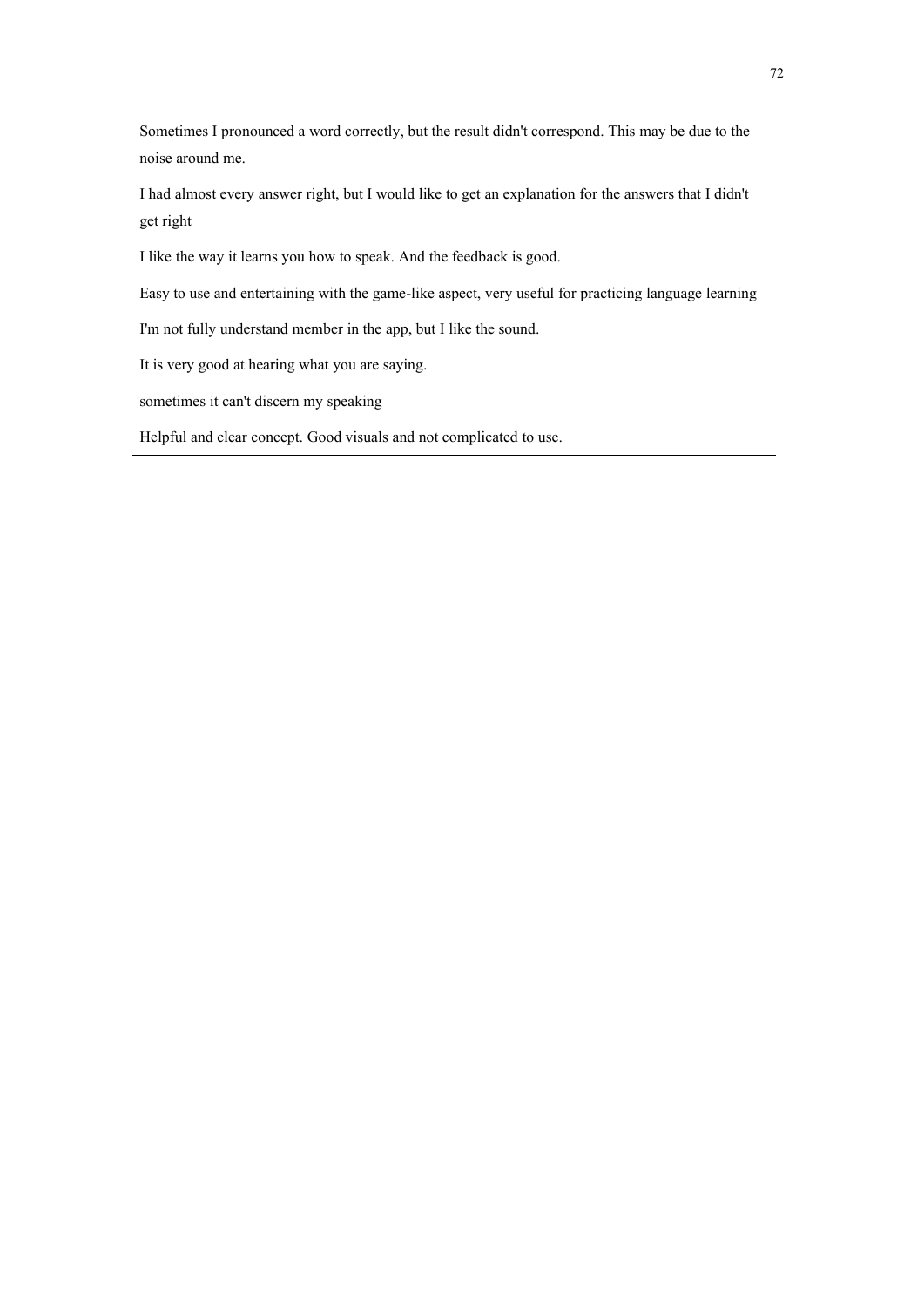| |
|---|
| Sometimes I pronounced a word correctly, but the result didn't correspond. This may be due to the noise around me. |
| I had almost every answer right, but I would like to get an explanation for the answers that I didn't get right |
| I like the way it learns you how to speak. And the feedback is good. |
| Easy to use and entertaining with the game-like aspect, very useful for practicing language learning |
| I'm not fully understand member in the app, but I like the sound. |
| It is very good at hearing what you are saying. |
| sometimes it can't discern my speaking |
| Helpful and clear concept. Good visuals and not complicated to use. |